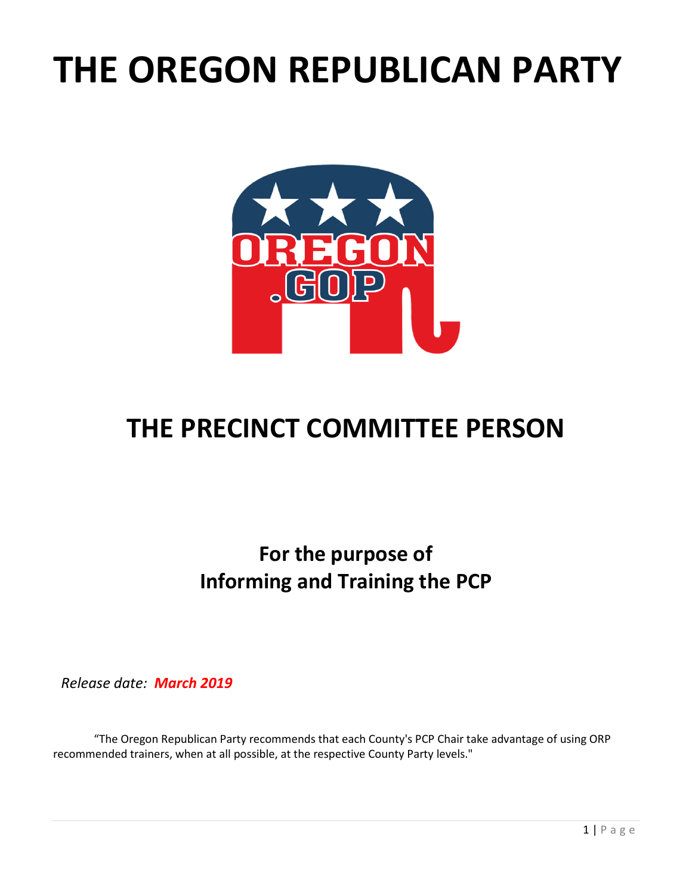# THE OREGON REPUBLICAN PARTY

## THE PRECINCT COMMITTEE PERSON

### For the purpose of Informing and Training the PCP

*Release date:* ***March 2019***

"The Oregon Republican Party recommends that each County's PCP Chair take advantage of using ORP recommended trainers, when at all possible, at the respective County Party levels."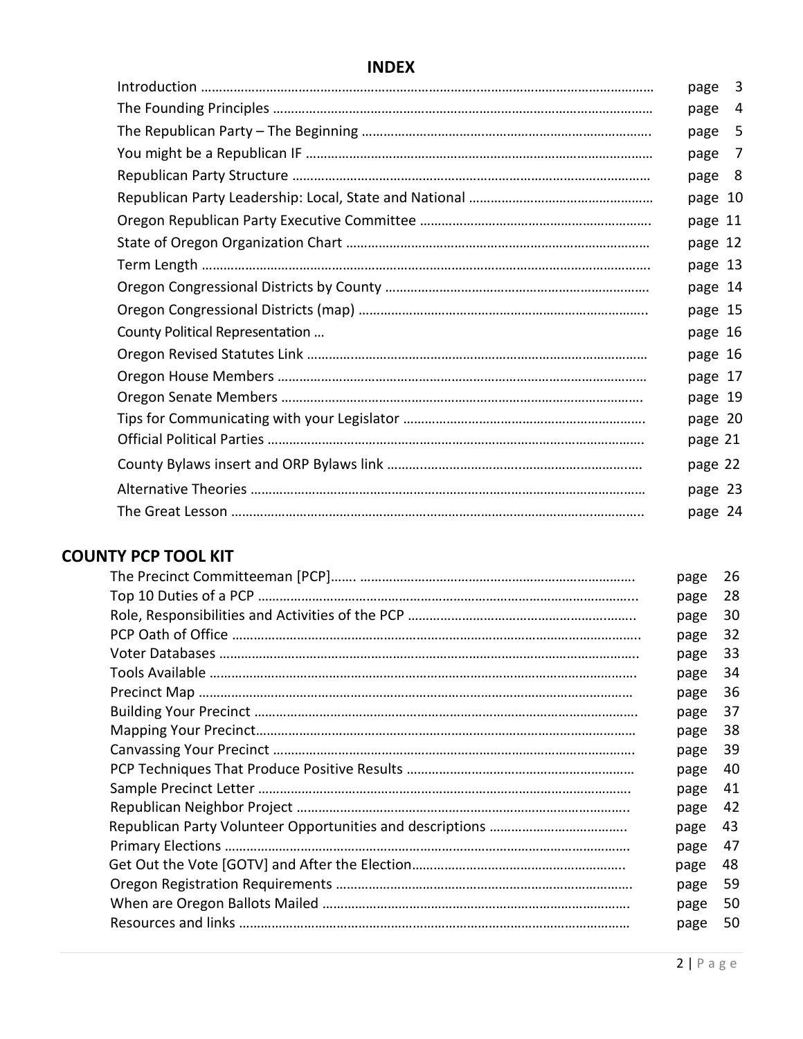## INDEX

| | |
|---|---|
| Introduction | page 3 |
| The Founding Principles | page 4 |
| The Republican Party – The Beginning | page 5 |
| You might be a Republican IF | page 7 |
| Republican Party Structure | page 8 |
| Republican Party Leadership: Local, State and National | page 10 |
| Oregon Republican Party Executive Committee | page 11 |
| State of Oregon Organization Chart | page 12 |
| Term Length | page 13 |
| Oregon Congressional Districts by County | page 14 |
| Oregon Congressional Districts (map) | page 15 |
| County Political Representation … | page 16 |
| Oregon Revised Statutes Link | page 16 |
| Oregon House Members | page 17 |
| Oregon Senate Members | page 19 |
| Tips for Communicating with your Legislator | page 20 |
| Official Political Parties | page 21 |
| County Bylaws insert and ORP Bylaws link | page 22 |
| Alternative Theories | page 23 |
| The Great Lesson | page 24 |

## COUNTY PCP TOOL KIT

| | |
|---|---|
| The Precinct Committeeman [PCP] | page 26 |
| Top 10 Duties of a PCP | page 28 |
| Role, Responsibilities and Activities of the PCP | page 30 |
| PCP Oath of Office | page 32 |
| Voter Databases | page 33 |
| Tools Available | page 34 |
| Precinct Map | page 36 |
| Building Your Precinct | page 37 |
| Mapping Your Precinct | page 38 |
| Canvassing Your Precinct | page 39 |
| PCP Techniques That Produce Positive Results | page 40 |
| Sample Precinct Letter | page 41 |
| Republican Neighbor Project | page 42 |
| Republican Party Volunteer Opportunities and descriptions | page 43 |
| Primary Elections | page 47 |
| Get Out the Vote [GOTV] and After the Election | page 48 |
| Oregon Registration Requirements | page 59 |
| When are Oregon Ballots Mailed | page 50 |
| Resources and links | page 50 |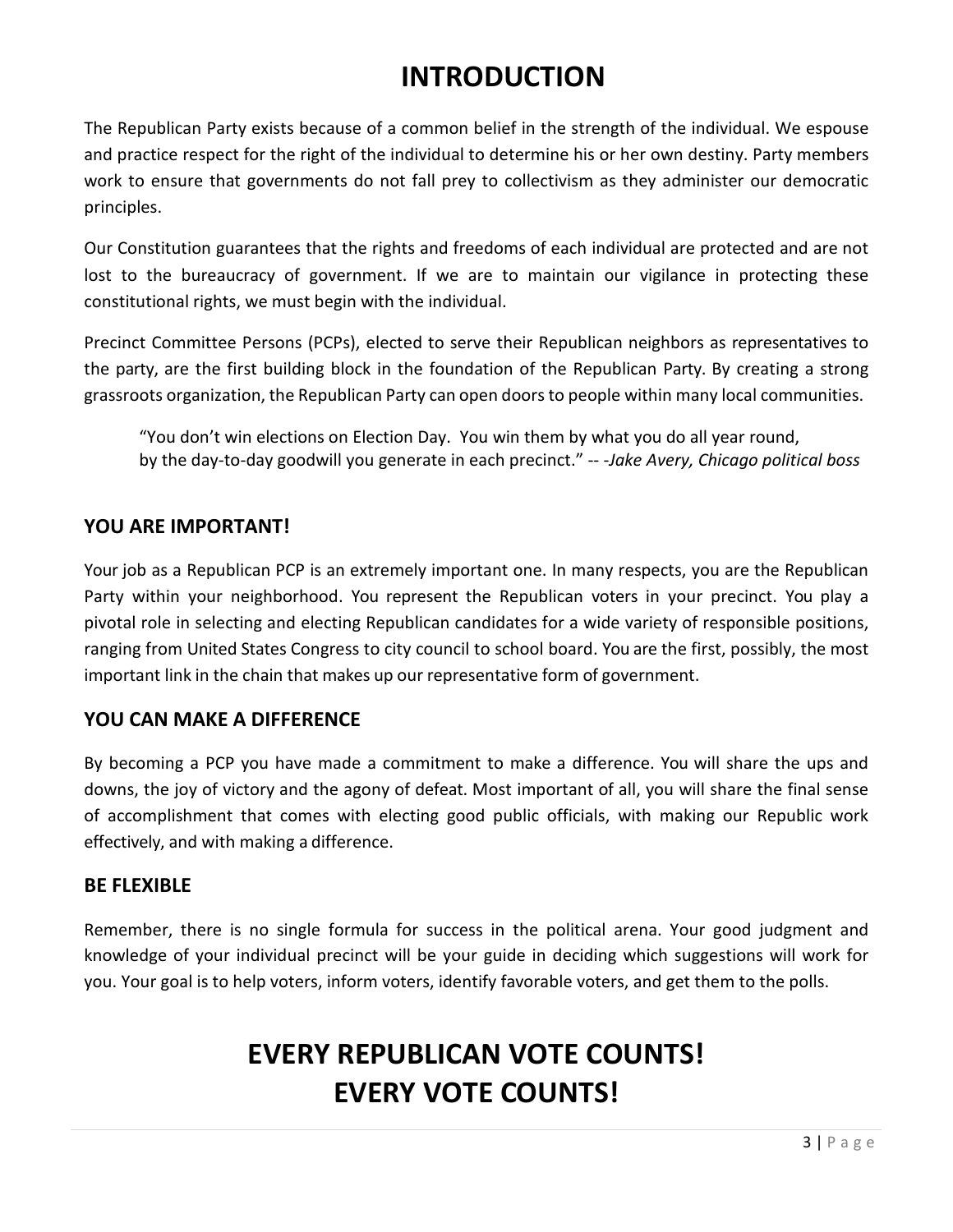# INTRODUCTION

The Republican Party exists because of a common belief in the strength of the individual. We espouse and practice respect for the right of the individual to determine his or her own destiny. Party members work to ensure that governments do not fall prey to collectivism as they administer our democratic principles.

Our Constitution guarantees that the rights and freedoms of each individual are protected and are not lost to the bureaucracy of government. If we are to maintain our vigilance in protecting these constitutional rights, we must begin with the individual.

Precinct Committee Persons (PCPs), elected to serve their Republican neighbors as representatives to the party, are the first building block in the foundation of the Republican Party. By creating a strong grassroots organization, the Republican Party can open doors to people within many local communities.

> "You don't win elections on Election Day. You win them by what you do all year round, by the day-to-day goodwill you generate in each precinct." -- -*Jake Avery, Chicago political boss*

## YOU ARE IMPORTANT!

Your job as a Republican PCP is an extremely important one. In many respects, you are the Republican Party within your neighborhood. You represent the Republican voters in your precinct. You play a pivotal role in selecting and electing Republican candidates for a wide variety of responsible positions, ranging from United States Congress to city council to school board. You are the first, possibly, the most important link in the chain that makes up our representative form of government.

## YOU CAN MAKE A DIFFERENCE

By becoming a PCP you have made a commitment to make a difference. You will share the ups and downs, the joy of victory and the agony of defeat. Most important of all, you will share the final sense of accomplishment that comes with electing good public officials, with making our Republic work effectively, and with making a difference.

## BE FLEXIBLE

Remember, there is no single formula for success in the political arena. Your good judgment and knowledge of your individual precinct will be your guide in deciding which suggestions will work for you. Your goal is to help voters, inform voters, identify favorable voters, and get them to the polls.

# EVERY REPUBLICAN VOTE COUNTS!
# EVERY VOTE COUNTS!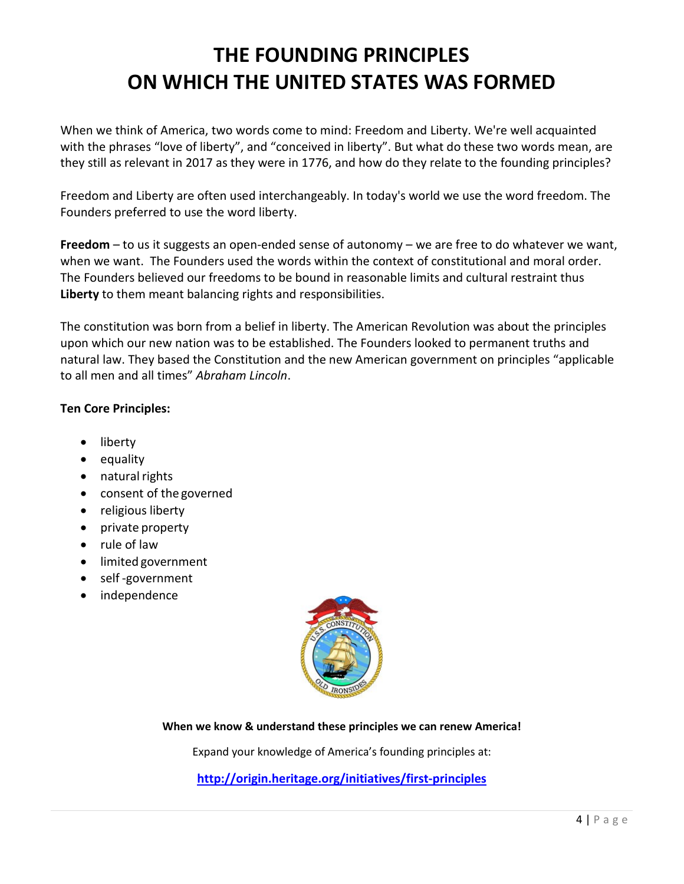# THE FOUNDING PRINCIPLES ON WHICH THE UNITED STATES WAS FORMED

When we think of America, two words come to mind: Freedom and Liberty. We're well acquainted with the phrases "love of liberty", and "conceived in liberty". But what do these two words mean, are they still as relevant in 2017 as they were in 1776, and how do they relate to the founding principles?

Freedom and Liberty are often used interchangeably. In today's world we use the word freedom. The Founders preferred to use the word liberty.

**Freedom** – to us it suggests an open-ended sense of autonomy – we are free to do whatever we want, when we want. The Founders used the words within the context of constitutional and moral order. The Founders believed our freedoms to be bound in reasonable limits and cultural restraint thus **Liberty** to them meant balancing rights and responsibilities.

The constitution was born from a belief in liberty. The American Revolution was about the principles upon which our new nation was to be established. The Founders looked to permanent truths and natural law. They based the Constitution and the new American government on principles "applicable to all men and all times" *Abraham Lincoln*.

**Ten Core Principles:**

- liberty
- equality
- natural rights
- consent of the governed
- religious liberty
- private property
- rule of law
- limited government
- self -government
- independence

**When we know & understand these principles we can renew America!**

Expand your knowledge of America's founding principles at:

**http://origin.heritage.org/initiatives/first-principles**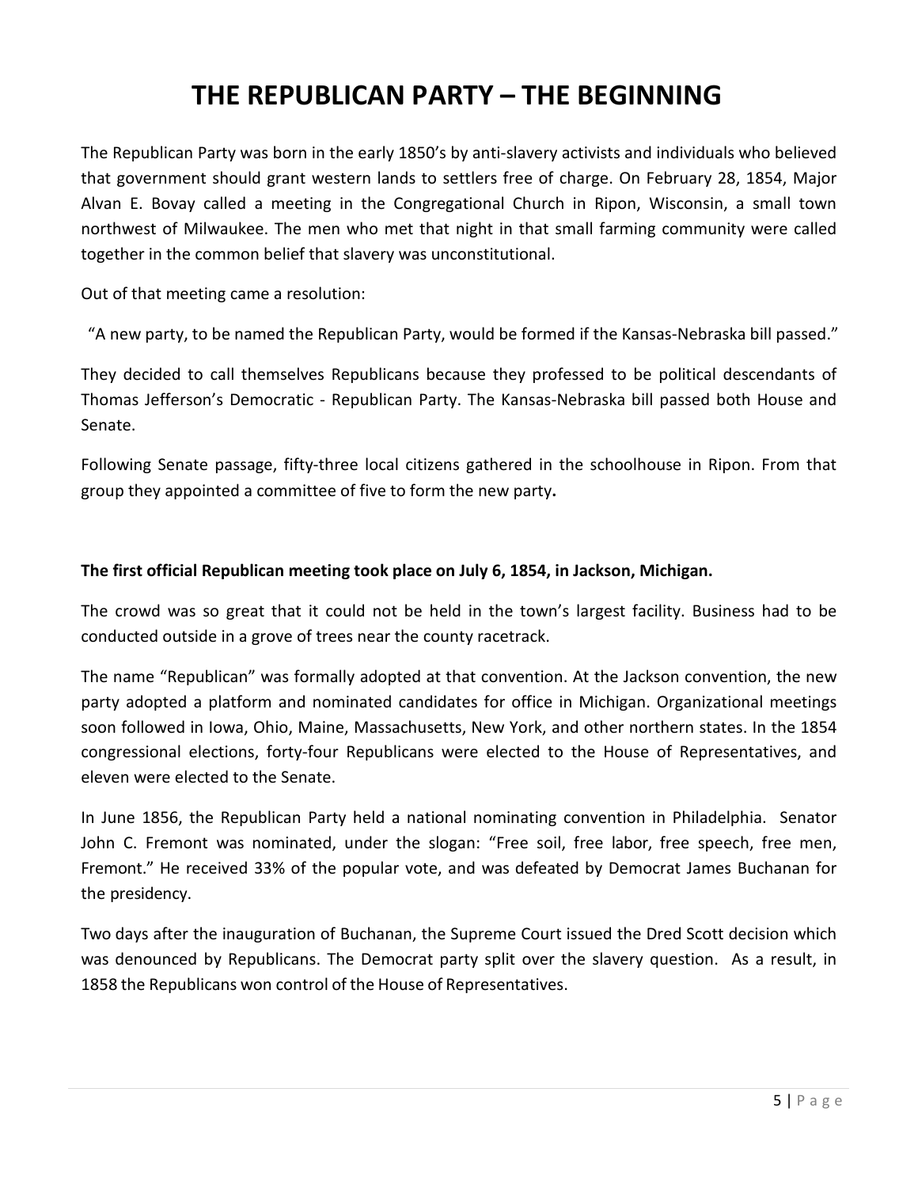# THE REPUBLICAN PARTY – THE BEGINNING

The Republican Party was born in the early 1850's by anti-slavery activists and individuals who believed that government should grant western lands to settlers free of charge. On February 28, 1854, Major Alvan E. Bovay called a meeting in the Congregational Church in Ripon, Wisconsin, a small town northwest of Milwaukee. The men who met that night in that small farming community were called together in the common belief that slavery was unconstitutional.

Out of that meeting came a resolution:

"A new party, to be named the Republican Party, would be formed if the Kansas-Nebraska bill passed."

They decided to call themselves Republicans because they professed to be political descendants of Thomas Jefferson's Democratic - Republican Party. The Kansas-Nebraska bill passed both House and Senate.

Following Senate passage, fifty-three local citizens gathered in the schoolhouse in Ripon. From that group they appointed a committee of five to form the new party.

**The first official Republican meeting took place on July 6, 1854, in Jackson, Michigan.**

The crowd was so great that it could not be held in the town's largest facility. Business had to be conducted outside in a grove of trees near the county racetrack.

The name "Republican" was formally adopted at that convention. At the Jackson convention, the new party adopted a platform and nominated candidates for office in Michigan. Organizational meetings soon followed in Iowa, Ohio, Maine, Massachusetts, New York, and other northern states. In the 1854 congressional elections, forty-four Republicans were elected to the House of Representatives, and eleven were elected to the Senate.

In June 1856, the Republican Party held a national nominating convention in Philadelphia. Senator John C. Fremont was nominated, under the slogan: "Free soil, free labor, free speech, free men, Fremont." He received 33% of the popular vote, and was defeated by Democrat James Buchanan for the presidency.

Two days after the inauguration of Buchanan, the Supreme Court issued the Dred Scott decision which was denounced by Republicans. The Democrat party split over the slavery question. As a result, in 1858 the Republicans won control of the House of Representatives.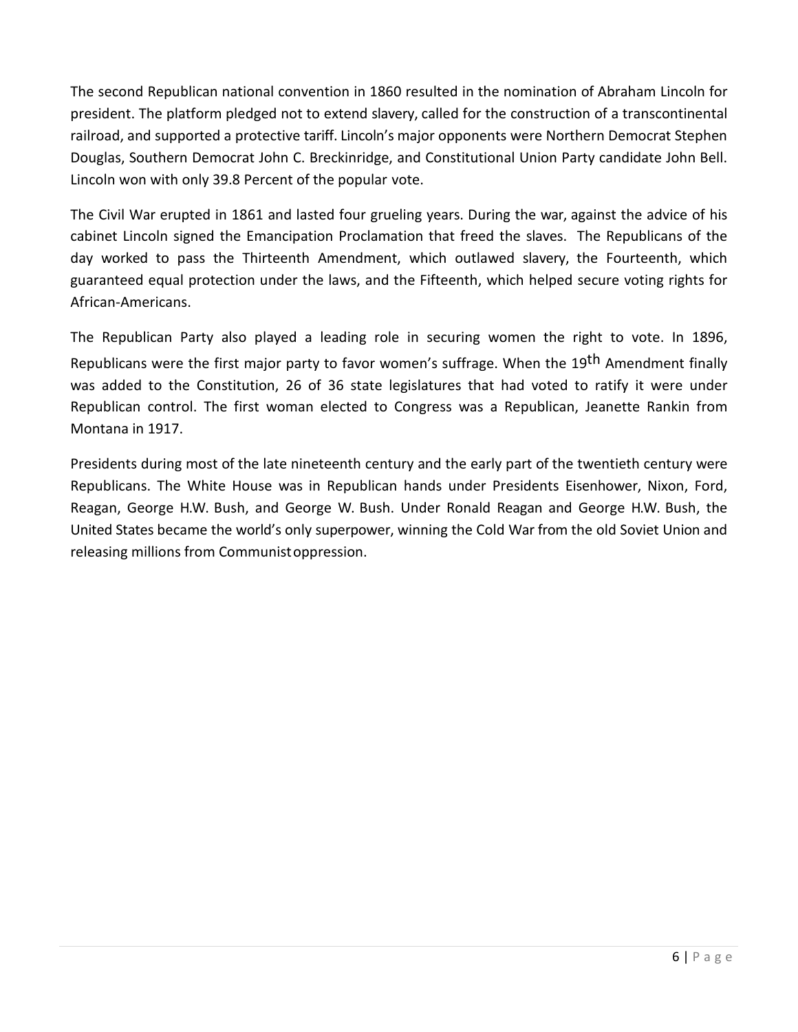The second Republican national convention in 1860 resulted in the nomination of Abraham Lincoln for president. The platform pledged not to extend slavery, called for the construction of a transcontinental railroad, and supported a protective tariff. Lincoln's major opponents were Northern Democrat Stephen Douglas, Southern Democrat John C. Breckinridge, and Constitutional Union Party candidate John Bell. Lincoln won with only 39.8 Percent of the popular vote.

The Civil War erupted in 1861 and lasted four grueling years. During the war, against the advice of his cabinet Lincoln signed the Emancipation Proclamation that freed the slaves. The Republicans of the day worked to pass the Thirteenth Amendment, which outlawed slavery, the Fourteenth, which guaranteed equal protection under the laws, and the Fifteenth, which helped secure voting rights for African-Americans.

The Republican Party also played a leading role in securing women the right to vote. In 1896, Republicans were the first major party to favor women's suffrage. When the 19th Amendment finally was added to the Constitution, 26 of 36 state legislatures that had voted to ratify it were under Republican control. The first woman elected to Congress was a Republican, Jeanette Rankin from Montana in 1917.

Presidents during most of the late nineteenth century and the early part of the twentieth century were Republicans. The White House was in Republican hands under Presidents Eisenhower, Nixon, Ford, Reagan, George H.W. Bush, and George W. Bush. Under Ronald Reagan and George H.W. Bush, the United States became the world's only superpower, winning the Cold War from the old Soviet Union and releasing millions from Communist oppression.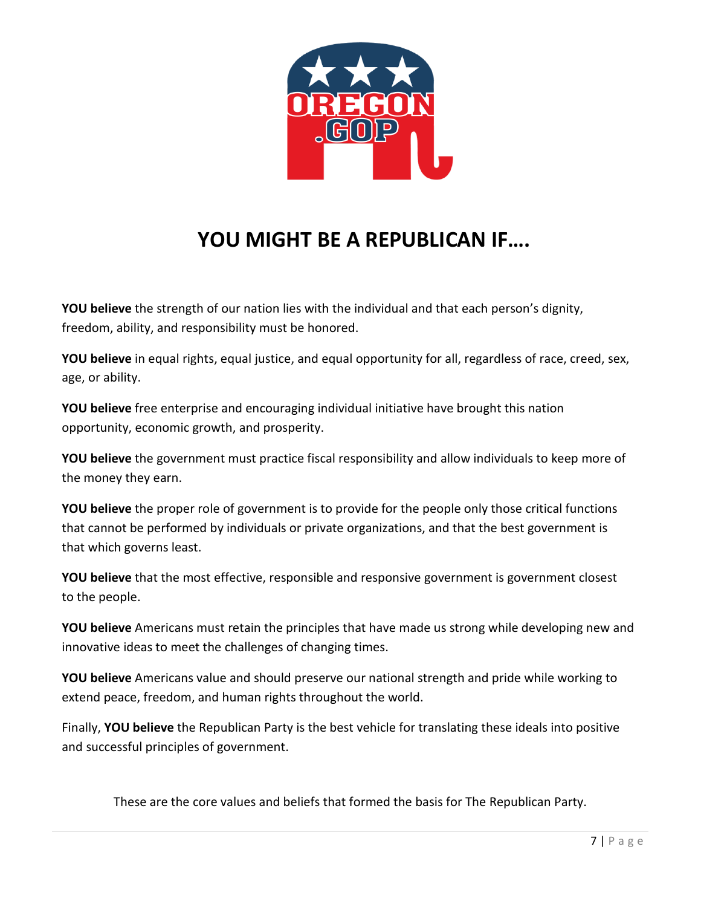# YOU MIGHT BE A REPUBLICAN IF….

**YOU believe** the strength of our nation lies with the individual and that each person's dignity, freedom, ability, and responsibility must be honored.

**YOU believe** in equal rights, equal justice, and equal opportunity for all, regardless of race, creed, sex, age, or ability.

**YOU believe** free enterprise and encouraging individual initiative have brought this nation opportunity, economic growth, and prosperity.

**YOU believe** the government must practice fiscal responsibility and allow individuals to keep more of the money they earn.

**YOU believe** the proper role of government is to provide for the people only those critical functions that cannot be performed by individuals or private organizations, and that the best government is that which governs least.

**YOU believe** that the most effective, responsible and responsive government is government closest to the people.

**YOU believe** Americans must retain the principles that have made us strong while developing new and innovative ideas to meet the challenges of changing times.

**YOU believe** Americans value and should preserve our national strength and pride while working to extend peace, freedom, and human rights throughout the world.

Finally, **YOU believe** the Republican Party is the best vehicle for translating these ideals into positive and successful principles of government.

These are the core values and beliefs that formed the basis for The Republican Party.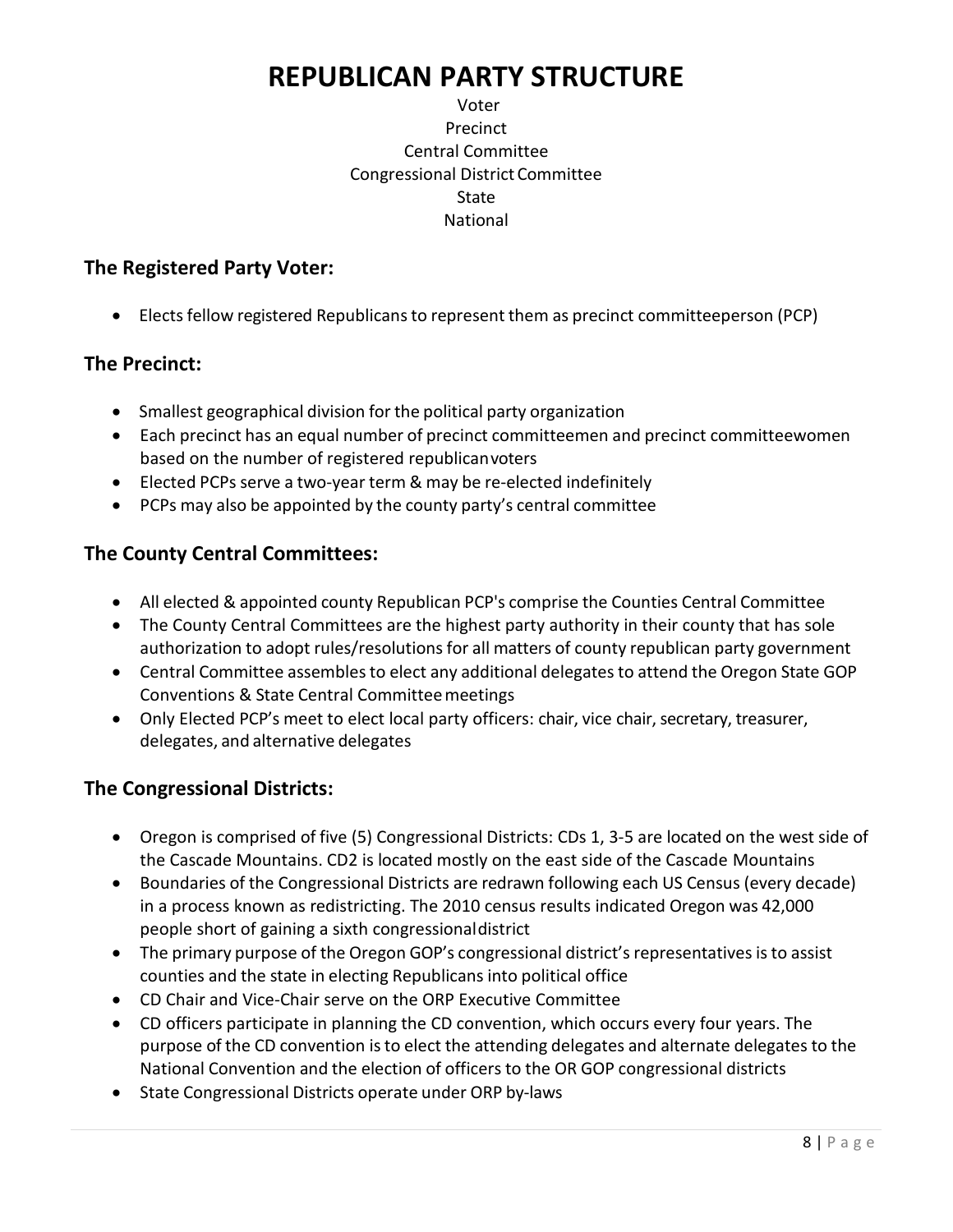# REPUBLICAN PARTY STRUCTURE

Voter
Precinct
Central Committee
Congressional District Committee
State
National

## The Registered Party Voter:

- Elects fellow registered Republicans to represent them as precinct committeeperson (PCP)

## The Precinct:

- Smallest geographical division for the political party organization
- Each precinct has an equal number of precinct committeemen and precinct committeewomen based on the number of registered republican voters
- Elected PCPs serve a two-year term & may be re-elected indefinitely
- PCPs may also be appointed by the county party's central committee

## The County Central Committees:

- All elected & appointed county Republican PCP's comprise the Counties Central Committee
- The County Central Committees are the highest party authority in their county that has sole authorization to adopt rules/resolutions for all matters of county republican party government
- Central Committee assembles to elect any additional delegates to attend the Oregon State GOP Conventions & State Central Committee meetings
- Only Elected PCP's meet to elect local party officers: chair, vice chair, secretary, treasurer, delegates, and alternative delegates

## The Congressional Districts:

- Oregon is comprised of five (5) Congressional Districts: CDs 1, 3-5 are located on the west side of the Cascade Mountains. CD2 is located mostly on the east side of the Cascade Mountains
- Boundaries of the Congressional Districts are redrawn following each US Census (every decade) in a process known as redistricting. The 2010 census results indicated Oregon was 42,000 people short of gaining a sixth congressional district
- The primary purpose of the Oregon GOP's congressional district's representatives is to assist counties and the state in electing Republicans into political office
- CD Chair and Vice-Chair serve on the ORP Executive Committee
- CD officers participate in planning the CD convention, which occurs every four years. The purpose of the CD convention is to elect the attending delegates and alternate delegates to the National Convention and the election of officers to the OR GOP congressional districts
- State Congressional Districts operate under ORP by-laws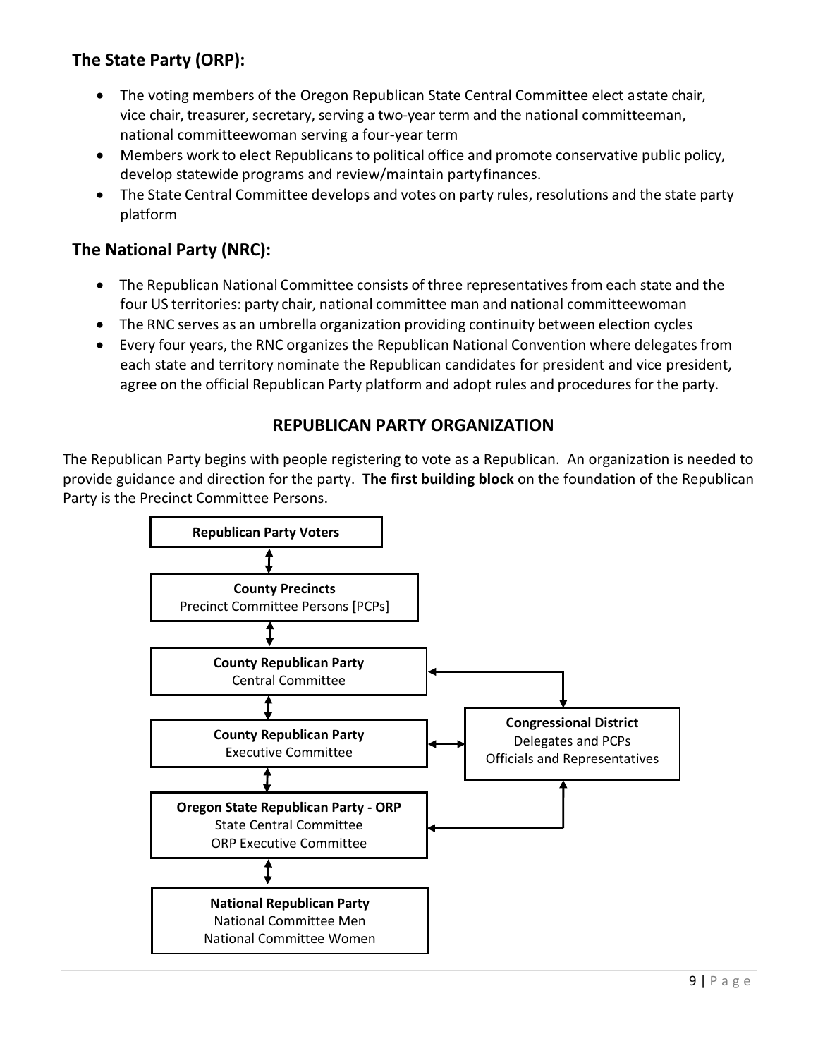## The State Party (ORP):

- The voting members of the Oregon Republican State Central Committee elect a state chair, vice chair, treasurer, secretary, serving a two-year term and the national committeeman, national committeewoman serving a four-year term
- Members work to elect Republicans to political office and promote conservative public policy, develop statewide programs and review/maintain party finances.
- The State Central Committee develops and votes on party rules, resolutions and the state party platform

## The National Party (NRC):

- The Republican National Committee consists of three representatives from each state and the four US territories: party chair, national committee man and national committeewoman
- The RNC serves as an umbrella organization providing continuity between election cycles
- Every four years, the RNC organizes the Republican National Convention where delegates from each state and territory nominate the Republican candidates for president and vice president, agree on the official Republican Party platform and adopt rules and procedures for the party.

## REPUBLICAN PARTY ORGANIZATION

The Republican Party begins with people registering to vote as a Republican. An organization is needed to provide guidance and direction for the party. **The first building block** on the foundation of the Republican Party is the Precinct Committee Persons.

**Republican Party Voters**

↕

**County Precincts**
Precinct Committee Persons [PCPs]

↕

**County Republican Party**
Central Committee

↕

**County Republican Party**
Executive Committee

↕

**Oregon State Republican Party - ORP**
State Central Committee
ORP Executive Committee

↕

**National Republican Party**
National Committee Men
National Committee Women

**Congressional District**
Delegates and PCPs
Officials and Representatives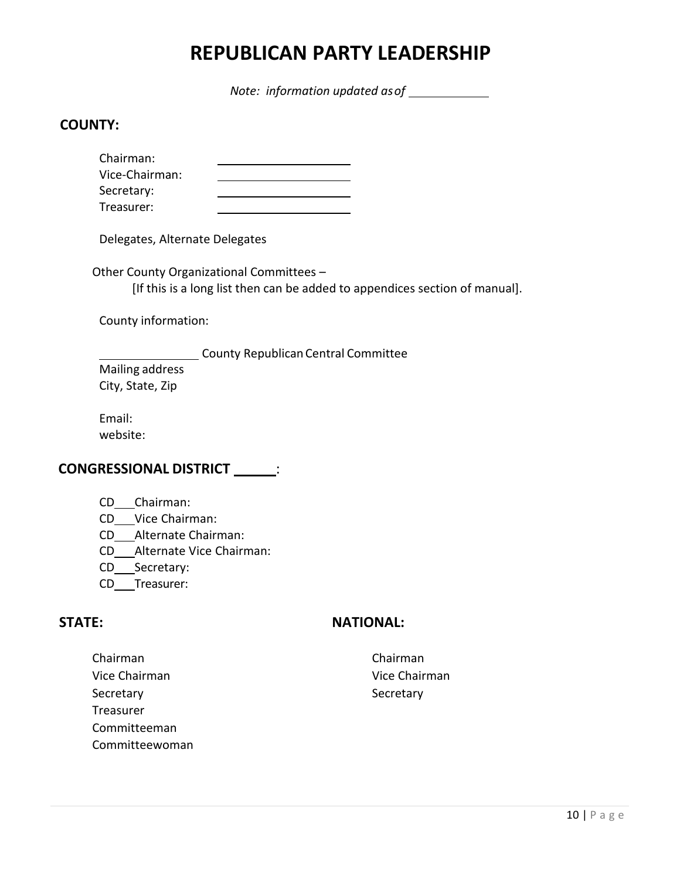# REPUBLICAN PARTY LEADERSHIP

*Note: information updated as of ____________*

## COUNTY:

Chairman: ____________________
Vice-Chairman: ____________________
Secretary: ____________________
Treasurer: ____________________

Delegates, Alternate Delegates

Other County Organizational Committees –
[If this is a long list then can be added to appendices section of manual].

County information:

______________ County Republican Central Committee
Mailing address
City, State, Zip

Email:
website:

## CONGRESSIONAL DISTRICT ______:

CD___Chairman:
CD___Vice Chairman:
CD___Alternate Chairman:
CD___Alternate Vice Chairman:
CD___Secretary:
CD___Treasurer:

## STATE:

Chairman
Vice Chairman
Secretary
Treasurer
Committeeman
Committeewoman

## NATIONAL:

Chairman
Vice Chairman
Secretary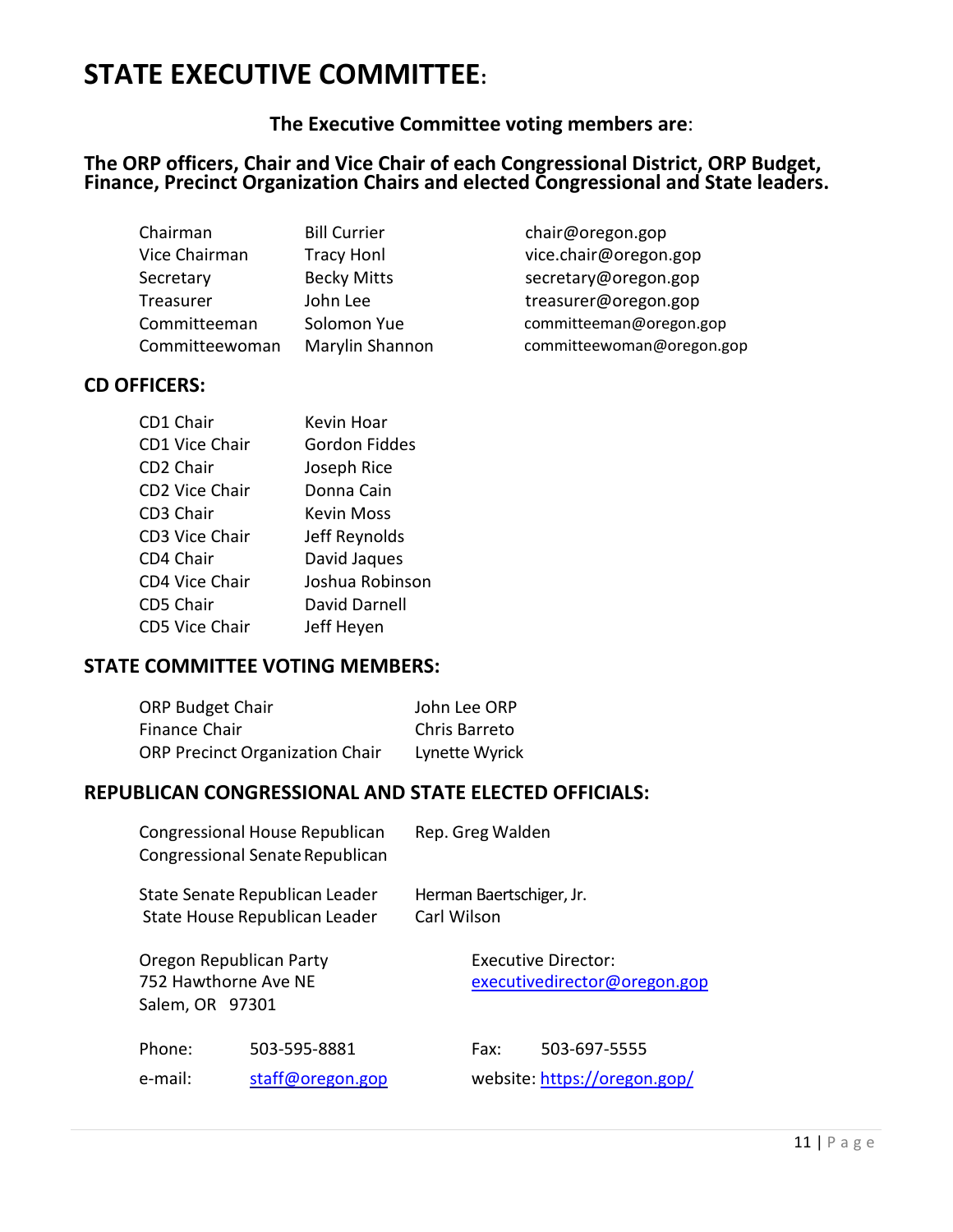# STATE EXECUTIVE COMMITTEE:

**The Executive Committee voting members are**:

**The ORP officers, Chair and Vice Chair of each Congressional District, ORP Budget, Finance, Precinct Organization Chairs and elected Congressional and State leaders.**

| | | |
|---|---|---|
| Chairman | Bill Currier | chair@oregon.gop |
| Vice Chairman | Tracy Honl | vice.chair@oregon.gop |
| Secretary | Becky Mitts | secretary@oregon.gop |
| Treasurer | John Lee | treasurer@oregon.gop |
| Committeeman | Solomon Yue | committeeman@oregon.gop |
| Committeewoman | Marylin Shannon | committeewoman@oregon.gop |

## CD OFFICERS:

| | |
|---|---|
| CD1 Chair | Kevin Hoar |
| CD1 Vice Chair | Gordon Fiddes |
| CD2 Chair | Joseph Rice |
| CD2 Vice Chair | Donna Cain |
| CD3 Chair | Kevin Moss |
| CD3 Vice Chair | Jeff Reynolds |
| CD4 Chair | David Jaques |
| CD4 Vice Chair | Joshua Robinson |
| CD5 Chair | David Darnell |
| CD5 Vice Chair | Jeff Heyen |

## STATE COMMITTEE VOTING MEMBERS:

| | |
|---|---|
| ORP Budget Chair | John Lee ORP |
| Finance Chair | Chris Barreto |
| ORP Precinct Organization Chair | Lynette Wyrick |

## REPUBLICAN CONGRESSIONAL AND STATE ELECTED OFFICIALS:

| | |
|---|---|
| Congressional House Republican | Rep. Greg Walden |
| Congressional Senate Republican | |
| State Senate Republican Leader | Herman Baertschiger, Jr. |
| State House Republican Leader | Carl Wilson |

Oregon Republican Party
752 Hawthorne Ave NE
Salem, OR 97301

Executive Director:
executivedirector@oregon.gop

Phone: 503-595-8881

Fax: 503-697-5555

e-mail: staff@oregon.gop

website: https://oregon.gop/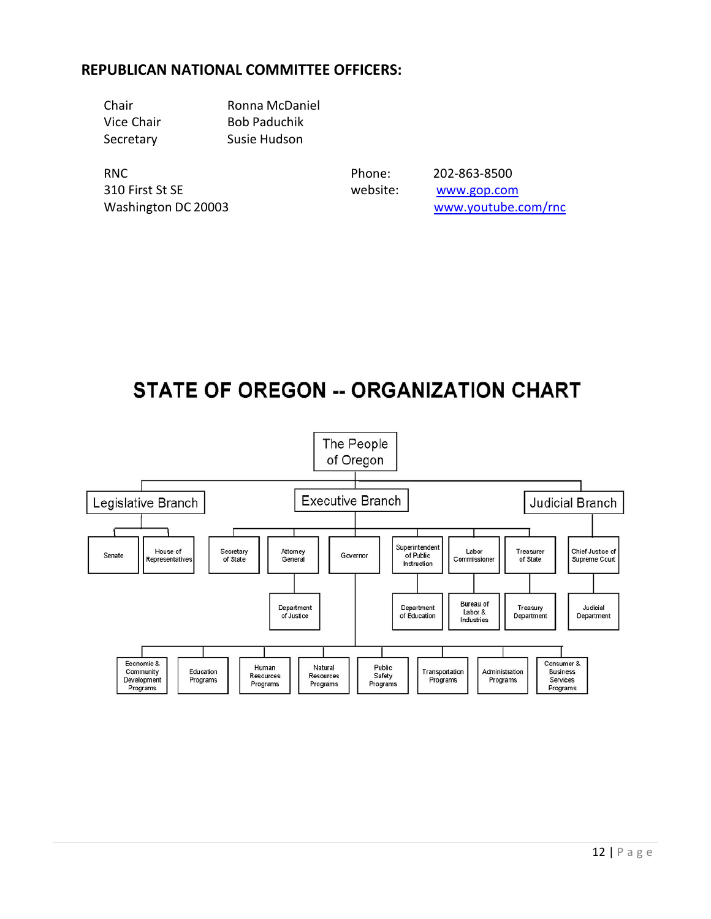### REPUBLICAN NATIONAL COMMITTEE OFFICERS:

| | |
|---|---|
| Chair | Ronna McDaniel |
| Vice Chair | Bob Paduchik |
| Secretary | Susie Hudson |

RNC
310 First St SE
Washington DC 20003

Phone: 202-863-8500
website: www.gop.com
www.youtube.com/rnc

## STATE OF OREGON -- ORGANIZATION CHART

The People of Oregon

- Legislative Branch
  - Senate
  - House of Representatives
- Executive Branch
  - Secretary of State
  - Attorney General
    - Department of Justice
  - Governor
    - Economic & Community Development Programs
    - Education Programs
    - Human Resources Programs
    - Natural Resources Programs
    - Public Safety Programs
    - Transportation Programs
    - Administration Programs
    - Consumer & Business Services Programs
  - Superintendent of Public Instruction
    - Department of Education
  - Labor Commissioner
    - Bureau of Labor & Industries
  - Treasurer of State
    - Treasury Department
- Judicial Branch
  - Chief Justice of Supreme Court
    - Judicial Department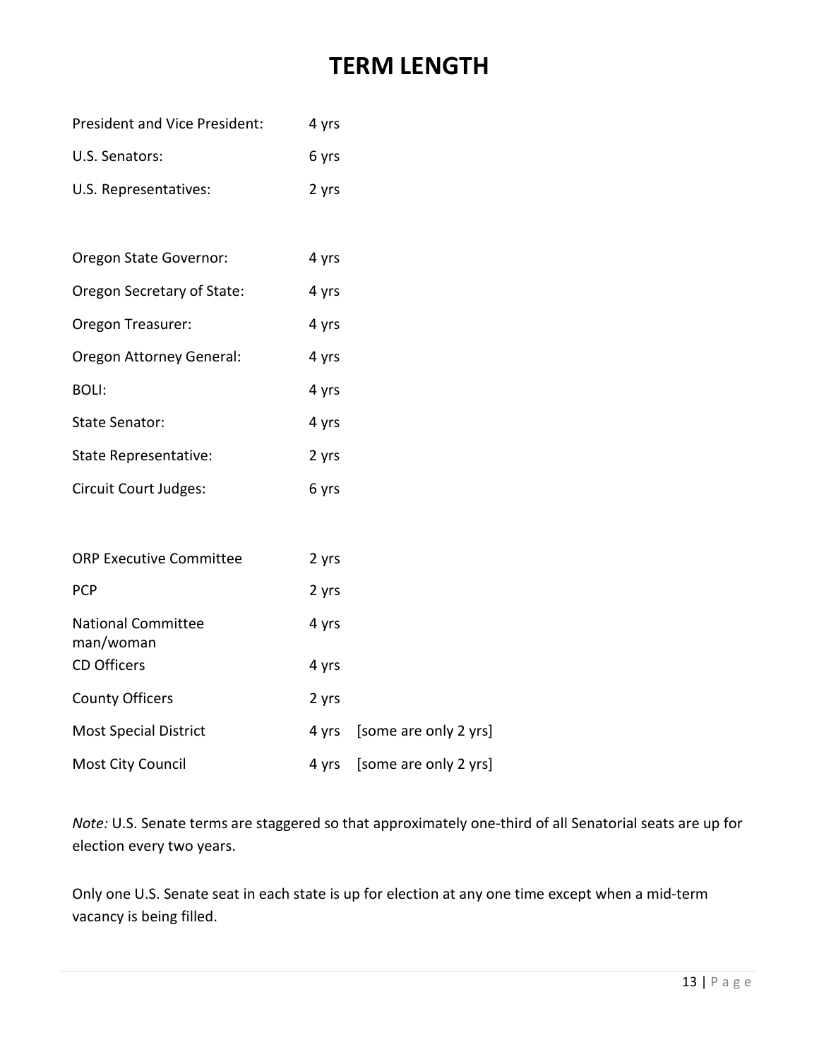# TERM LENGTH

| | | |
|---|---|---|
| President and Vice President: | 4 yrs | |
| U.S. Senators: | 6 yrs | |
| U.S. Representatives: | 2 yrs | |
| | | |
| Oregon State Governor: | 4 yrs | |
| Oregon Secretary of State: | 4 yrs | |
| Oregon Treasurer: | 4 yrs | |
| Oregon Attorney General: | 4 yrs | |
| BOLI: | 4 yrs | |
| State Senator: | 4 yrs | |
| State Representative: | 2 yrs | |
| Circuit Court Judges: | 6 yrs | |
| | | |
| ORP Executive Committee | 2 yrs | |
| PCP | 2 yrs | |
| National Committee man/woman | 4 yrs | |
| CD Officers | 4 yrs | |
| County Officers | 2 yrs | |
| Most Special District | 4 yrs | [some are only 2 yrs] |
| Most City Council | 4 yrs | [some are only 2 yrs] |

*Note:* U.S. Senate terms are staggered so that approximately one-third of all Senatorial seats are up for election every two years.

Only one U.S. Senate seat in each state is up for election at any one time except when a mid-term vacancy is being filled.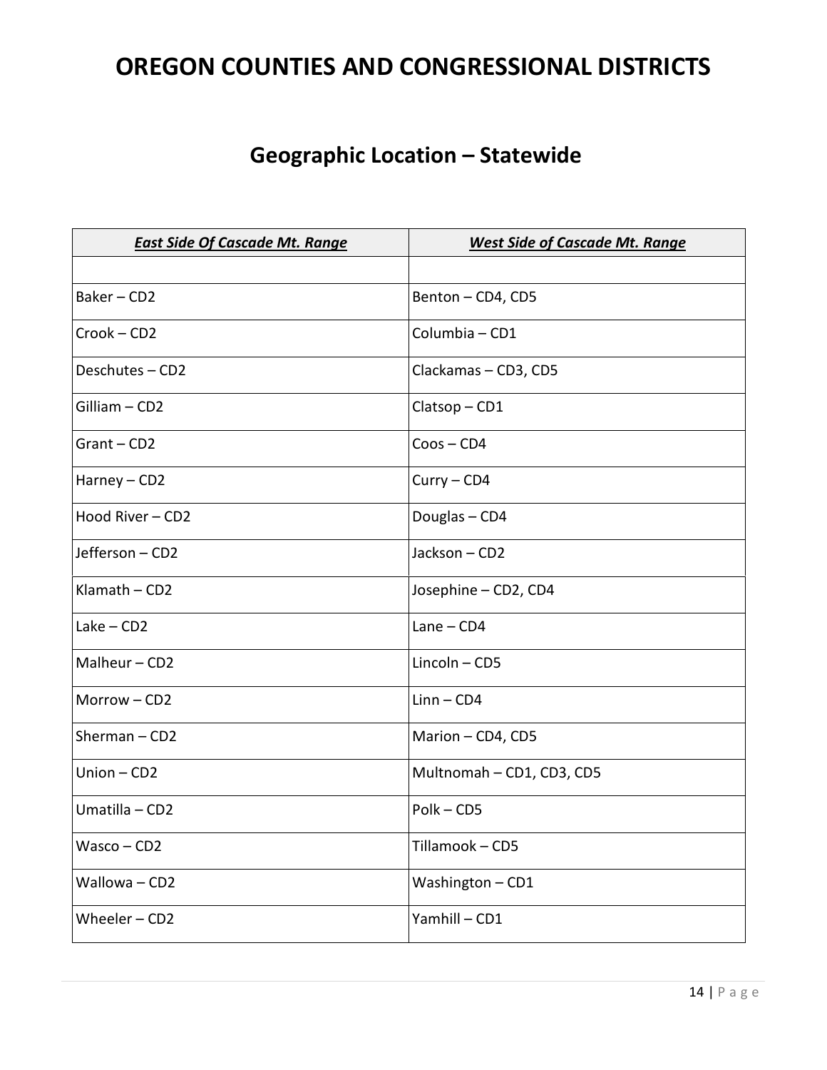# OREGON COUNTIES AND CONGRESSIONAL DISTRICTS

## Geographic Location – Statewide

| ***East Side Of Cascade Mt. Range*** | ***West Side of Cascade Mt. Range*** |
|---|---|
| | |
| Baker – CD2 | Benton – CD4, CD5 |
| Crook – CD2 | Columbia – CD1 |
| Deschutes – CD2 | Clackamas – CD3, CD5 |
| Gilliam – CD2 | Clatsop – CD1 |
| Grant – CD2 | Coos – CD4 |
| Harney – CD2 | Curry – CD4 |
| Hood River – CD2 | Douglas – CD4 |
| Jefferson – CD2 | Jackson – CD2 |
| Klamath – CD2 | Josephine – CD2, CD4 |
| Lake – CD2 | Lane – CD4 |
| Malheur – CD2 | Lincoln – CD5 |
| Morrow – CD2 | Linn – CD4 |
| Sherman – CD2 | Marion – CD4, CD5 |
| Union – CD2 | Multnomah – CD1, CD3, CD5 |
| Umatilla – CD2 | Polk – CD5 |
| Wasco – CD2 | Tillamook – CD5 |
| Wallowa – CD2 | Washington – CD1 |
| Wheeler – CD2 | Yamhill – CD1 |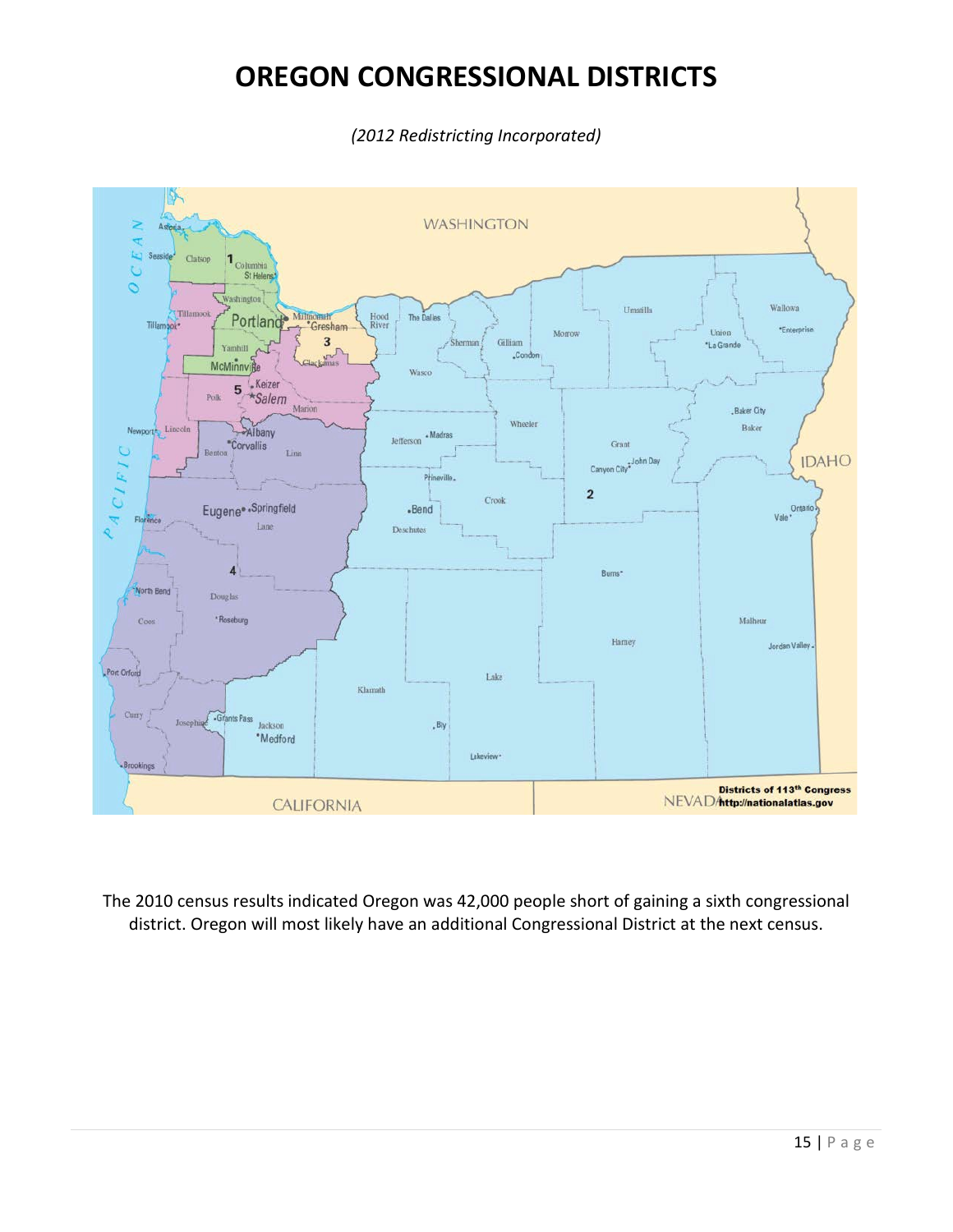# OREGON CONGRESSIONAL DISTRICTS

*(2012 Redistricting Incorporated)*

The 2010 census results indicated Oregon was 42,000 people short of gaining a sixth congressional district. Oregon will most likely have an additional Congressional District at the next census.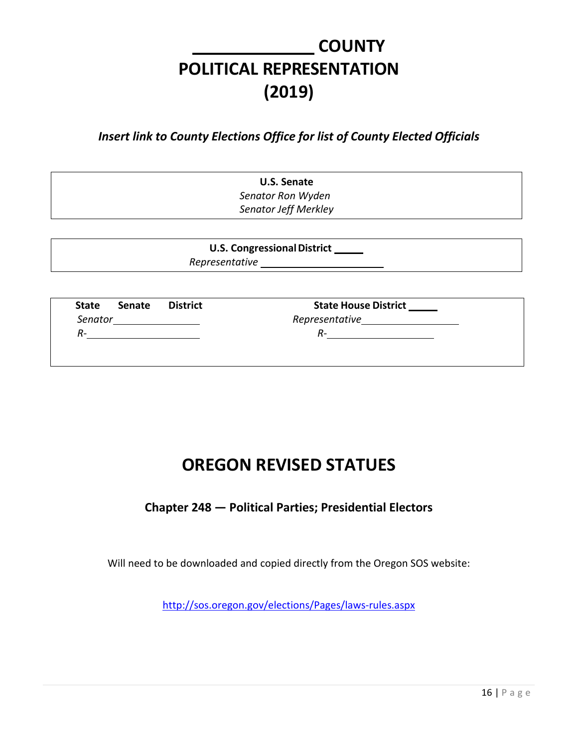# _____________ COUNTY POLITICAL REPRESENTATION (2019)

***Insert link to County Elections Office for list of County Elected Officials***

| **U.S. Senate** |
|---|
| *Senator Ron Wyden* |
| *Senator Jeff Merkley* |

| **U.S. Congressional District _____** |
|---|
| *Representative ____________________* |

| **State Senate District** | **State House District _____** |
|---|---|
| *Senator ______________* | *Representative ________________* |
| *R-__________________* | *R-__________________* |

# OREGON REVISED STATUES

## Chapter 248 — Political Parties; Presidential Electors

Will need to be downloaded and copied directly from the Oregon SOS website:

http://sos.oregon.gov/elections/Pages/laws-rules.aspx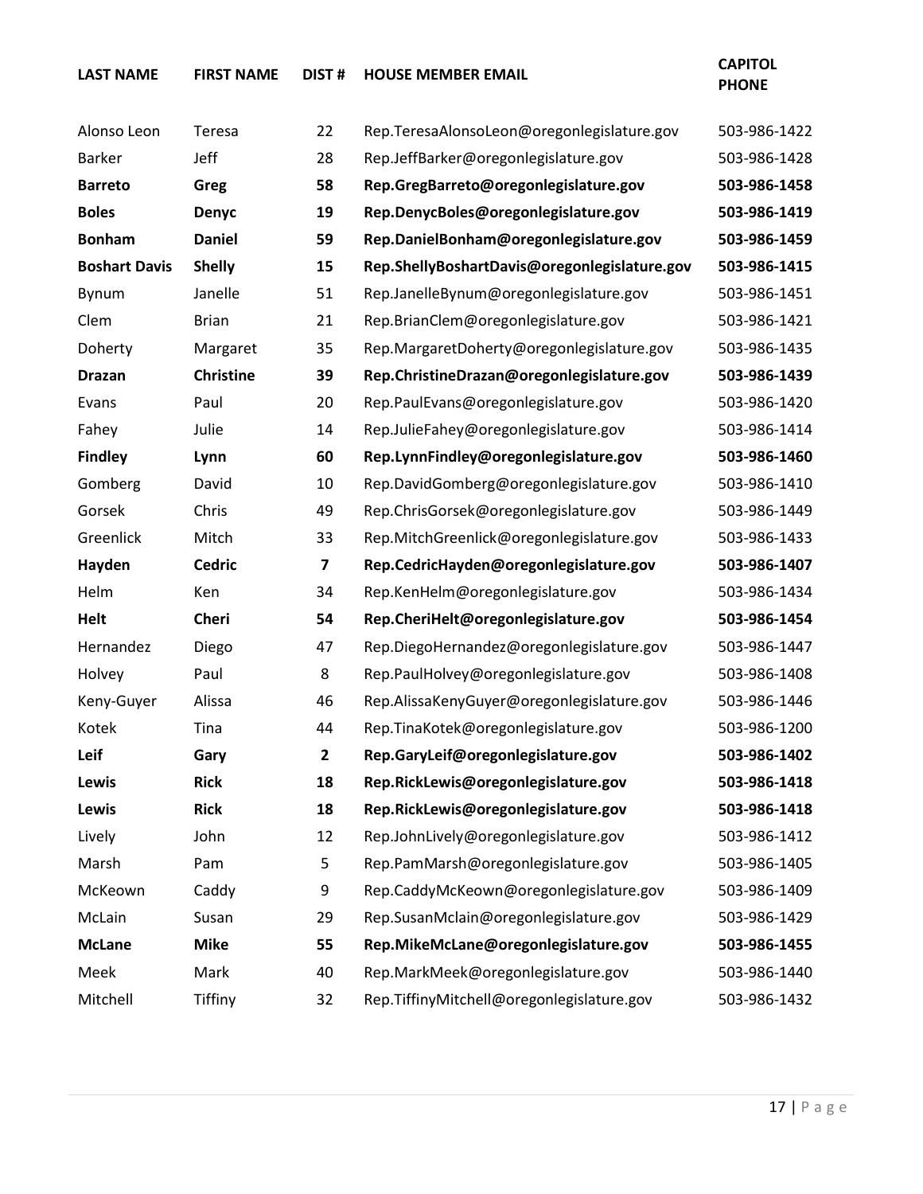| LAST NAME | FIRST NAME | DIST # | HOUSE MEMBER EMAIL | CAPITOL PHONE |
|---|---|---|---|---|
| Alonso Leon | Teresa | 22 | Rep.TeresaAlonsoLeon@oregonlegislature.gov | 503-986-1422 |
| Barker | Jeff | 28 | Rep.JeffBarker@oregonlegislature.gov | 503-986-1428 |
| **Barreto** | **Greg** | **58** | **Rep.GregBarreto@oregonlegislature.gov** | **503-986-1458** |
| **Boles** | **Denyc** | **19** | **Rep.DenycBoles@oregonlegislature.gov** | **503-986-1419** |
| **Bonham** | **Daniel** | **59** | **Rep.DanielBonham@oregonlegislature.gov** | **503-986-1459** |
| **Boshart Davis** | **Shelly** | **15** | **Rep.ShellyBoshartDavis@oregonlegislature.gov** | **503-986-1415** |
| Bynum | Janelle | 51 | Rep.JanelleBynum@oregonlegislature.gov | 503-986-1451 |
| Clem | Brian | 21 | Rep.BrianClem@oregonlegislature.gov | 503-986-1421 |
| Doherty | Margaret | 35 | Rep.MargaretDoherty@oregonlegislature.gov | 503-986-1435 |
| **Drazan** | **Christine** | **39** | **Rep.ChristineDrazan@oregonlegislature.gov** | **503-986-1439** |
| Evans | Paul | 20 | Rep.PaulEvans@oregonlegislature.gov | 503-986-1420 |
| Fahey | Julie | 14 | Rep.JulieFahey@oregonlegislature.gov | 503-986-1414 |
| **Findley** | **Lynn** | **60** | **Rep.LynnFindley@oregonlegislature.gov** | **503-986-1460** |
| Gomberg | David | 10 | Rep.DavidGomberg@oregonlegislature.gov | 503-986-1410 |
| Gorsek | Chris | 49 | Rep.ChrisGorsek@oregonlegislature.gov | 503-986-1449 |
| Greenlick | Mitch | 33 | Rep.MitchGreenlick@oregonlegislature.gov | 503-986-1433 |
| **Hayden** | **Cedric** | **7** | **Rep.CedricHayden@oregonlegislature.gov** | **503-986-1407** |
| Helm | Ken | 34 | Rep.KenHelm@oregonlegislature.gov | 503-986-1434 |
| **Helt** | **Cheri** | **54** | **Rep.CheriHelt@oregonlegislature.gov** | **503-986-1454** |
| Hernandez | Diego | 47 | Rep.DiegoHernandez@oregonlegislature.gov | 503-986-1447 |
| Holvey | Paul | 8 | Rep.PaulHolvey@oregonlegislature.gov | 503-986-1408 |
| Keny-Guyer | Alissa | 46 | Rep.AlissaKenyGuyer@oregonlegislature.gov | 503-986-1446 |
| Kotek | Tina | 44 | Rep.TinaKotek@oregonlegislature.gov | 503-986-1200 |
| **Leif** | **Gary** | **2** | **Rep.GaryLeif@oregonlegislature.gov** | **503-986-1402** |
| **Lewis** | **Rick** | **18** | **Rep.RickLewis@oregonlegislature.gov** | **503-986-1418** |
| **Lewis** | **Rick** | **18** | **Rep.RickLewis@oregonlegislature.gov** | **503-986-1418** |
| Lively | John | 12 | Rep.JohnLively@oregonlegislature.gov | 503-986-1412 |
| Marsh | Pam | 5 | Rep.PamMarsh@oregonlegislature.gov | 503-986-1405 |
| McKeown | Caddy | 9 | Rep.CaddyMcKeown@oregonlegislature.gov | 503-986-1409 |
| McLain | Susan | 29 | Rep.SusanMclain@oregonlegislature.gov | 503-986-1429 |
| **McLane** | **Mike** | **55** | **Rep.MikeMcLane@oregonlegislature.gov** | **503-986-1455** |
| Meek | Mark | 40 | Rep.MarkMeek@oregonlegislature.gov | 503-986-1440 |
| Mitchell | Tiffiny | 32 | Rep.TiffinyMitchell@oregonlegislature.gov | 503-986-1432 |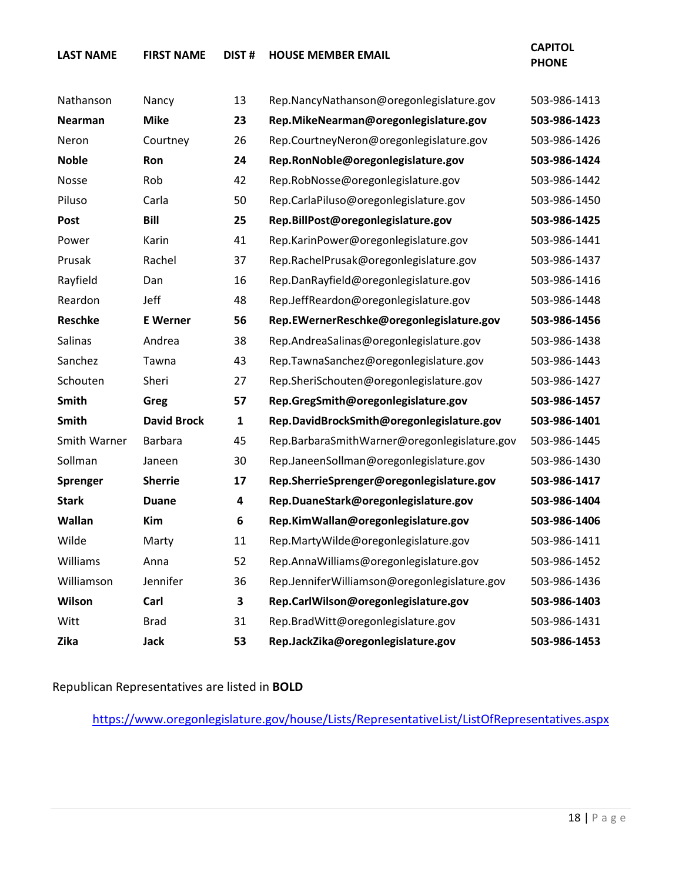| LAST NAME | FIRST NAME | DIST # | HOUSE MEMBER EMAIL | CAPITOL PHONE |
|---|---|---|---|---|
| Nathanson | Nancy | 13 | Rep.NancyNathanson@oregonlegislature.gov | 503-986-1413 |
| **Nearman** | **Mike** | **23** | **Rep.MikeNearman@oregonlegislature.gov** | **503-986-1423** |
| Neron | Courtney | 26 | Rep.CourtneyNeron@oregonlegislature.gov | 503-986-1426 |
| **Noble** | **Ron** | **24** | **Rep.RonNoble@oregonlegislature.gov** | **503-986-1424** |
| Nosse | Rob | 42 | Rep.RobNosse@oregonlegislature.gov | 503-986-1442 |
| Piluso | Carla | 50 | Rep.CarlaPiluso@oregonlegislature.gov | 503-986-1450 |
| **Post** | **Bill** | **25** | **Rep.BillPost@oregonlegislature.gov** | **503-986-1425** |
| Power | Karin | 41 | Rep.KarinPower@oregonlegislature.gov | 503-986-1441 |
| Prusak | Rachel | 37 | Rep.RachelPrusak@oregonlegislature.gov | 503-986-1437 |
| Rayfield | Dan | 16 | Rep.DanRayfield@oregonlegislature.gov | 503-986-1416 |
| Reardon | Jeff | 48 | Rep.JeffReardon@oregonlegislature.gov | 503-986-1448 |
| **Reschke** | **E Werner** | **56** | **Rep.EWernerReschke@oregonlegislature.gov** | **503-986-1456** |
| Salinas | Andrea | 38 | Rep.AndreaSalinas@oregonlegislature.gov | 503-986-1438 |
| Sanchez | Tawna | 43 | Rep.TawnaSanchez@oregonlegislature.gov | 503-986-1443 |
| Schouten | Sheri | 27 | Rep.SheriSchouten@oregonlegislature.gov | 503-986-1427 |
| **Smith** | **Greg** | **57** | **Rep.GregSmith@oregonlegislature.gov** | **503-986-1457** |
| **Smith** | **David Brock** | **1** | **Rep.DavidBrockSmith@oregonlegislature.gov** | **503-986-1401** |
| Smith Warner | Barbara | 45 | Rep.BarbaraSmithWarner@oregonlegislature.gov | 503-986-1445 |
| Sollman | Janeen | 30 | Rep.JaneenSollman@oregonlegislature.gov | 503-986-1430 |
| **Sprenger** | **Sherrie** | **17** | **Rep.SherrieSprenger@oregonlegislature.gov** | **503-986-1417** |
| **Stark** | **Duane** | **4** | **Rep.DuaneStark@oregonlegislature.gov** | **503-986-1404** |
| **Wallan** | **Kim** | **6** | **Rep.KimWallan@oregonlegislature.gov** | **503-986-1406** |
| Wilde | Marty | 11 | Rep.MartyWilde@oregonlegislature.gov | 503-986-1411 |
| Williams | Anna | 52 | Rep.AnnaWilliams@oregonlegislature.gov | 503-986-1452 |
| Williamson | Jennifer | 36 | Rep.JenniferWilliamson@oregonlegislature.gov | 503-986-1436 |
| **Wilson** | **Carl** | **3** | **Rep.CarlWilson@oregonlegislature.gov** | **503-986-1403** |
| Witt | Brad | 31 | Rep.BradWitt@oregonlegislature.gov | 503-986-1431 |
| **Zika** | **Jack** | **53** | **Rep.JackZika@oregonlegislature.gov** | **503-986-1453** |

Republican Representatives are listed in **BOLD**

https://www.oregonlegislature.gov/house/Lists/RepresentativeList/ListOfRepresentatives.aspx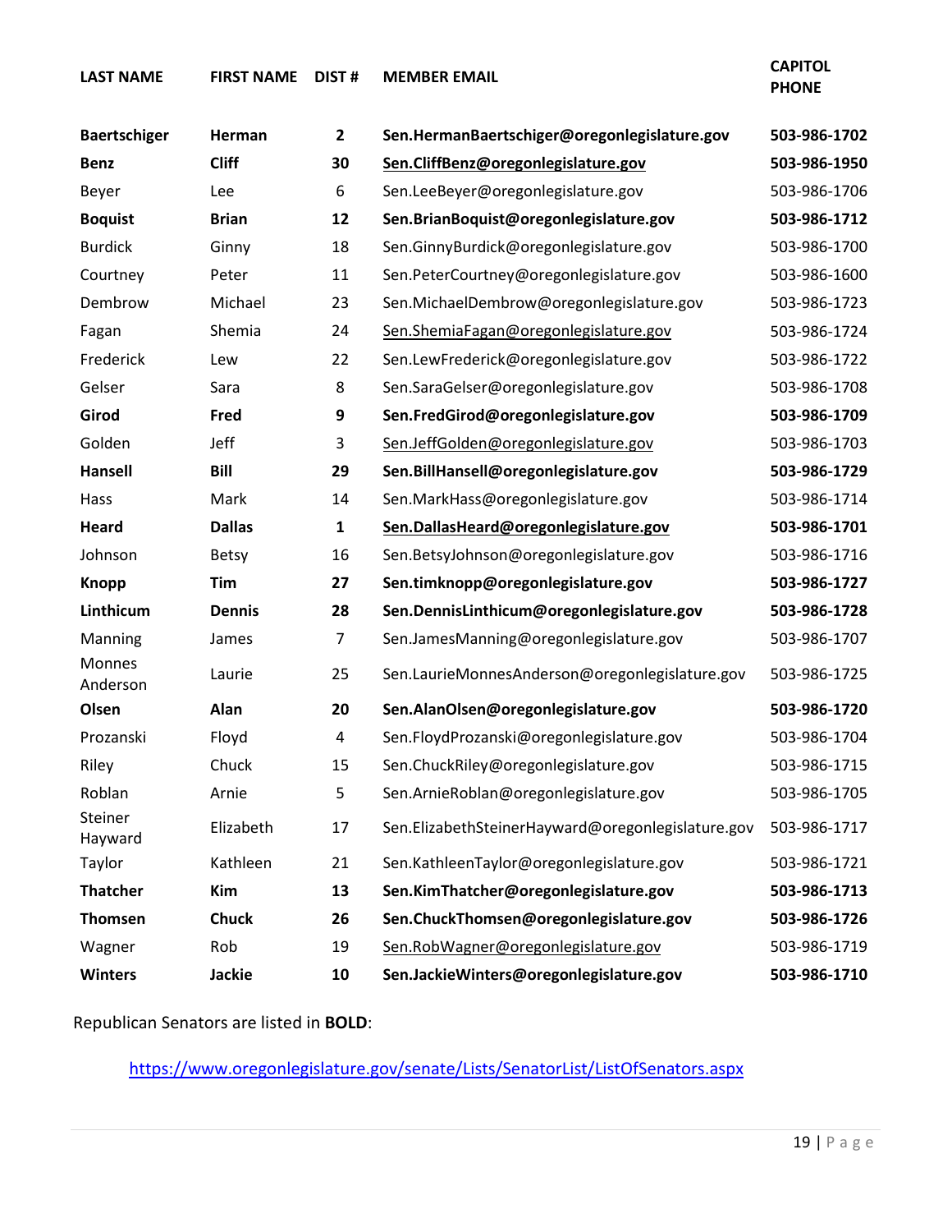| LAST NAME | FIRST NAME | DIST # | MEMBER EMAIL | CAPITOL PHONE |
|---|---|---|---|---|
| **Baertschiger** | **Herman** | **2** | **Sen.HermanBaertschiger@oregonlegislature.gov** | **503-986-1702** |
| **Benz** | **Cliff** | **30** | **Sen.CliffBenz@oregonlegislature.gov** | **503-986-1950** |
| Beyer | Lee | 6 | Sen.LeeBeyer@oregonlegislature.gov | 503-986-1706 |
| **Boquist** | **Brian** | **12** | **Sen.BrianBoquist@oregonlegislature.gov** | **503-986-1712** |
| Burdick | Ginny | 18 | Sen.GinnyBurdick@oregonlegislature.gov | 503-986-1700 |
| Courtney | Peter | 11 | Sen.PeterCourtney@oregonlegislature.gov | 503-986-1600 |
| Dembrow | Michael | 23 | Sen.MichaelDembrow@oregonlegislature.gov | 503-986-1723 |
| Fagan | Shemia | 24 | Sen.ShemiaFagan@oregonlegislature.gov | 503-986-1724 |
| Frederick | Lew | 22 | Sen.LewFrederick@oregonlegislature.gov | 503-986-1722 |
| Gelser | Sara | 8 | Sen.SaraGelser@oregonlegislature.gov | 503-986-1708 |
| **Girod** | **Fred** | **9** | **Sen.FredGirod@oregonlegislature.gov** | **503-986-1709** |
| Golden | Jeff | 3 | Sen.JeffGolden@oregonlegislature.gov | 503-986-1703 |
| **Hansell** | **Bill** | **29** | **Sen.BillHansell@oregonlegislature.gov** | **503-986-1729** |
| Hass | Mark | 14 | Sen.MarkHass@oregonlegislature.gov | 503-986-1714 |
| **Heard** | **Dallas** | **1** | **Sen.DallasHeard@oregonlegislature.gov** | **503-986-1701** |
| Johnson | Betsy | 16 | Sen.BetsyJohnson@oregonlegislature.gov | 503-986-1716 |
| **Knopp** | **Tim** | **27** | **Sen.timknopp@oregonlegislature.gov** | **503-986-1727** |
| **Linthicum** | **Dennis** | **28** | **Sen.DennisLinthicum@oregonlegislature.gov** | **503-986-1728** |
| Manning | James | 7 | Sen.JamesManning@oregonlegislature.gov | 503-986-1707 |
| Monnes Anderson | Laurie | 25 | Sen.LaurieMonnesAnderson@oregonlegislature.gov | 503-986-1725 |
| **Olsen** | **Alan** | **20** | **Sen.AlanOlsen@oregonlegislature.gov** | **503-986-1720** |
| Prozanski | Floyd | 4 | Sen.FloydProzanski@oregonlegislature.gov | 503-986-1704 |
| Riley | Chuck | 15 | Sen.ChuckRiley@oregonlegislature.gov | 503-986-1715 |
| Roblan | Arnie | 5 | Sen.ArnieRoblan@oregonlegislature.gov | 503-986-1705 |
| Steiner Hayward | Elizabeth | 17 | Sen.ElizabethSteinerHayward@oregonlegislature.gov | 503-986-1717 |
| Taylor | Kathleen | 21 | Sen.KathleenTaylor@oregonlegislature.gov | 503-986-1721 |
| **Thatcher** | **Kim** | **13** | **Sen.KimThatcher@oregonlegislature.gov** | **503-986-1713** |
| **Thomsen** | **Chuck** | **26** | **Sen.ChuckThomsen@oregonlegislature.gov** | **503-986-1726** |
| Wagner | Rob | 19 | Sen.RobWagner@oregonlegislature.gov | 503-986-1719 |
| **Winters** | **Jackie** | **10** | **Sen.JackieWinters@oregonlegislature.gov** | **503-986-1710** |

Republican Senators are listed in **BOLD**:

https://www.oregonlegislature.gov/senate/Lists/SenatorList/ListOfSenators.aspx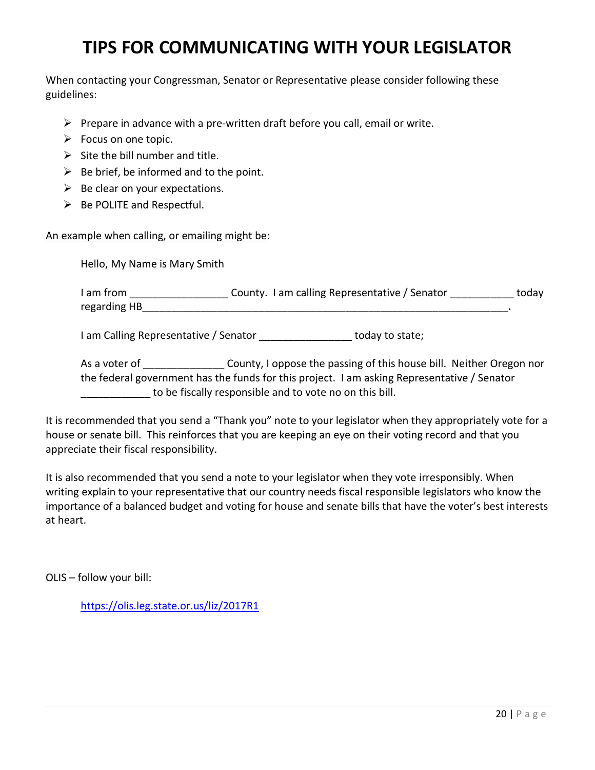# TIPS FOR COMMUNICATING WITH YOUR LEGISLATOR

When contacting your Congressman, Senator or Representative please consider following these guidelines:

- Prepare in advance with a pre-written draft before you call, email or write.
- Focus on one topic.
- Site the bill number and title.
- Be brief, be informed and to the point.
- Be clear on your expectations.
- Be POLITE and Respectful.

<u>An example when calling, or emailing might be</u>:

> Hello, My Name is Mary Smith
>
> I am from _________________ County. I am calling Representative / Senator ___________ today regarding HB________________________________________________________________.
>
> I am Calling Representative / Senator ________________ today to state;
>
> As a voter of ______________ County, I oppose the passing of this house bill. Neither Oregon nor the federal government has the funds for this project. I am asking Representative / Senator ____________ to be fiscally responsible and to vote no on this bill.

It is recommended that you send a "Thank you" note to your legislator when they appropriately vote for a house or senate bill. This reinforces that you are keeping an eye on their voting record and that you appreciate their fiscal responsibility.

It is also recommended that you send a note to your legislator when they vote irresponsibly. When writing explain to your representative that our country needs fiscal responsible legislators who know the importance of a balanced budget and voting for house and senate bills that have the voter's best interests at heart.

OLIS – follow your bill:

> https://olis.leg.state.or.us/liz/2017R1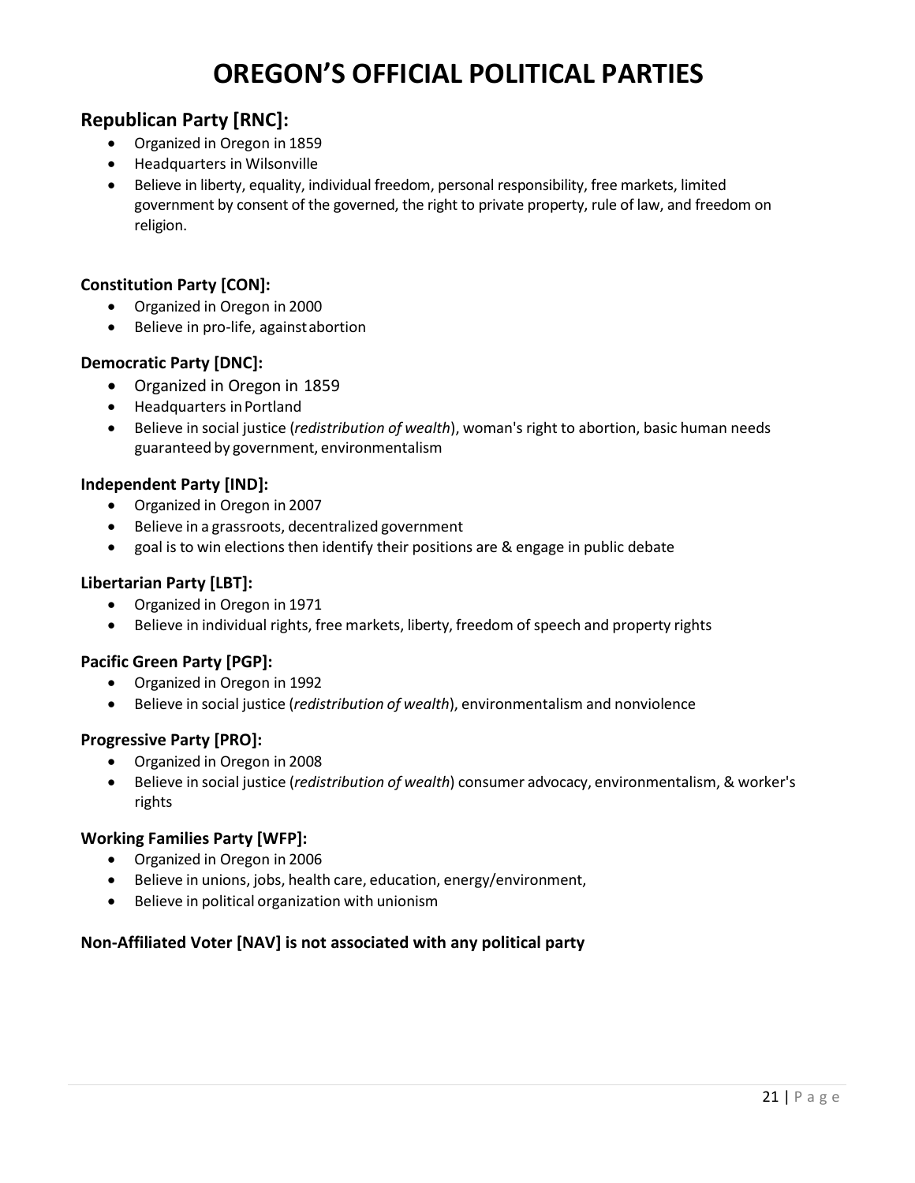# OREGON'S OFFICIAL POLITICAL PARTIES

## Republican Party [RNC]:

- Organized in Oregon in 1859
- Headquarters in Wilsonville
- Believe in liberty, equality, individual freedom, personal responsibility, free markets, limited government by consent of the governed, the right to private property, rule of law, and freedom on religion.

### Constitution Party [CON]:

- Organized in Oregon in 2000
- Believe in pro-life, against abortion

### Democratic Party [DNC]:

- Organized in Oregon in 1859
- Headquarters in Portland
- Believe in social justice (*redistribution of wealth*), woman's right to abortion, basic human needs guaranteed by government, environmentalism

### Independent Party [IND]:

- Organized in Oregon in 2007
- Believe in a grassroots, decentralized government
- goal is to win elections then identify their positions are & engage in public debate

### Libertarian Party [LBT]:

- Organized in Oregon in 1971
- Believe in individual rights, free markets, liberty, freedom of speech and property rights

### Pacific Green Party [PGP]:

- Organized in Oregon in 1992
- Believe in social justice (*redistribution of wealth*), environmentalism and nonviolence

### Progressive Party [PRO]:

- Organized in Oregon in 2008
- Believe in social justice (*redistribution of wealth*) consumer advocacy, environmentalism, & worker's rights

### Working Families Party [WFP]:

- Organized in Oregon in 2006
- Believe in unions, jobs, health care, education, energy/environment,
- Believe in political organization with unionism

**Non-Affiliated Voter [NAV] is not associated with any political party**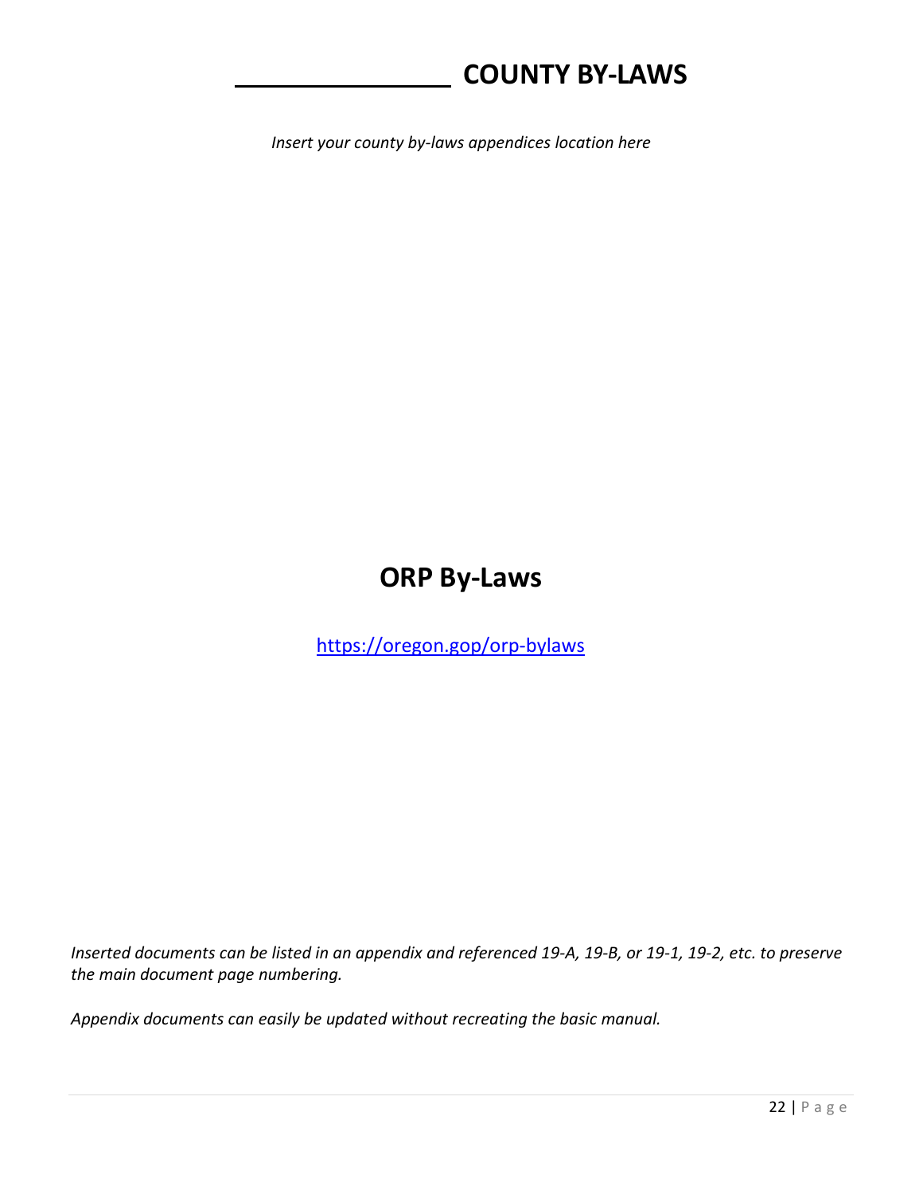# ________________ COUNTY BY-LAWS

*Insert your county by-laws appendices location here*

# ORP By-Laws

[https://oregon.gop/orp-bylaws](https://oregon.gop/orp-bylaws)

*Inserted documents can be listed in an appendix and referenced 19-A, 19-B, or 19-1, 19-2, etc. to preserve the main document page numbering.*

*Appendix documents can easily be updated without recreating the basic manual.*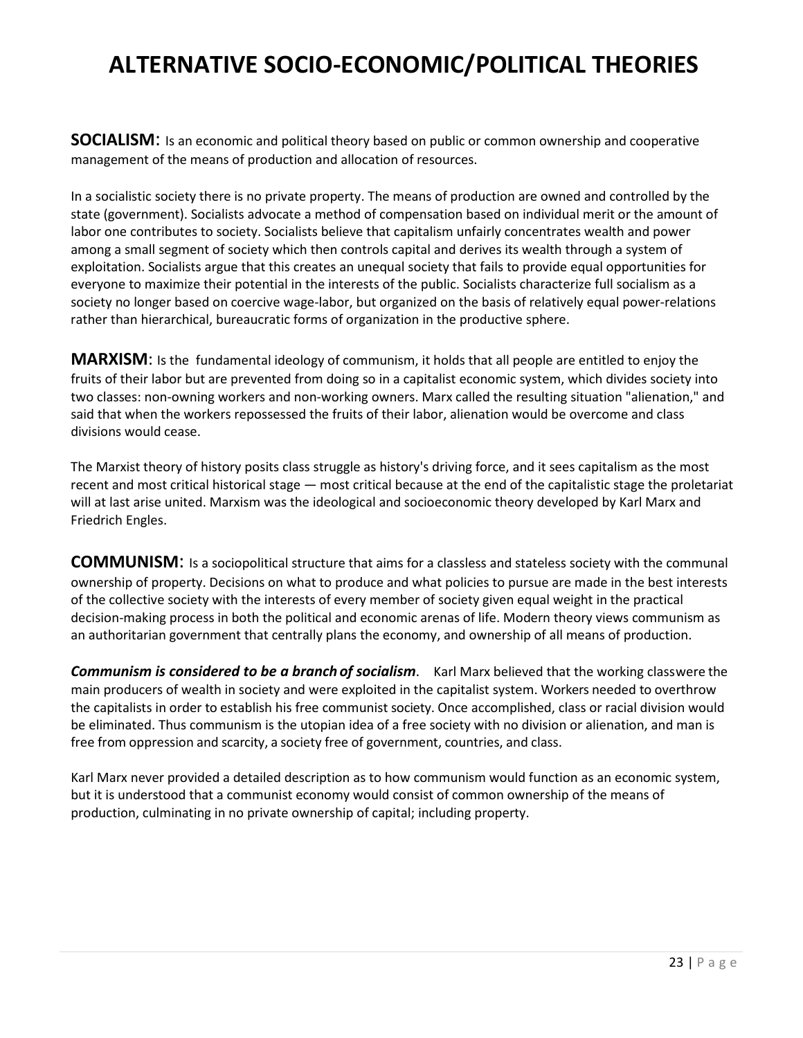# ALTERNATIVE SOCIO-ECONOMIC/POLITICAL THEORIES

**SOCIALISM**: Is an economic and political theory based on public or common ownership and cooperative management of the means of production and allocation of resources.

In a socialistic society there is no private property. The means of production are owned and controlled by the state (government). Socialists advocate a method of compensation based on individual merit or the amount of labor one contributes to society. Socialists believe that capitalism unfairly concentrates wealth and power among a small segment of society which then controls capital and derives its wealth through a system of exploitation. Socialists argue that this creates an unequal society that fails to provide equal opportunities for everyone to maximize their potential in the interests of the public. Socialists characterize full socialism as a society no longer based on coercive wage-labor, but organized on the basis of relatively equal power-relations rather than hierarchical, bureaucratic forms of organization in the productive sphere.

**MARXISM**: Is the fundamental ideology of communism, it holds that all people are entitled to enjoy the fruits of their labor but are prevented from doing so in a capitalist economic system, which divides society into two classes: non-owning workers and non-working owners. Marx called the resulting situation "alienation," and said that when the workers repossessed the fruits of their labor, alienation would be overcome and class divisions would cease.

The Marxist theory of history posits class struggle as history's driving force, and it sees capitalism as the most recent and most critical historical stage — most critical because at the end of the capitalistic stage the proletariat will at last arise united. Marxism was the ideological and socioeconomic theory developed by Karl Marx and Friedrich Engles.

**COMMUNISM**: Is a sociopolitical structure that aims for a classless and stateless society with the communal ownership of property. Decisions on what to produce and what policies to pursue are made in the best interests of the collective society with the interests of every member of society given equal weight in the practical decision-making process in both the political and economic arenas of life. Modern theory views communism as an authoritarian government that centrally plans the economy, and ownership of all means of production.

***Communism is considered to be a branch of socialism***. Karl Marx believed that the working class were the main producers of wealth in society and were exploited in the capitalist system. Workers needed to overthrow the capitalists in order to establish his free communist society. Once accomplished, class or racial division would be eliminated. Thus communism is the utopian idea of a free society with no division or alienation, and man is free from oppression and scarcity, a society free of government, countries, and class.

Karl Marx never provided a detailed description as to how communism would function as an economic system, but it is understood that a communist economy would consist of common ownership of the means of production, culminating in no private ownership of capital; including property.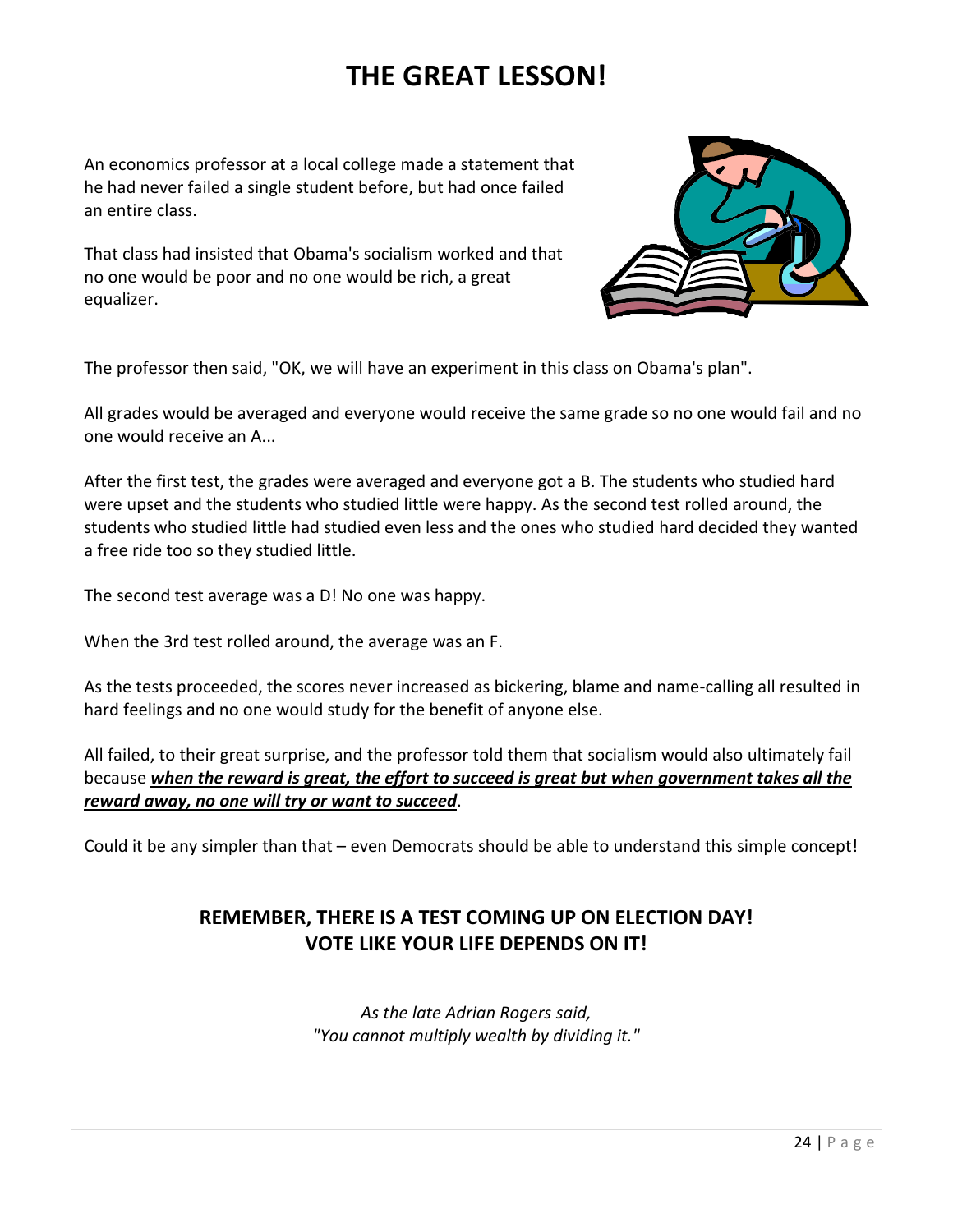# THE GREAT LESSON!

An economics professor at a local college made a statement that he had never failed a single student before, but had once failed an entire class.

That class had insisted that Obama's socialism worked and that no one would be poor and no one would be rich, a great equalizer.

The professor then said, "OK, we will have an experiment in this class on Obama's plan".

All grades would be averaged and everyone would receive the same grade so no one would fail and no one would receive an A...

After the first test, the grades were averaged and everyone got a B. The students who studied hard were upset and the students who studied little were happy. As the second test rolled around, the students who studied little had studied even less and the ones who studied hard decided they wanted a free ride too so they studied little.

The second test average was a D! No one was happy.

When the 3rd test rolled around, the average was an F.

As the tests proceeded, the scores never increased as bickering, blame and name-calling all resulted in hard feelings and no one would study for the benefit of anyone else.

All failed, to their great surprise, and the professor told them that socialism would also ultimately fail because ***<u>when the reward is great, the effort to succeed is great but when government takes all the reward away, no one will try or want to succeed</u>***.

Could it be any simpler than that – even Democrats should be able to understand this simple concept!

**REMEMBER, THERE IS A TEST COMING UP ON ELECTION DAY!**
**VOTE LIKE YOUR LIFE DEPENDS ON IT!**

*As the late Adrian Rogers said,*
*"You cannot multiply wealth by dividing it."*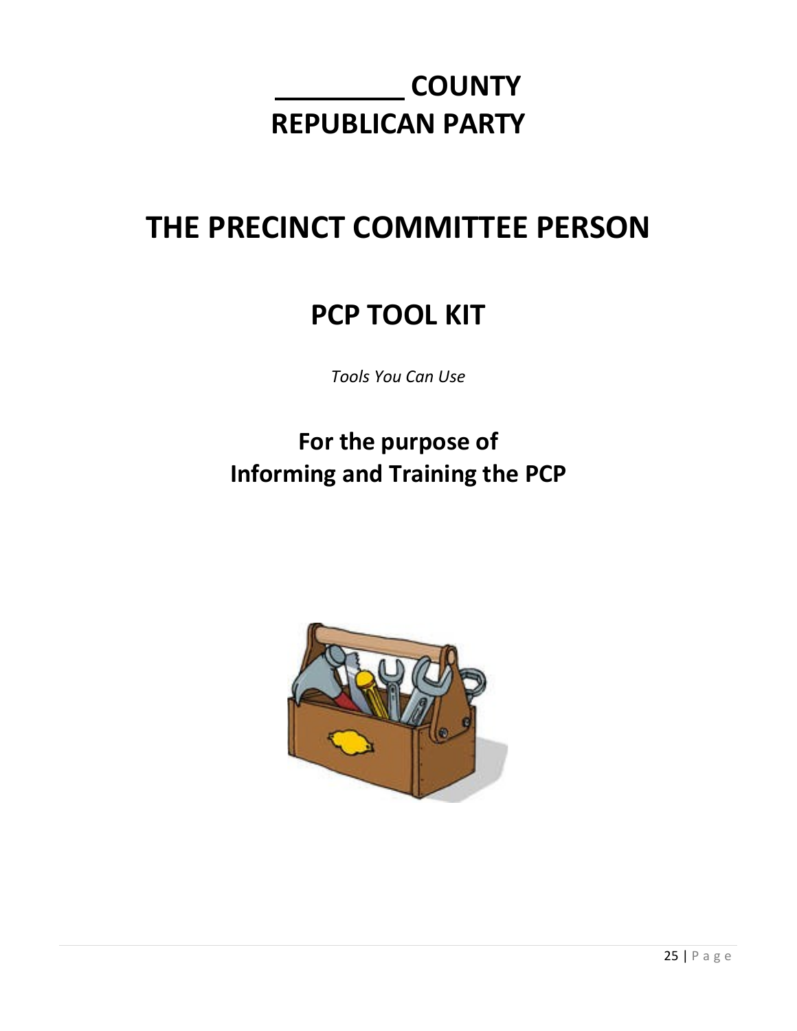# _________ COUNTY
# REPUBLICAN PARTY

# THE PRECINCT COMMITTEE PERSON

## PCP TOOL KIT

*Tools You Can Use*

## For the purpose of
## Informing and Training the PCP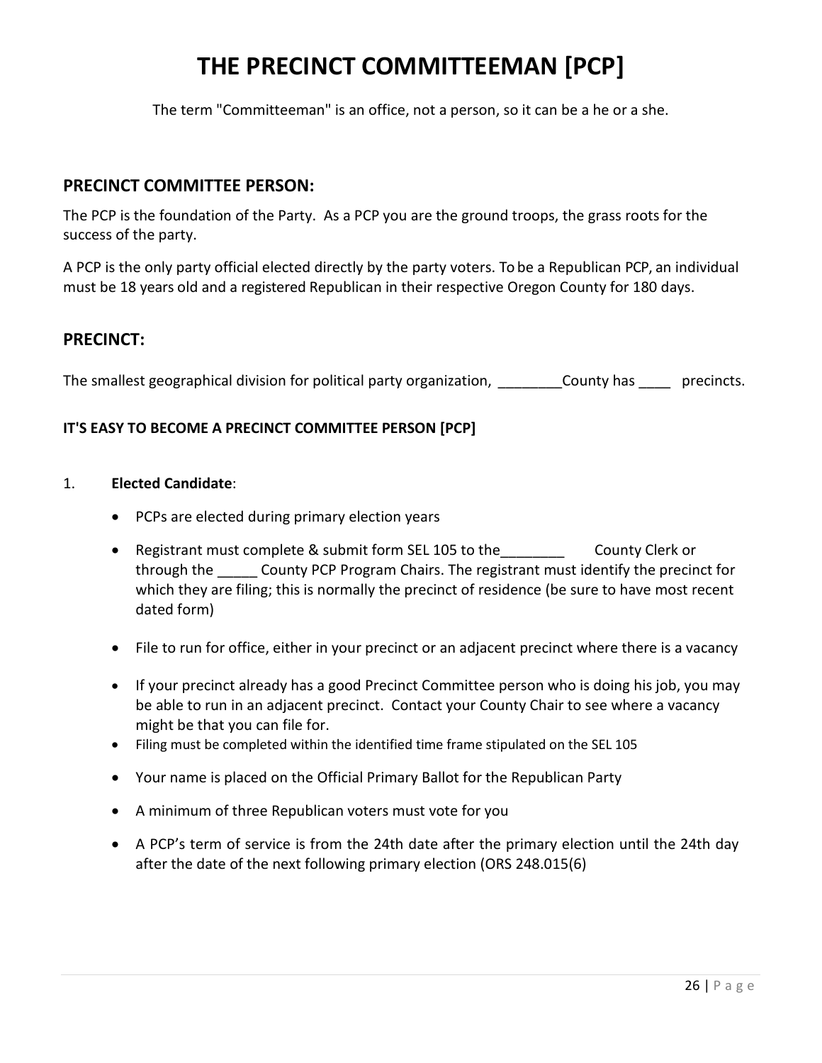# THE PRECINCT COMMITTEEMAN [PCP]

The term "Committeeman" is an office, not a person, so it can be a he or a she.

## PRECINCT COMMITTEE PERSON:

The PCP is the foundation of the Party. As a PCP you are the ground troops, the grass roots for the success of the party.

A PCP is the only party official elected directly by the party voters. To be a Republican PCP, an individual must be 18 years old and a registered Republican in their respective Oregon County for 180 days.

## PRECINCT:

The smallest geographical division for political party organization, ________County has ____ precincts.

**IT'S EASY TO BECOME A PRECINCT COMMITTEE PERSON [PCP]**

1. **Elected Candidate**:

   - PCPs are elected during primary election years
   - Registrant must complete & submit form SEL 105 to the________ County Clerk or through the _____ County PCP Program Chairs. The registrant must identify the precinct for which they are filing; this is normally the precinct of residence (be sure to have most recent dated form)
   - File to run for office, either in your precinct or an adjacent precinct where there is a vacancy
   - If your precinct already has a good Precinct Committee person who is doing his job, you may be able to run in an adjacent precinct. Contact your County Chair to see where a vacancy might be that you can file for.
   - Filing must be completed within the identified time frame stipulated on the SEL 105
   - Your name is placed on the Official Primary Ballot for the Republican Party
   - A minimum of three Republican voters must vote for you
   - A PCP's term of service is from the 24th date after the primary election until the 24th day after the date of the next following primary election (ORS 248.015(6)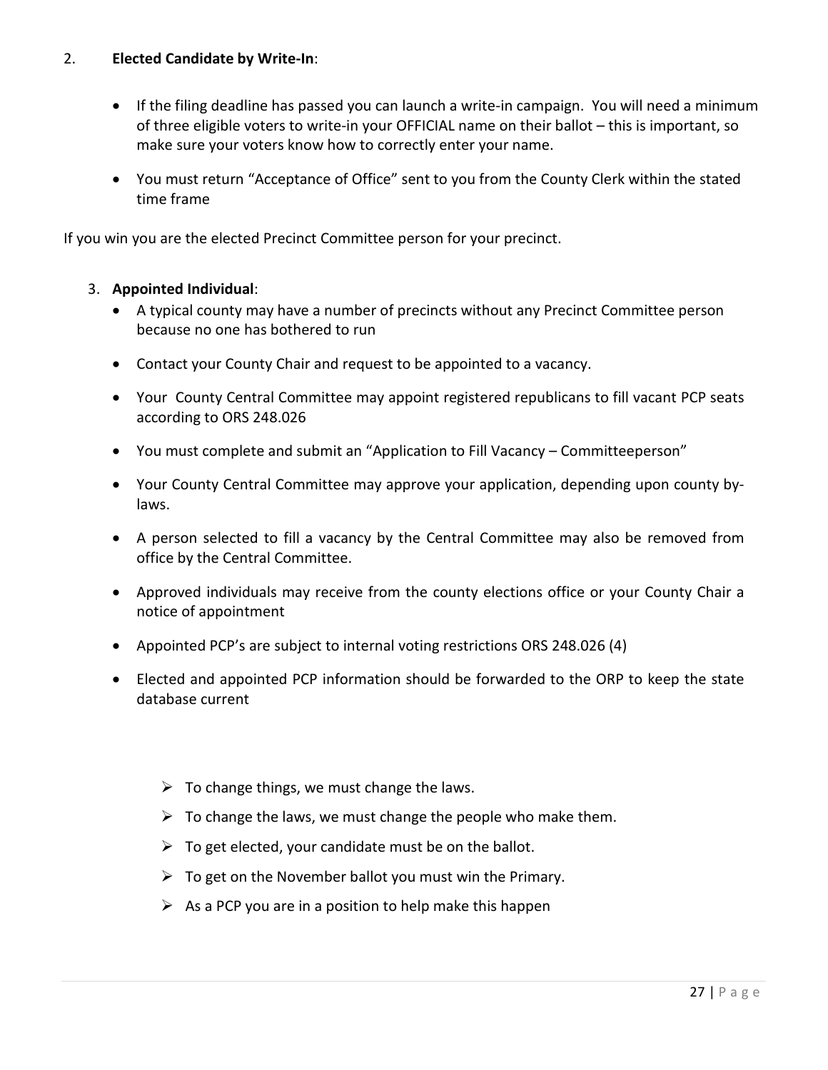2. **Elected Candidate by Write-In**:

- If the filing deadline has passed you can launch a write-in campaign. You will need a minimum of three eligible voters to write-in your OFFICIAL name on their ballot – this is important, so make sure your voters know how to correctly enter your name.
- You must return "Acceptance of Office" sent to you from the County Clerk within the stated time frame

If you win you are the elected Precinct Committee person for your precinct.

3. **Appointed Individual**:
   - A typical county may have a number of precincts without any Precinct Committee person because no one has bothered to run
   - Contact your County Chair and request to be appointed to a vacancy.
   - Your County Central Committee may appoint registered republicans to fill vacant PCP seats according to ORS 248.026
   - You must complete and submit an "Application to Fill Vacancy – Committeeperson"
   - Your County Central Committee may approve your application, depending upon county by-laws.
   - A person selected to fill a vacancy by the Central Committee may also be removed from office by the Central Committee.
   - Approved individuals may receive from the county elections office or your County Chair a notice of appointment
   - Appointed PCP's are subject to internal voting restrictions ORS 248.026 (4)
   - Elected and appointed PCP information should be forwarded to the ORP to keep the state database current

- To change things, we must change the laws.
- To change the laws, we must change the people who make them.
- To get elected, your candidate must be on the ballot.
- To get on the November ballot you must win the Primary.
- As a PCP you are in a position to help make this happen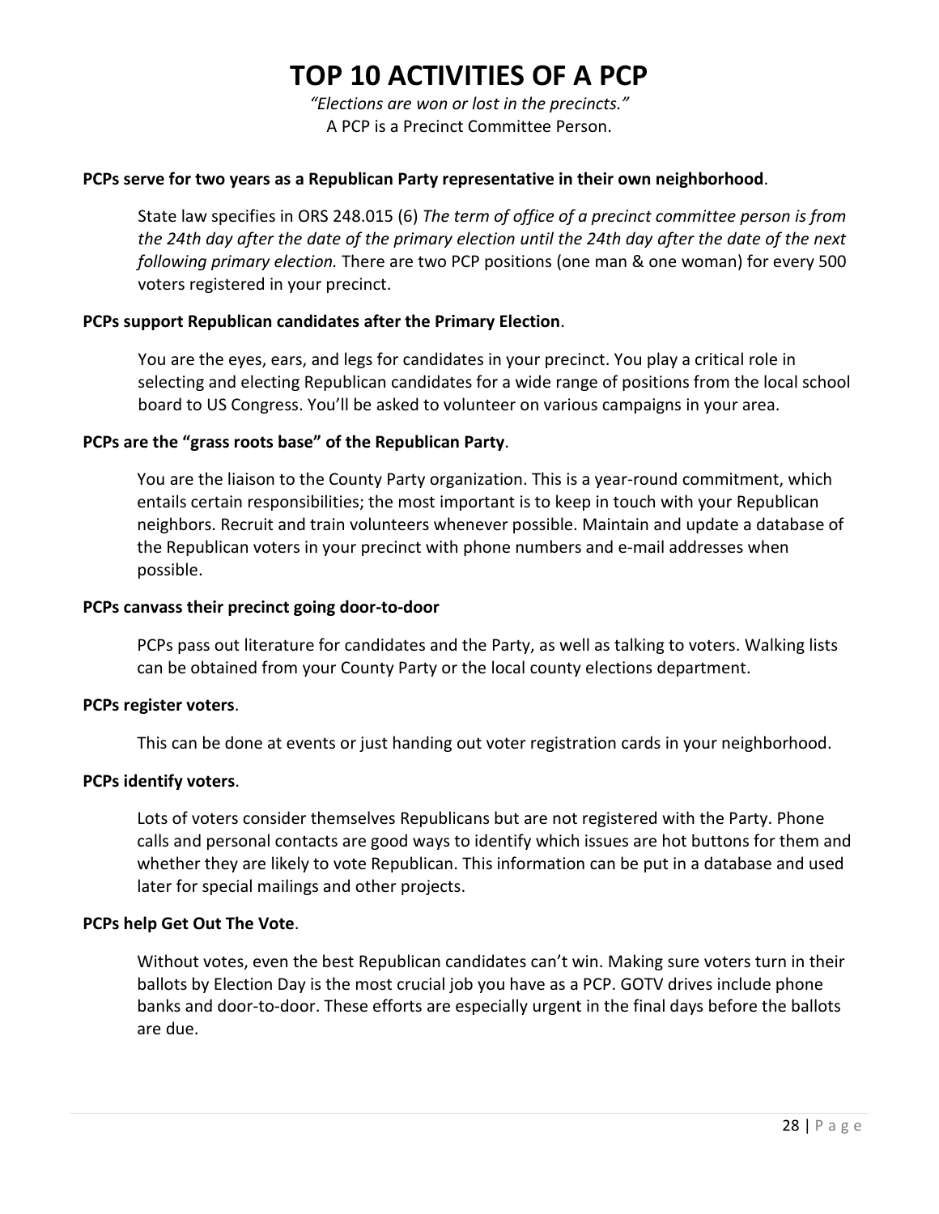# TOP 10 ACTIVITIES OF A PCP

*"Elections are won or lost in the precincts."*
A PCP is a Precinct Committee Person.

**PCPs serve for two years as a Republican Party representative in their own neighborhood**.

State law specifies in ORS 248.015 (6) *The term of office of a precinct committee person is from the 24th day after the date of the primary election until the 24th day after the date of the next following primary election.* There are two PCP positions (one man & one woman) for every 500 voters registered in your precinct.

**PCPs support Republican candidates after the Primary Election**.

You are the eyes, ears, and legs for candidates in your precinct. You play a critical role in selecting and electing Republican candidates for a wide range of positions from the local school board to US Congress. You'll be asked to volunteer on various campaigns in your area.

**PCPs are the "grass roots base" of the Republican Party**.

You are the liaison to the County Party organization. This is a year-round commitment, which entails certain responsibilities; the most important is to keep in touch with your Republican neighbors. Recruit and train volunteers whenever possible. Maintain and update a database of the Republican voters in your precinct with phone numbers and e-mail addresses when possible.

**PCPs canvass their precinct going door-to-door**

PCPs pass out literature for candidates and the Party, as well as talking to voters. Walking lists can be obtained from your County Party or the local county elections department.

**PCPs register voters**.

This can be done at events or just handing out voter registration cards in your neighborhood.

**PCPs identify voters**.

Lots of voters consider themselves Republicans but are not registered with the Party. Phone calls and personal contacts are good ways to identify which issues are hot buttons for them and whether they are likely to vote Republican. This information can be put in a database and used later for special mailings and other projects.

**PCPs help Get Out The Vote**.

Without votes, even the best Republican candidates can't win. Making sure voters turn in their ballots by Election Day is the most crucial job you have as a PCP. GOTV drives include phone banks and door-to-door. These efforts are especially urgent in the final days before the ballots are due.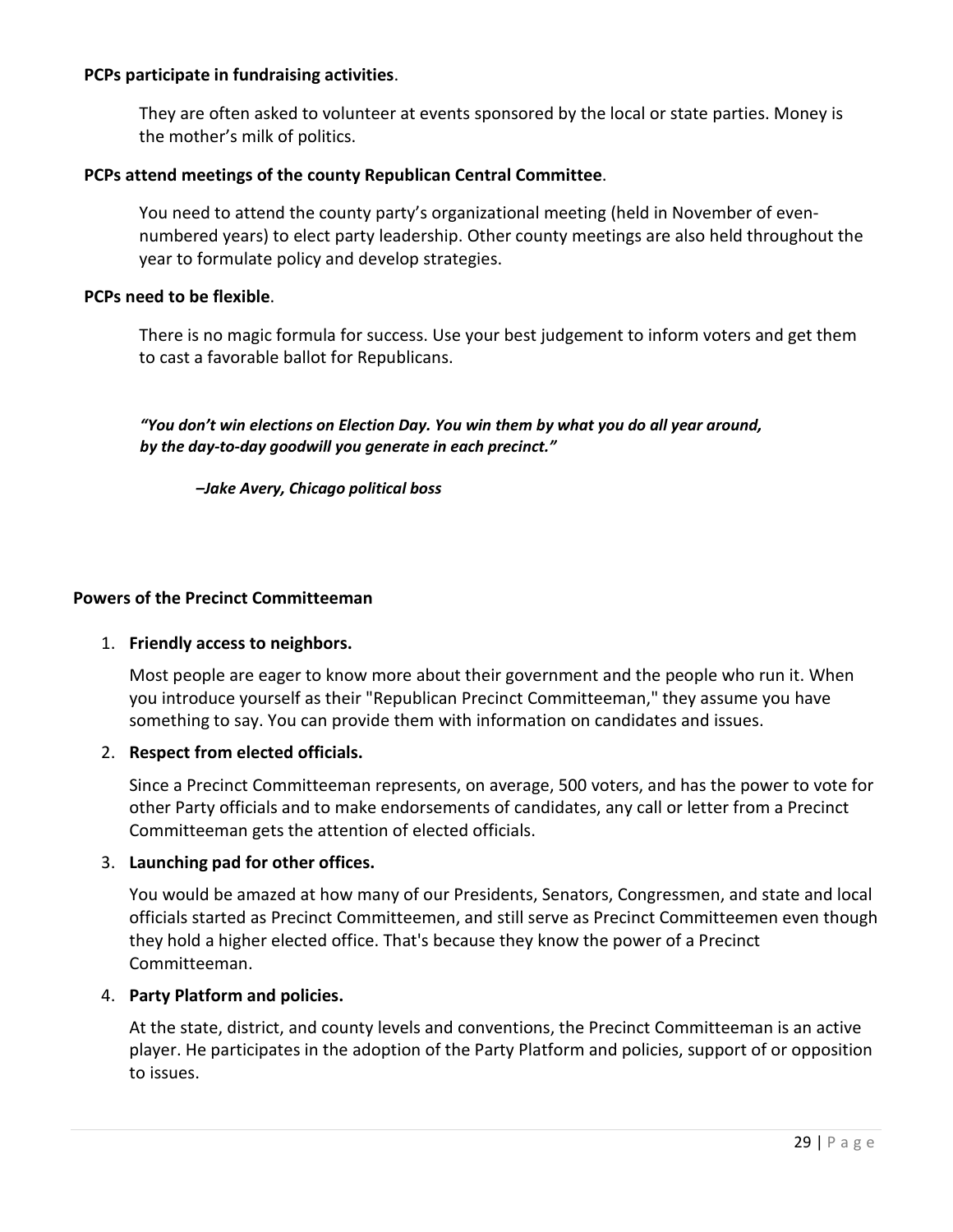**PCPs participate in fundraising activities**.

They are often asked to volunteer at events sponsored by the local or state parties. Money is the mother's milk of politics.

**PCPs attend meetings of the county Republican Central Committee**.

You need to attend the county party's organizational meeting (held in November of even-numbered years) to elect party leadership. Other county meetings are also held throughout the year to formulate policy and develop strategies.

**PCPs need to be flexible**.

There is no magic formula for success. Use your best judgement to inform voters and get them to cast a favorable ballot for Republicans.

***"You don't win elections on Election Day. You win them by what you do all year around, by the day-to-day goodwill you generate in each precinct."***

***–Jake Avery, Chicago political boss***

**Powers of the Precinct Committeeman**

1. **Friendly access to neighbors.**

   Most people are eager to know more about their government and the people who run it. When you introduce yourself as their "Republican Precinct Committeeman," they assume you have something to say. You can provide them with information on candidates and issues.

2. **Respect from elected officials.**

   Since a Precinct Committeeman represents, on average, 500 voters, and has the power to vote for other Party officials and to make endorsements of candidates, any call or letter from a Precinct Committeeman gets the attention of elected officials.

3. **Launching pad for other offices.**

   You would be amazed at how many of our Presidents, Senators, Congressmen, and state and local officials started as Precinct Committeemen, and still serve as Precinct Committeemen even though they hold a higher elected office. That's because they know the power of a Precinct Committeeman.

4. **Party Platform and policies.**

   At the state, district, and county levels and conventions, the Precinct Committeeman is an active player. He participates in the adoption of the Party Platform and policies, support of or opposition to issues.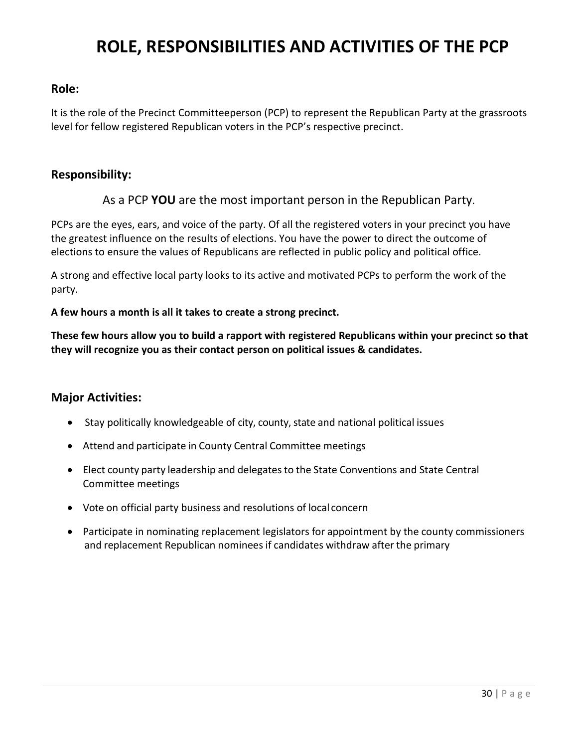# ROLE, RESPONSIBILITIES AND ACTIVITIES OF THE PCP

## Role:

It is the role of the Precinct Committeeperson (PCP) to represent the Republican Party at the grassroots level for fellow registered Republican voters in the PCP's respective precinct.

## Responsibility:

As a PCP **YOU** are the most important person in the Republican Party.

PCPs are the eyes, ears, and voice of the party. Of all the registered voters in your precinct you have the greatest influence on the results of elections. You have the power to direct the outcome of elections to ensure the values of Republicans are reflected in public policy and political office.

A strong and effective local party looks to its active and motivated PCPs to perform the work of the party.

**A few hours a month is all it takes to create a strong precinct.**

**These few hours allow you to build a rapport with registered Republicans within your precinct so that they will recognize you as their contact person on political issues & candidates.**

## Major Activities:

- Stay politically knowledgeable of city, county, state and national political issues
- Attend and participate in County Central Committee meetings
- Elect county party leadership and delegates to the State Conventions and State Central Committee meetings
- Vote on official party business and resolutions of local concern
- Participate in nominating replacement legislators for appointment by the county commissioners and replacement Republican nominees if candidates withdraw after the primary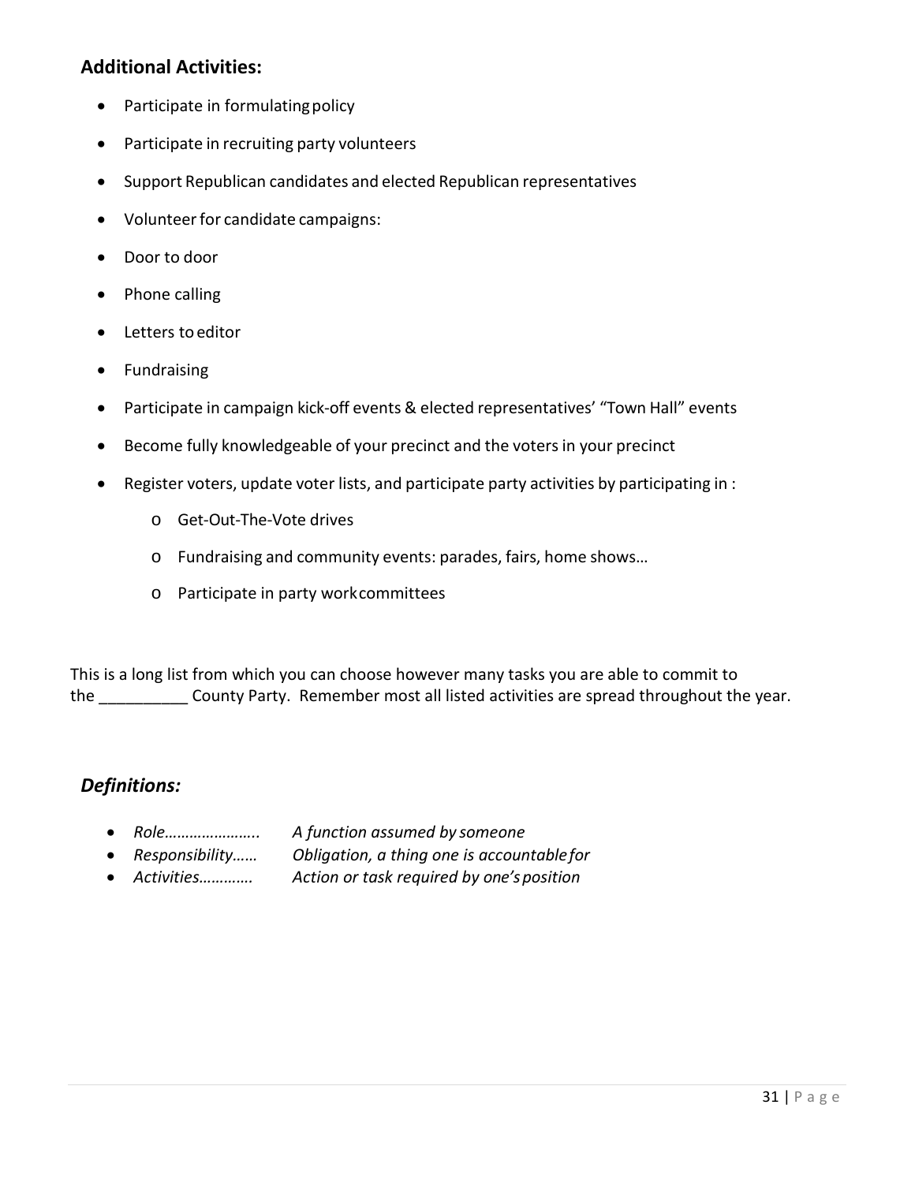## Additional Activities:

- Participate in formulating policy
- Participate in recruiting party volunteers
- Support Republican candidates and elected Republican representatives
- Volunteer for candidate campaigns:
- Door to door
- Phone calling
- Letters to editor
- Fundraising
- Participate in campaign kick-off events & elected representatives' "Town Hall" events
- Become fully knowledgeable of your precinct and the voters in your precinct
- Register voters, update voter lists, and participate party activities by participating in :
    - Get-Out-The-Vote drives
    - Fundraising and community events: parades, fairs, home shows…
    - Participate in party work committees

This is a long list from which you can choose however many tasks you are able to commit to the __________ County Party. Remember most all listed activities are spread throughout the year.

## *Definitions:*

- *Role…………………..* *A function assumed by someone*
- *Responsibility……* *Obligation, a thing one is accountable for*
- *Activities…………* *Action or task required by one's position*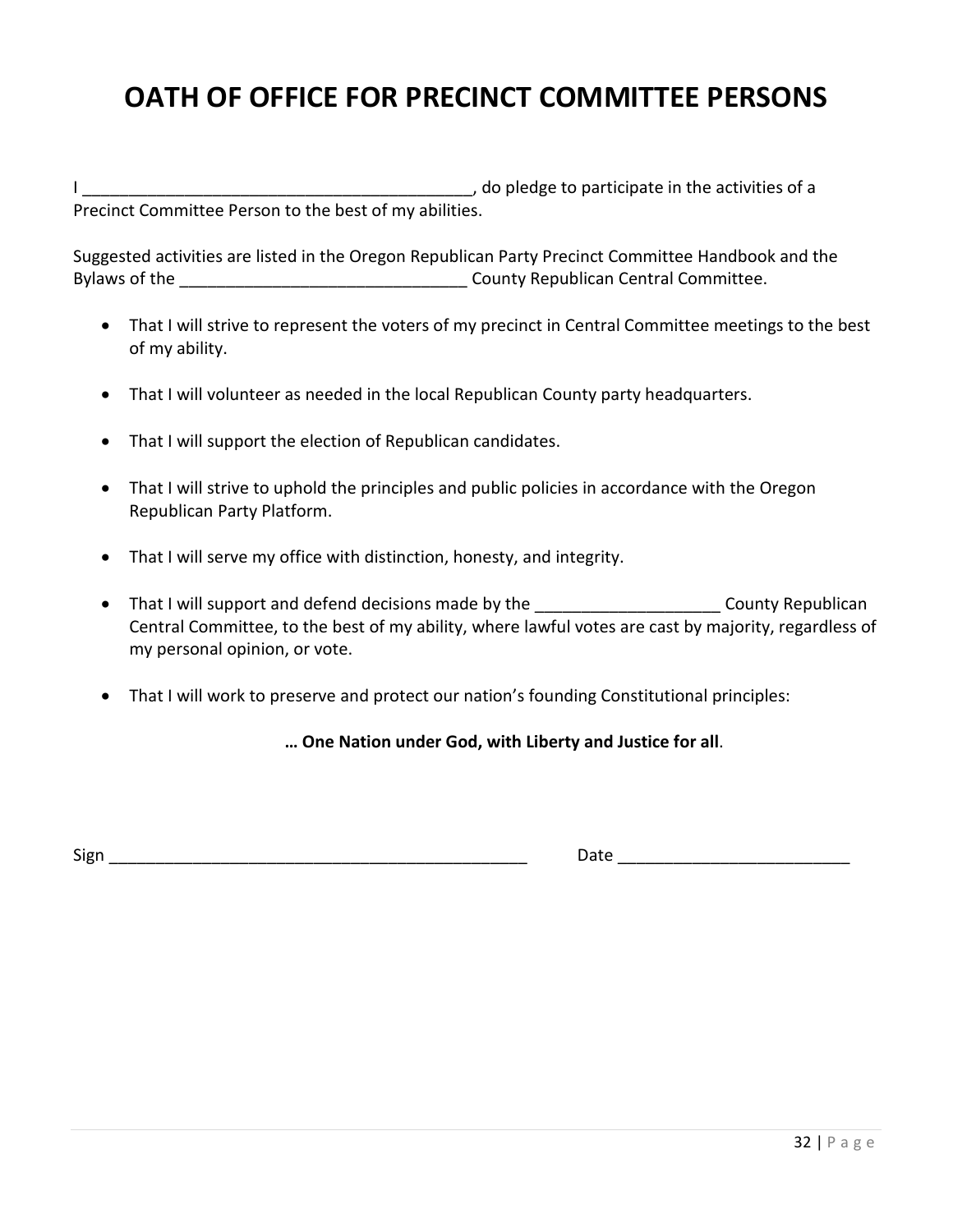# OATH OF OFFICE FOR PRECINCT COMMITTEE PERSONS

I ___________________________________________, do pledge to participate in the activities of a Precinct Committee Person to the best of my abilities.

Suggested activities are listed in the Oregon Republican Party Precinct Committee Handbook and the Bylaws of the _______________________________ County Republican Central Committee.

- That I will strive to represent the voters of my precinct in Central Committee meetings to the best of my ability.
- That I will volunteer as needed in the local Republican County party headquarters.
- That I will support the election of Republican candidates.
- That I will strive to uphold the principles and public policies in accordance with the Oregon Republican Party Platform.
- That I will serve my office with distinction, honesty, and integrity.
- That I will support and defend decisions made by the ____________________ County Republican Central Committee, to the best of my ability, where lawful votes are cast by majority, regardless of my personal opinion, or vote.
- That I will work to preserve and protect our nation's founding Constitutional principles:

**… One Nation under God, with Liberty and Justice for all**.

Sign _______________________________________________ Date _________________________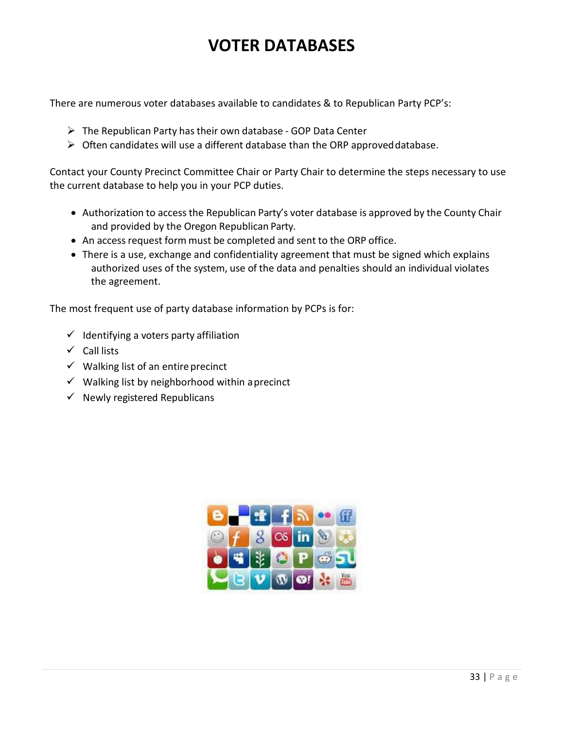# VOTER DATABASES

There are numerous voter databases available to candidates & to Republican Party PCP's:

- The Republican Party has their own database - GOP Data Center
- Often candidates will use a different database than the ORP approved database.

Contact your County Precinct Committee Chair or Party Chair to determine the steps necessary to use the current database to help you in your PCP duties.

- Authorization to access the Republican Party's voter database is approved by the County Chair and provided by the Oregon Republican Party.
- An access request form must be completed and sent to the ORP office.
- There is a use, exchange and confidentiality agreement that must be signed which explains authorized uses of the system, use of the data and penalties should an individual violates the agreement.

The most frequent use of party database information by PCPs is for:

- ✓ Identifying a voters party affiliation
- ✓ Call lists
- ✓ Walking list of an entire precinct
- ✓ Walking list by neighborhood within a precinct
- ✓ Newly registered Republicans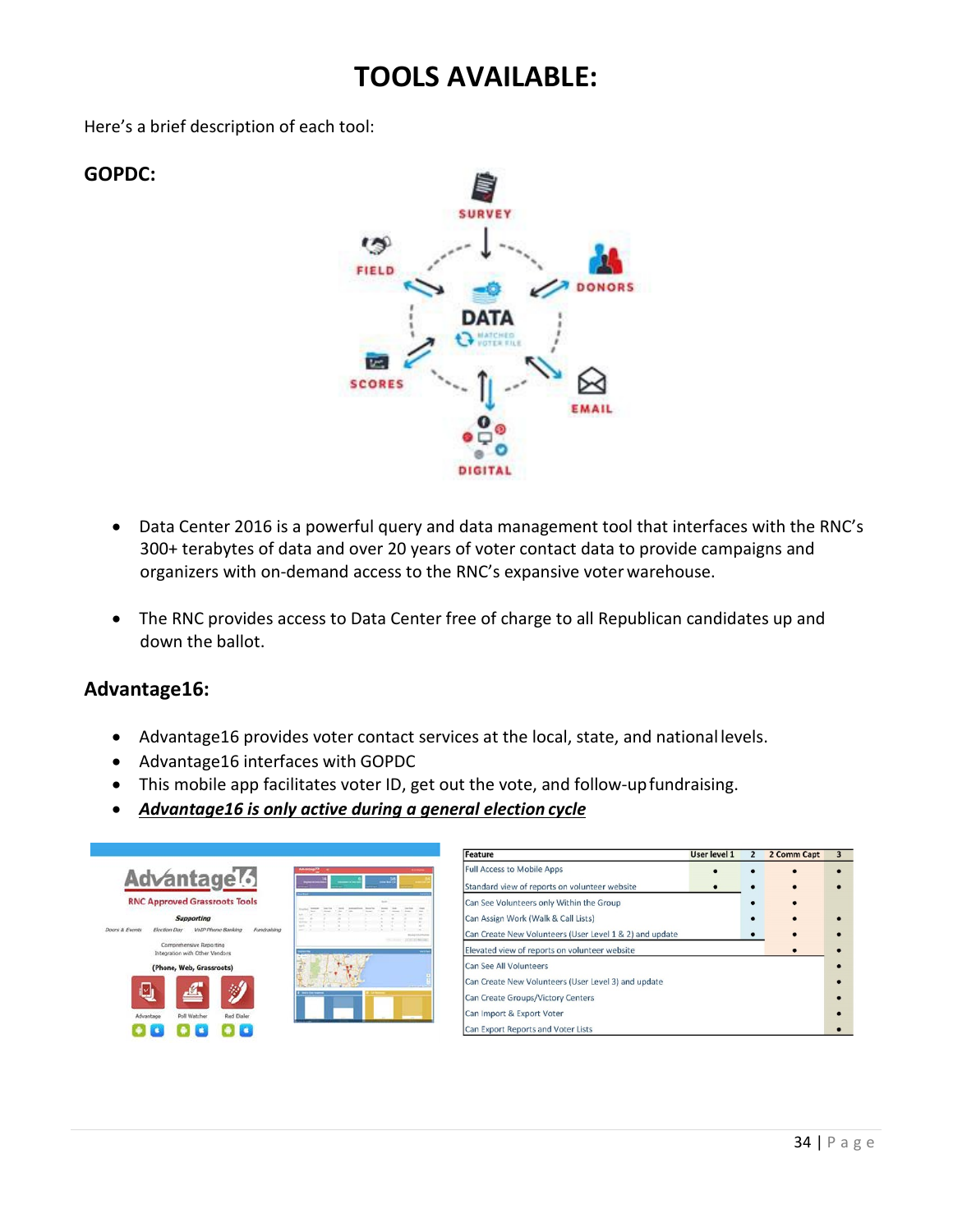# TOOLS AVAILABLE:

Here's a brief description of each tool:

## GOPDC:

- Data Center 2016 is a powerful query and data management tool that interfaces with the RNC's 300+ terabytes of data and over 20 years of voter contact data to provide campaigns and organizers with on-demand access to the RNC's expansive voter warehouse.

- The RNC provides access to Data Center free of charge to all Republican candidates up and down the ballot.

## Advantage16:

- Advantage16 provides voter contact services at the local, state, and national levels.
- Advantage16 interfaces with GOPDC
- This mobile app facilitates voter ID, get out the vote, and follow-up fundraising.
- ***Advantage16 is only active during a general election cycle***

| Feature | User level 1 | 2 | 2 Comm Capt | 3 |
|---|---|---|---|---|
| Full Access to Mobile Apps | • | • | • | • |
| Standard view of reports on volunteer website | • | • | • | • |
| Can See Volunteers only Within the Group | | • | • | |
| Can Assign Work (Walk & Call Lists) | | • | • | • |
| Can Create New Volunteers (User Level 1 & 2) and update | | • | • | • |
| Elevated view of reports on volunteer website | | | • | • |
| Can See All Volunteers | | | | • |
| Can Create New Volunteers (User Level 3) and update | | | | • |
| Can Create Groups/Victory Centers | | | | • |
| Can Import & Export Voter | | | | • |
| Can Export Reports and Voter Lists | | | | • |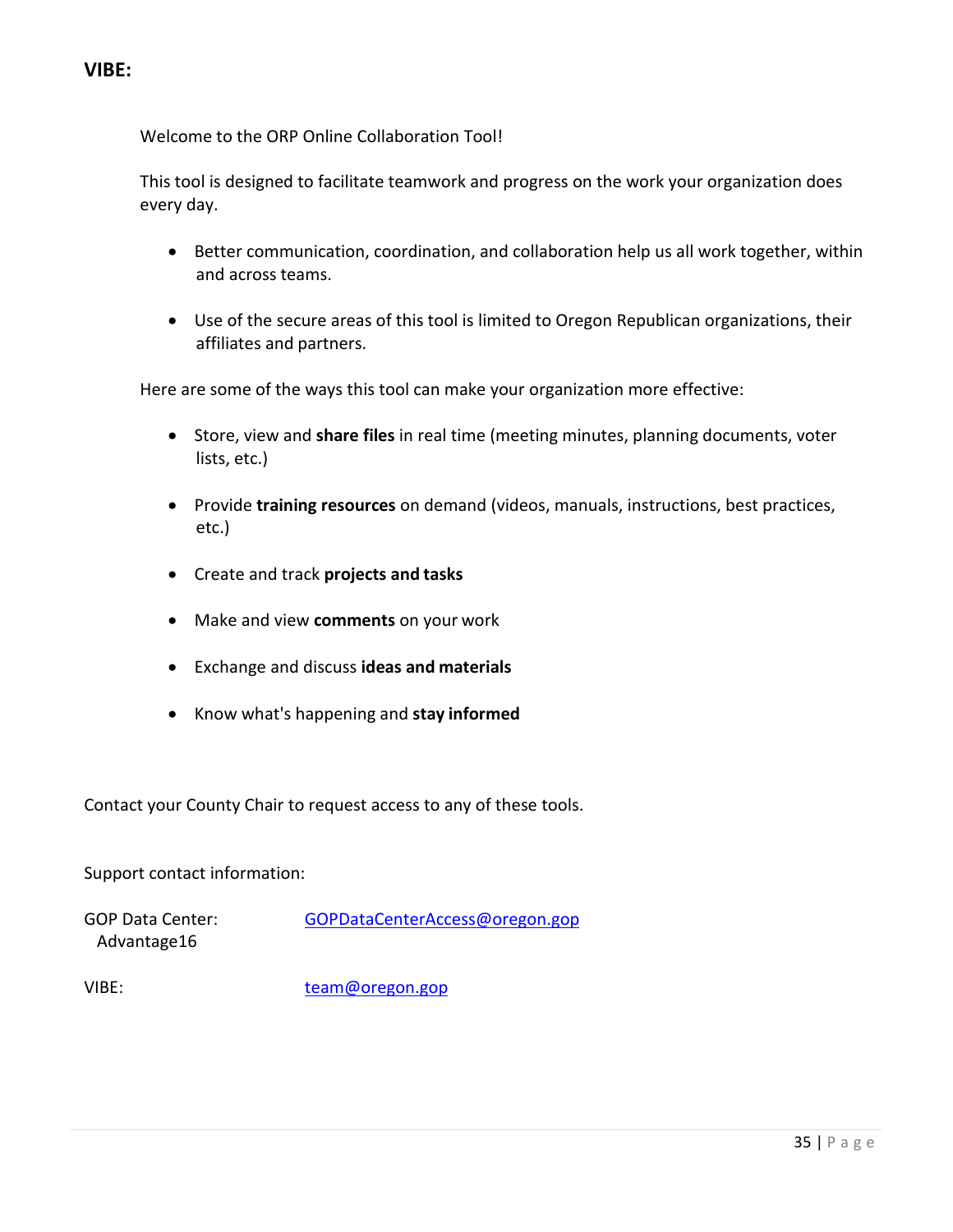## VIBE:

Welcome to the ORP Online Collaboration Tool!

This tool is designed to facilitate teamwork and progress on the work your organization does every day.

- Better communication, coordination, and collaboration help us all work together, within and across teams.
- Use of the secure areas of this tool is limited to Oregon Republican organizations, their affiliates and partners.

Here are some of the ways this tool can make your organization more effective:

- Store, view and **share files** in real time (meeting minutes, planning documents, voter lists, etc.)
- Provide **training resources** on demand (videos, manuals, instructions, best practices, etc.)
- Create and track **projects and tasks**
- Make and view **comments** on your work
- Exchange and discuss **ideas and materials**
- Know what's happening and **stay informed**

Contact your County Chair to request access to any of these tools.

Support contact information:

GOP Data Center: Advantage16 — GOPDataCenterAccess@oregon.gop

VIBE: — team@oregon.gop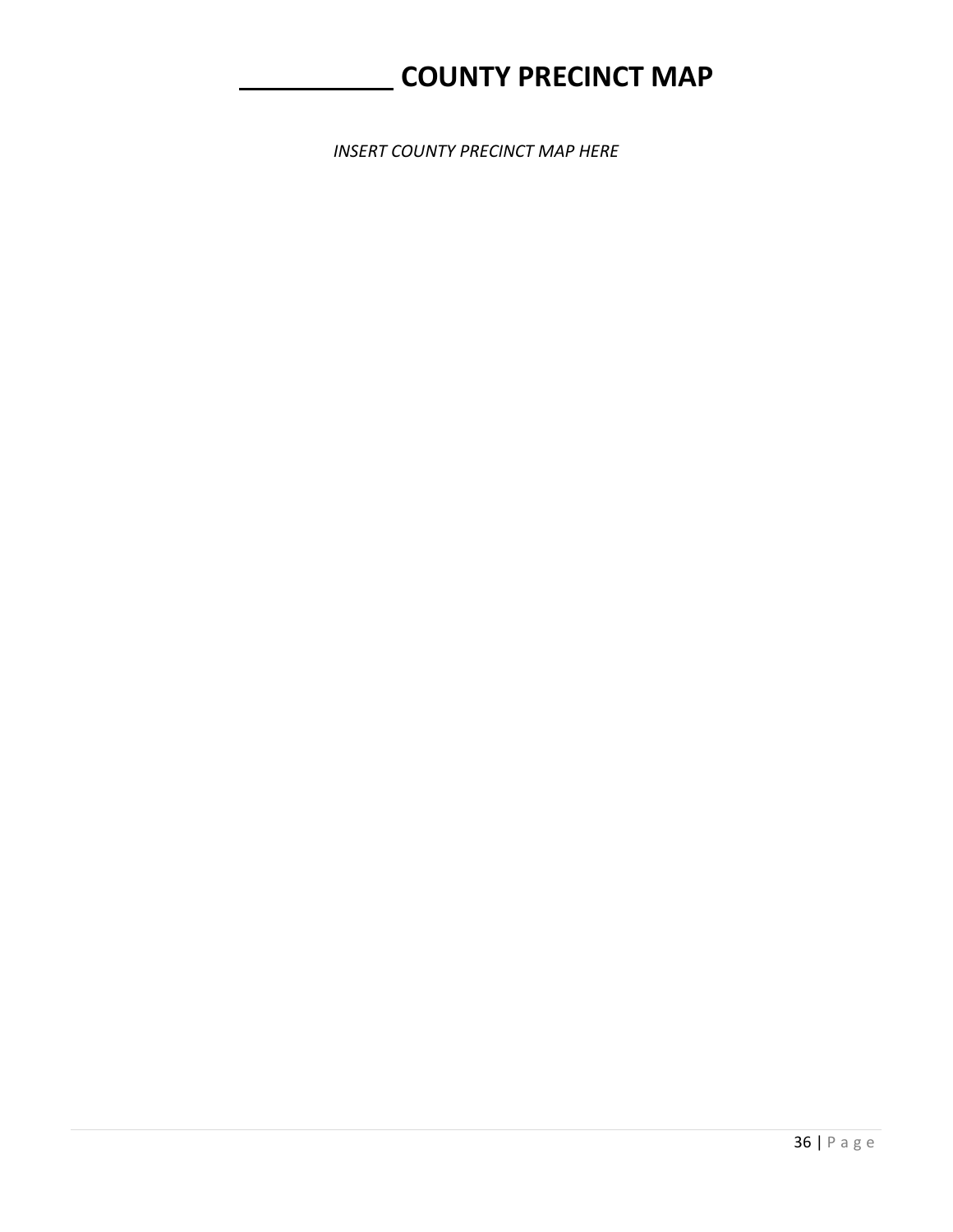# ___________ COUNTY PRECINCT MAP

*INSERT COUNTY PRECINCT MAP HERE*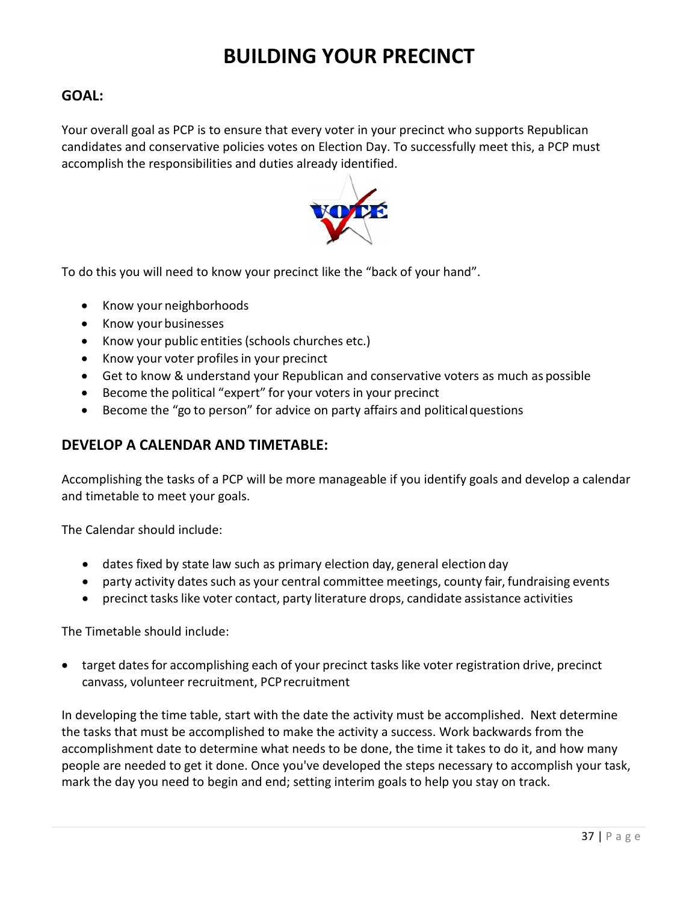# BUILDING YOUR PRECINCT

## GOAL:

Your overall goal as PCP is to ensure that every voter in your precinct who supports Republican candidates and conservative policies votes on Election Day. To successfully meet this, a PCP must accomplish the responsibilities and duties already identified.

To do this you will need to know your precinct like the "back of your hand".

- Know your neighborhoods
- Know your businesses
- Know your public entities (schools churches etc.)
- Know your voter profiles in your precinct
- Get to know & understand your Republican and conservative voters as much as possible
- Become the political "expert" for your voters in your precinct
- Become the "go to person" for advice on party affairs and political questions

## DEVELOP A CALENDAR AND TIMETABLE:

Accomplishing the tasks of a PCP will be more manageable if you identify goals and develop a calendar and timetable to meet your goals.

The Calendar should include:

- dates fixed by state law such as primary election day, general election day
- party activity dates such as your central committee meetings, county fair, fundraising events
- precinct tasks like voter contact, party literature drops, candidate assistance activities

The Timetable should include:

- target dates for accomplishing each of your precinct tasks like voter registration drive, precinct canvass, volunteer recruitment, PCP recruitment

In developing the time table, start with the date the activity must be accomplished. Next determine the tasks that must be accomplished to make the activity a success. Work backwards from the accomplishment date to determine what needs to be done, the time it takes to do it, and how many people are needed to get it done. Once you've developed the steps necessary to accomplish your task, mark the day you need to begin and end; setting interim goals to help you stay on track.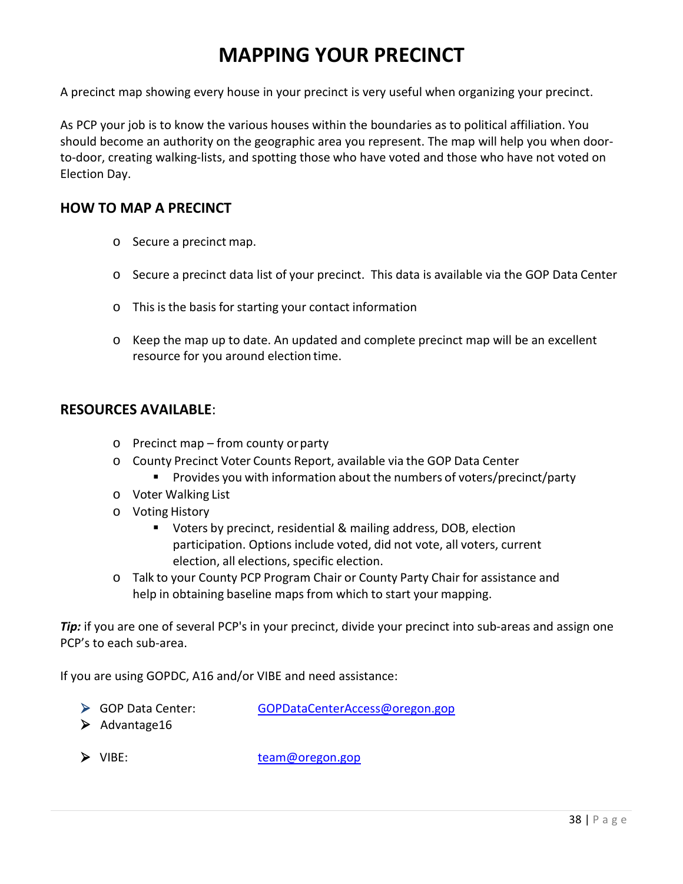# MAPPING YOUR PRECINCT

A precinct map showing every house in your precinct is very useful when organizing your precinct.

As PCP your job is to know the various houses within the boundaries as to political affiliation. You should become an authority on the geographic area you represent. The map will help you when door-to-door, creating walking-lists, and spotting those who have voted and those who have not voted on Election Day.

## HOW TO MAP A PRECINCT

- Secure a precinct map.
- Secure a precinct data list of your precinct. This data is available via the GOP Data Center
- This is the basis for starting your contact information
- Keep the map up to date. An updated and complete precinct map will be an excellent resource for you around election time.

## RESOURCES AVAILABLE:

- Precinct map – from county or party
- County Precinct Voter Counts Report, available via the GOP Data Center
  - Provides you with information about the numbers of voters/precinct/party
- Voter Walking List
- Voting History
  - Voters by precinct, residential & mailing address, DOB, election participation. Options include voted, did not vote, all voters, current election, all elections, specific election.
- Talk to your County PCP Program Chair or County Party Chair for assistance and help in obtaining baseline maps from which to start your mapping.

***Tip:*** if you are one of several PCP's in your precinct, divide your precinct into sub-areas and assign one PCP's to each sub-area.

If you are using GOPDC, A16 and/or VIBE and need assistance:

- GOP Data Center: GOPDataCenterAccess@oregon.gop
- Advantage16
- VIBE: team@oregon.gop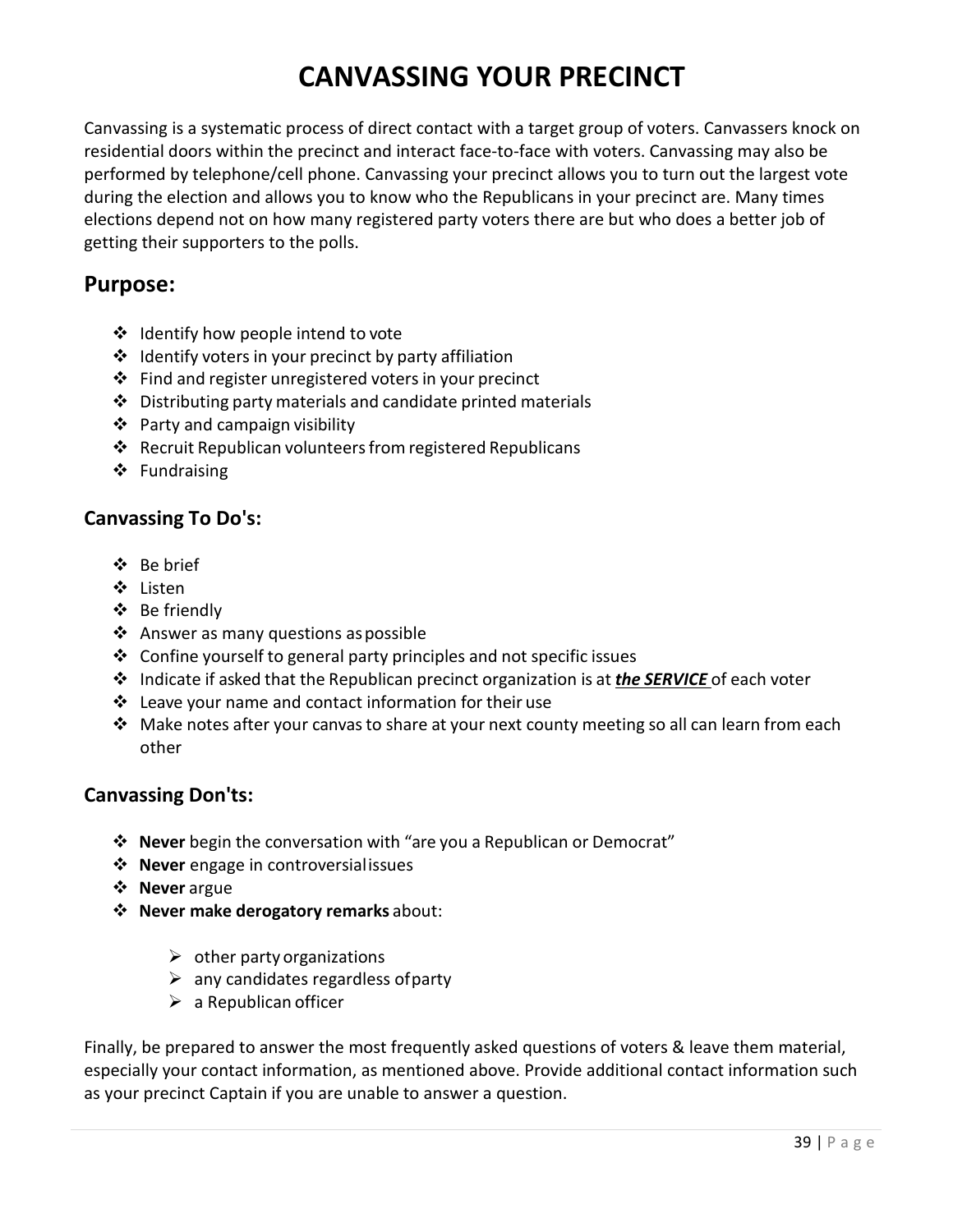# CANVASSING YOUR PRECINCT

Canvassing is a systematic process of direct contact with a target group of voters. Canvassers knock on residential doors within the precinct and interact face-to-face with voters. Canvassing may also be performed by telephone/cell phone. Canvassing your precinct allows you to turn out the largest vote during the election and allows you to know who the Republicans in your precinct are. Many times elections depend not on how many registered party voters there are but who does a better job of getting their supporters to the polls.

## Purpose:

- Identify how people intend to vote
- Identify voters in your precinct by party affiliation
- Find and register unregistered voters in your precinct
- Distributing party materials and candidate printed materials
- Party and campaign visibility
- Recruit Republican volunteers from registered Republicans
- Fundraising

### Canvassing To Do's:

- Be brief
- Listen
- Be friendly
- Answer as many questions as possible
- Confine yourself to general party principles and not specific issues
- Indicate if asked that the Republican precinct organization is at ***the SERVICE*** of each voter
- Leave your name and contact information for their use
- Make notes after your canvas to share at your next county meeting so all can learn from each other

### Canvassing Don'ts:

- **Never** begin the conversation with “are you a Republican or Democrat”
- **Never** engage in controversial issues
- **Never** argue
- **Never make derogatory remarks** about:
    - other party organizations
    - any candidates regardless of party
    - a Republican officer

Finally, be prepared to answer the most frequently asked questions of voters & leave them material, especially your contact information, as mentioned above. Provide additional contact information such as your precinct Captain if you are unable to answer a question.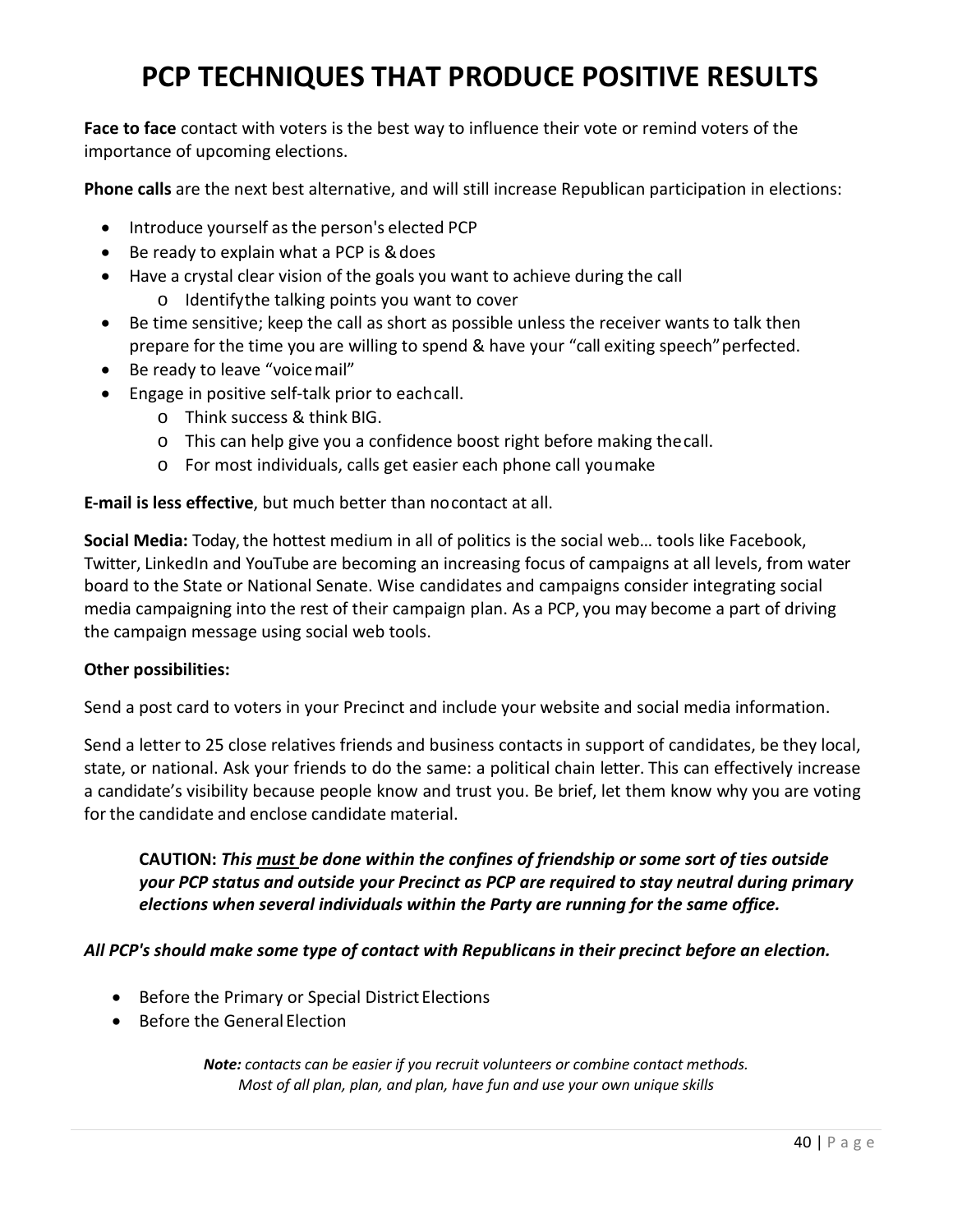# PCP TECHNIQUES THAT PRODUCE POSITIVE RESULTS

**Face to face** contact with voters is the best way to influence their vote or remind voters of the importance of upcoming elections.

**Phone calls** are the next best alternative, and will still increase Republican participation in elections:

- Introduce yourself as the person's elected PCP
- Be ready to explain what a PCP is & does
- Have a crystal clear vision of the goals you want to achieve during the call
  - Identify the talking points you want to cover
- Be time sensitive; keep the call as short as possible unless the receiver wants to talk then prepare for the time you are willing to spend & have your "call exiting speech" perfected.
- Be ready to leave "voice mail"
- Engage in positive self-talk prior to each call.
  - Think success & think BIG.
  - This can help give you a confidence boost right before making the call.
  - For most individuals, calls get easier each phone call you make

**E-mail is less effective**, but much better than no contact at all.

**Social Media:** Today, the hottest medium in all of politics is the social web… tools like Facebook, Twitter, LinkedIn and YouTube are becoming an increasing focus of campaigns at all levels, from water board to the State or National Senate. Wise candidates and campaigns consider integrating social media campaigning into the rest of their campaign plan. As a PCP, you may become a part of driving the campaign message using social web tools.

**Other possibilities:**

Send a post card to voters in your Precinct and include your website and social media information.

Send a letter to 25 close relatives friends and business contacts in support of candidates, be they local, state, or national. Ask your friends to do the same: a political chain letter. This can effectively increase a candidate's visibility because people know and trust you. Be brief, let them know why you are voting for the candidate and enclose candidate material.

> **CAUTION:** ***This <u>must</u> be done within the confines of friendship or some sort of ties outside your PCP status and outside your Precinct as PCP are required to stay neutral during primary elections when several individuals within the Party are running for the same office.***

***All PCP's should make some type of contact with Republicans in their precinct before an election.***

- Before the Primary or Special District Elections
- Before the General Election

*__Note:__ contacts can be easier if you recruit volunteers or combine contact methods.*
*Most of all plan, plan, and plan, have fun and use your own unique skills*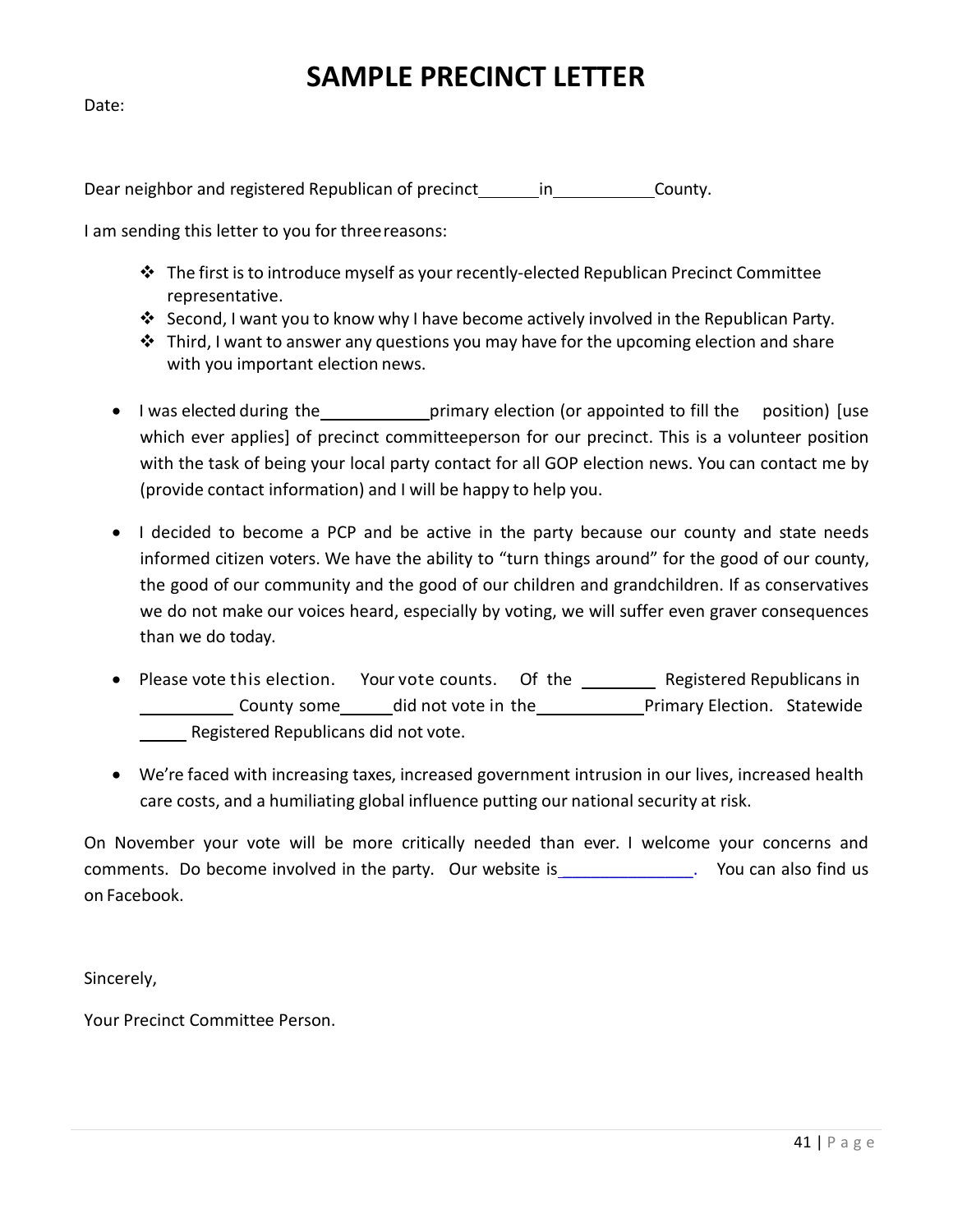# SAMPLE PRECINCT LETTER

Date:

Dear neighbor and registered Republican of precinct_______in___________County.

I am sending this letter to you for three reasons:

- The first is to introduce myself as your recently-elected Republican Precinct Committee representative.
- Second, I want you to know why I have become actively involved in the Republican Party.
- Third, I want to answer any questions you may have for the upcoming election and share with you important election news.

- I was elected during the____________primary election (or appointed to fill the position) [use which ever applies] of precinct committeeperson for our precinct. This is a volunteer position with the task of being your local party contact for all GOP election news. You can contact me by (provide contact information) and I will be happy to help you.

- I decided to become a PCP and be active in the party because our county and state needs informed citizen voters. We have the ability to "turn things around" for the good of our county, the good of our community and the good of our children and grandchildren. If as conservatives we do not make our voices heard, especially by voting, we will suffer even graver consequences than we do today.

- Please vote this election. Your vote counts. Of the ________ Registered Republicans in __________ County some______did not vote in the____________Primary Election. Statewide _____ Registered Republicans did not vote.

- We're faced with increasing taxes, increased government intrusion in our lives, increased health care costs, and a humiliating global influence putting our national security at risk.

On November your vote will be more critically needed than ever. I welcome your concerns and comments. Do become involved in the party. Our website is______________. You can also find us on Facebook.

Sincerely,

Your Precinct Committee Person.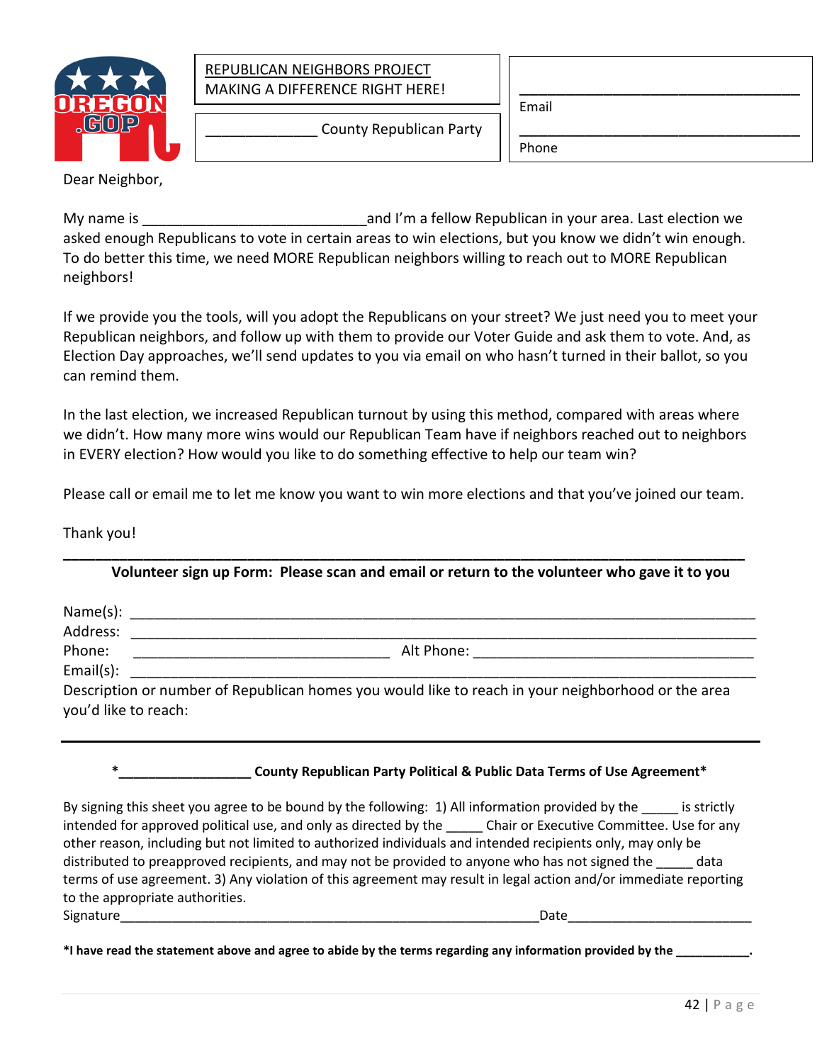REPUBLICAN NEIGHBORS PROJECT
MAKING A DIFFERENCE RIGHT HERE!

______________ County Republican Party

___________________________________
Email

___________________________________
Phone

Dear Neighbor,

My name is ____________________________and I'm a fellow Republican in your area. Last election we asked enough Republicans to vote in certain areas to win elections, but you know we didn't win enough. To do better this time, we need MORE Republican neighbors willing to reach out to MORE Republican neighbors!

If we provide you the tools, will you adopt the Republicans on your street? We just need you to meet your Republican neighbors, and follow up with them to provide our Voter Guide and ask them to vote. And, as Election Day approaches, we'll send updates to you via email on who hasn't turned in their ballot, so you can remind them.

In the last election, we increased Republican turnout by using this method, compared with areas where we didn't. How many more wins would our Republican Team have if neighbors reached out to neighbors in EVERY election? How would you like to do something effective to help our team win?

Please call or email me to let me know you want to win more elections and that you've joined our team.

Thank you!

---

**Volunteer sign up Form: Please scan and email or return to the volunteer who gave it to you**

Name(s): ___________________________________________________________________________

Address: ___________________________________________________________________________

Phone: _________________________________ Alt Phone: ____________________________________

Email(s): ___________________________________________________________________________

Description or number of Republican homes you would like to reach in your neighborhood or the area you'd like to reach:

---

**\*_________________ County Republican Party Political & Public Data Terms of Use Agreement\***

By signing this sheet you agree to be bound by the following: 1) All information provided by the _____ is strictly intended for approved political use, and only as directed by the _____ Chair or Executive Committee. Use for any other reason, including but not limited to authorized individuals and intended recipients only, may only be distributed to preapproved recipients, and may not be provided to anyone who has not signed the _____ data terms of use agreement. 3) Any violation of this agreement may result in legal action and/or immediate reporting to the appropriate authorities.

Signature_______________________________________________________Date________________________

**\*I have read the statement above and agree to abide by the terms regarding any information provided by the ___________.**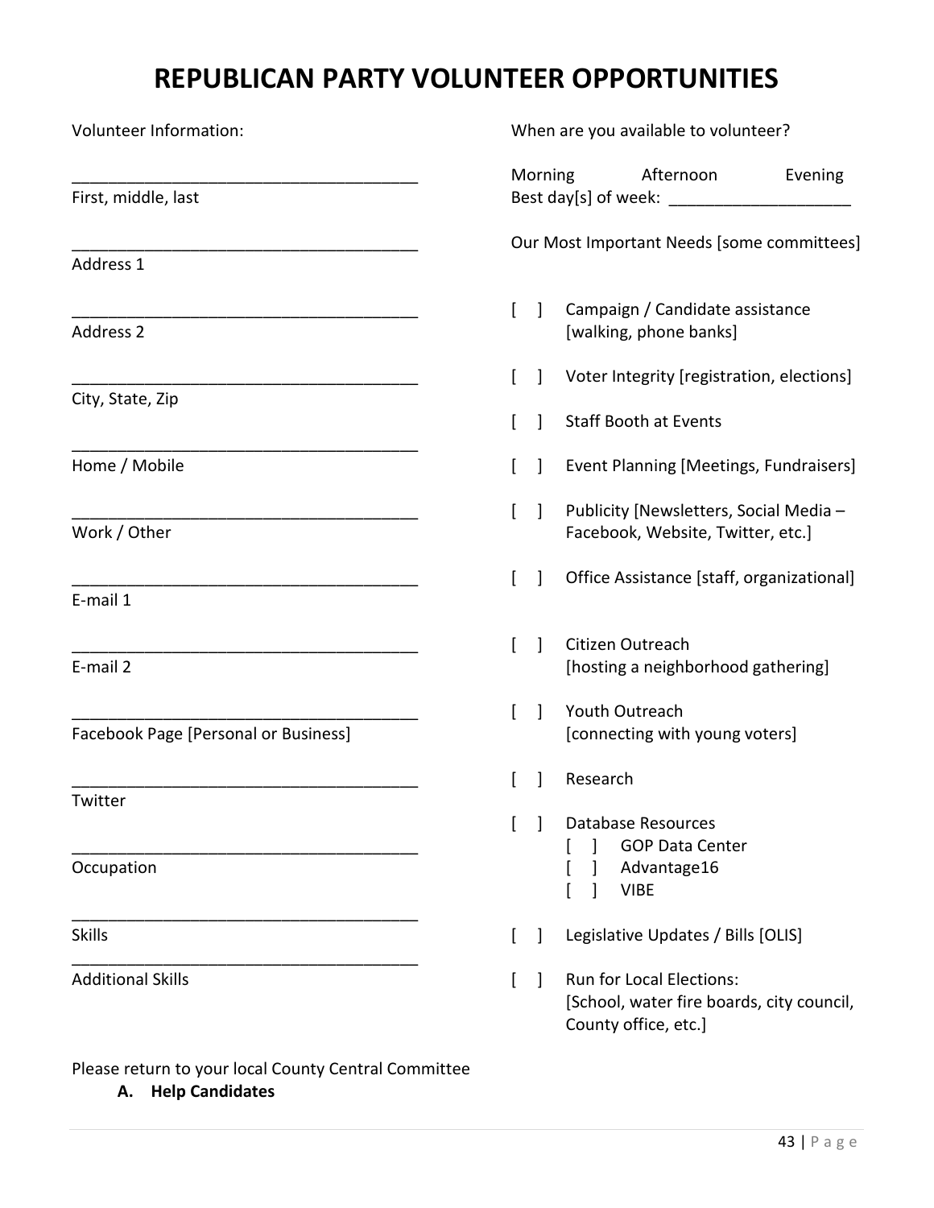# REPUBLICAN PARTY VOLUNTEER OPPORTUNITIES

Volunteer Information:

______________________________________
First, middle, last

______________________________________
Address 1

______________________________________
Address 2

______________________________________
City, State, Zip

______________________________________
Home / Mobile

______________________________________
Work / Other

______________________________________
E-mail 1

______________________________________
E-mail 2

______________________________________
Facebook Page [Personal or Business]

______________________________________
Twitter

______________________________________
Occupation

______________________________________
Skills

______________________________________
Additional Skills

When are you available to volunteer?

Morning     Afternoon     Evening
Best day[s] of week: ____________________

Our Most Important Needs [some committees]

- [ ] Campaign / Candidate assistance [walking, phone banks]
- [ ] Voter Integrity [registration, elections]
- [ ] Staff Booth at Events
- [ ] Event Planning [Meetings, Fundraisers]
- [ ] Publicity [Newsletters, Social Media – Facebook, Website, Twitter, etc.]
- [ ] Office Assistance [staff, organizational]
- [ ] Citizen Outreach [hosting a neighborhood gathering]
- [ ] Youth Outreach [connecting with young voters]
- [ ] Research
- [ ] Database Resources
  - [ ] GOP Data Center
  - [ ] Advantage16
  - [ ] VIBE
- [ ] Legislative Updates / Bills [OLIS]
- [ ] Run for Local Elections: [School, water fire boards, city council, County office, etc.]

Please return to your local County Central Committee

**A. Help Candidates**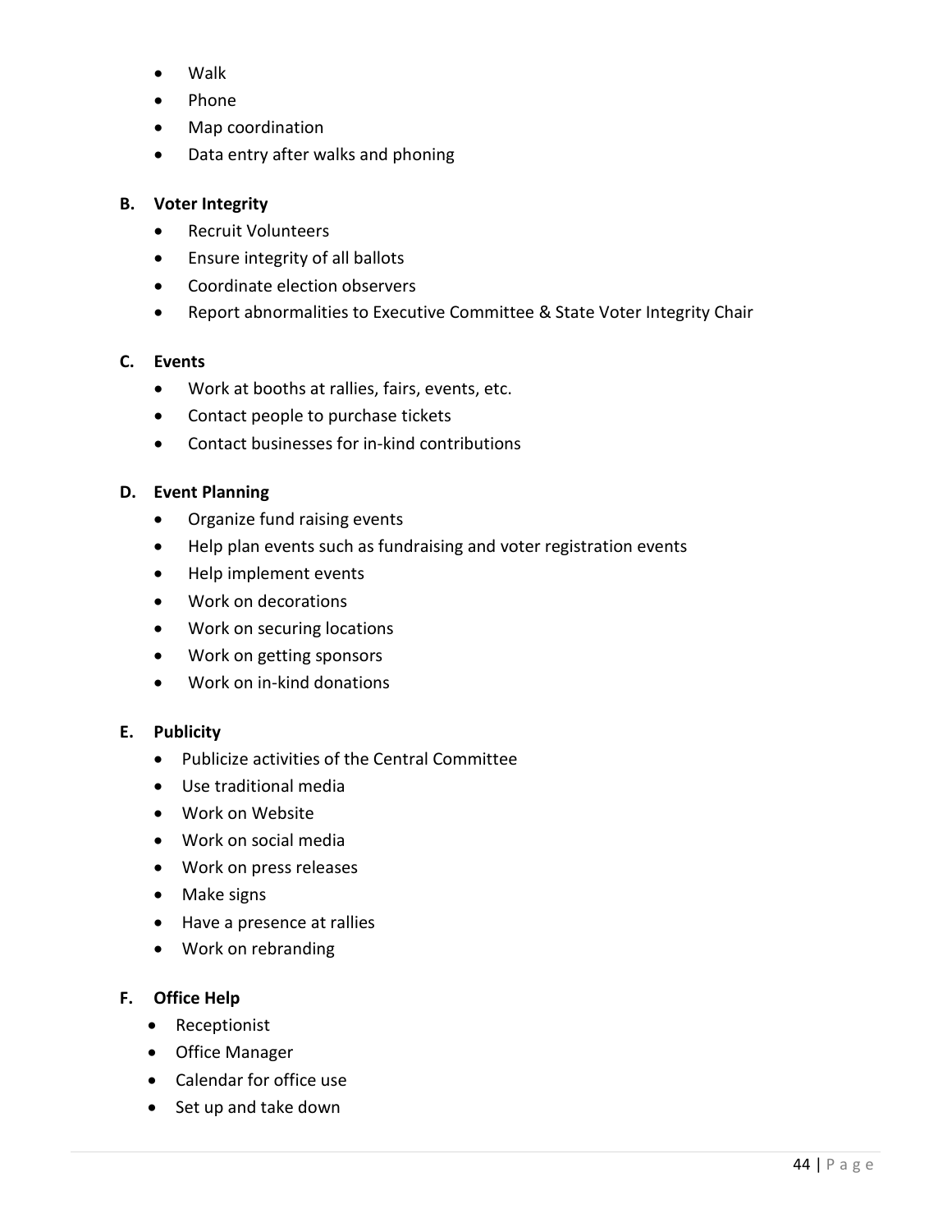- Walk
- Phone
- Map coordination
- Data entry after walks and phoning

**B. Voter Integrity**

- Recruit Volunteers
- Ensure integrity of all ballots
- Coordinate election observers
- Report abnormalities to Executive Committee & State Voter Integrity Chair

**C. Events**

- Work at booths at rallies, fairs, events, etc.
- Contact people to purchase tickets
- Contact businesses for in-kind contributions

**D. Event Planning**

- Organize fund raising events
- Help plan events such as fundraising and voter registration events
- Help implement events
- Work on decorations
- Work on securing locations
- Work on getting sponsors
- Work on in-kind donations

**E. Publicity**

- Publicize activities of the Central Committee
- Use traditional media
- Work on Website
- Work on social media
- Work on press releases
- Make signs
- Have a presence at rallies
- Work on rebranding

**F. Office Help**

- Receptionist
- Office Manager
- Calendar for office use
- Set up and take down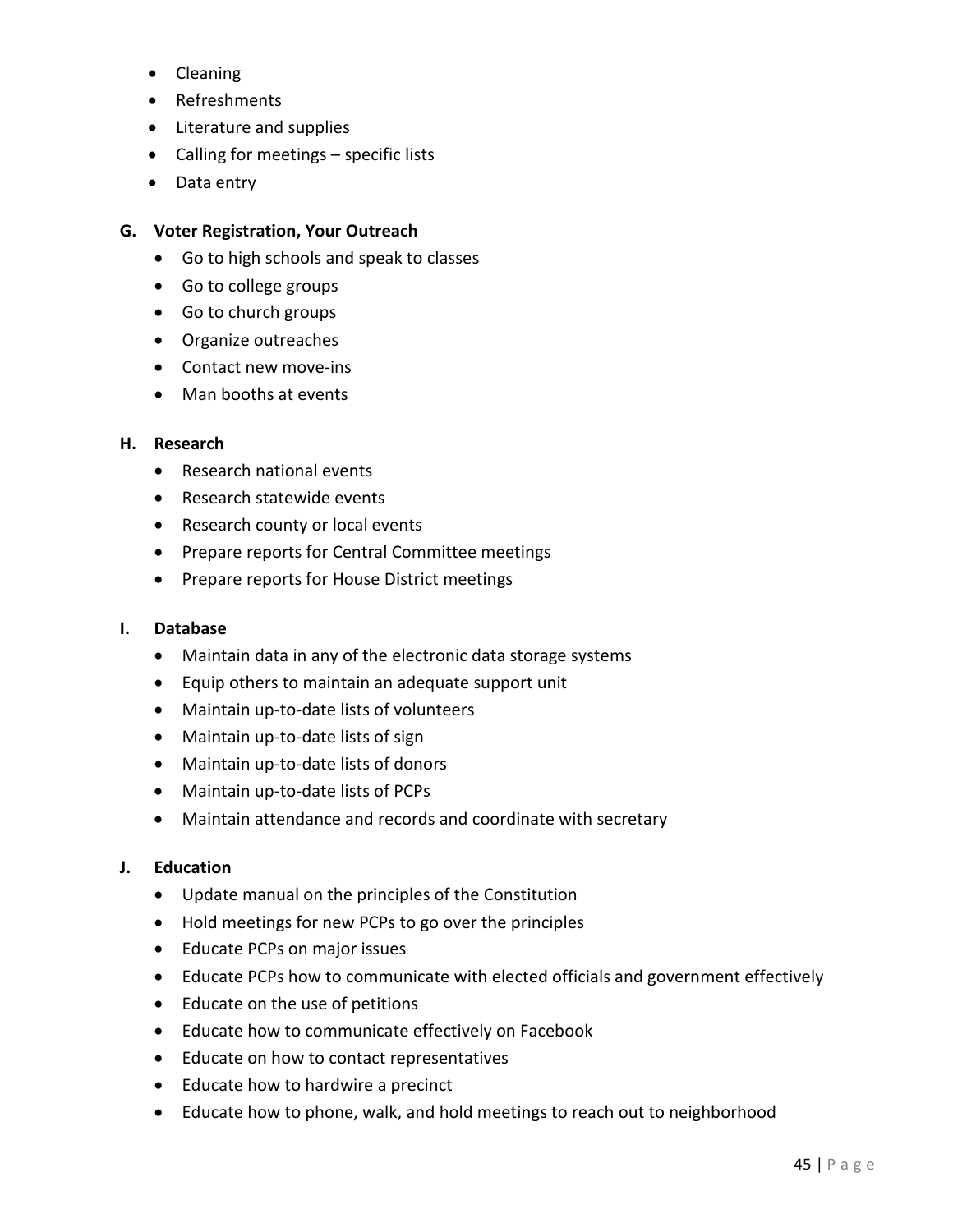- Cleaning
- Refreshments
- Literature and supplies
- Calling for meetings – specific lists
- Data entry

### G. Voter Registration, Your Outreach

- Go to high schools and speak to classes
- Go to college groups
- Go to church groups
- Organize outreaches
- Contact new move-ins
- Man booths at events

### H. Research

- Research national events
- Research statewide events
- Research county or local events
- Prepare reports for Central Committee meetings
- Prepare reports for House District meetings

### I. Database

- Maintain data in any of the electronic data storage systems
- Equip others to maintain an adequate support unit
- Maintain up-to-date lists of volunteers
- Maintain up-to-date lists of sign
- Maintain up-to-date lists of donors
- Maintain up-to-date lists of PCPs
- Maintain attendance and records and coordinate with secretary

### J. Education

- Update manual on the principles of the Constitution
- Hold meetings for new PCPs to go over the principles
- Educate PCPs on major issues
- Educate PCPs how to communicate with elected officials and government effectively
- Educate on the use of petitions
- Educate how to communicate effectively on Facebook
- Educate on how to contact representatives
- Educate how to hardwire a precinct
- Educate how to phone, walk, and hold meetings to reach out to neighborhood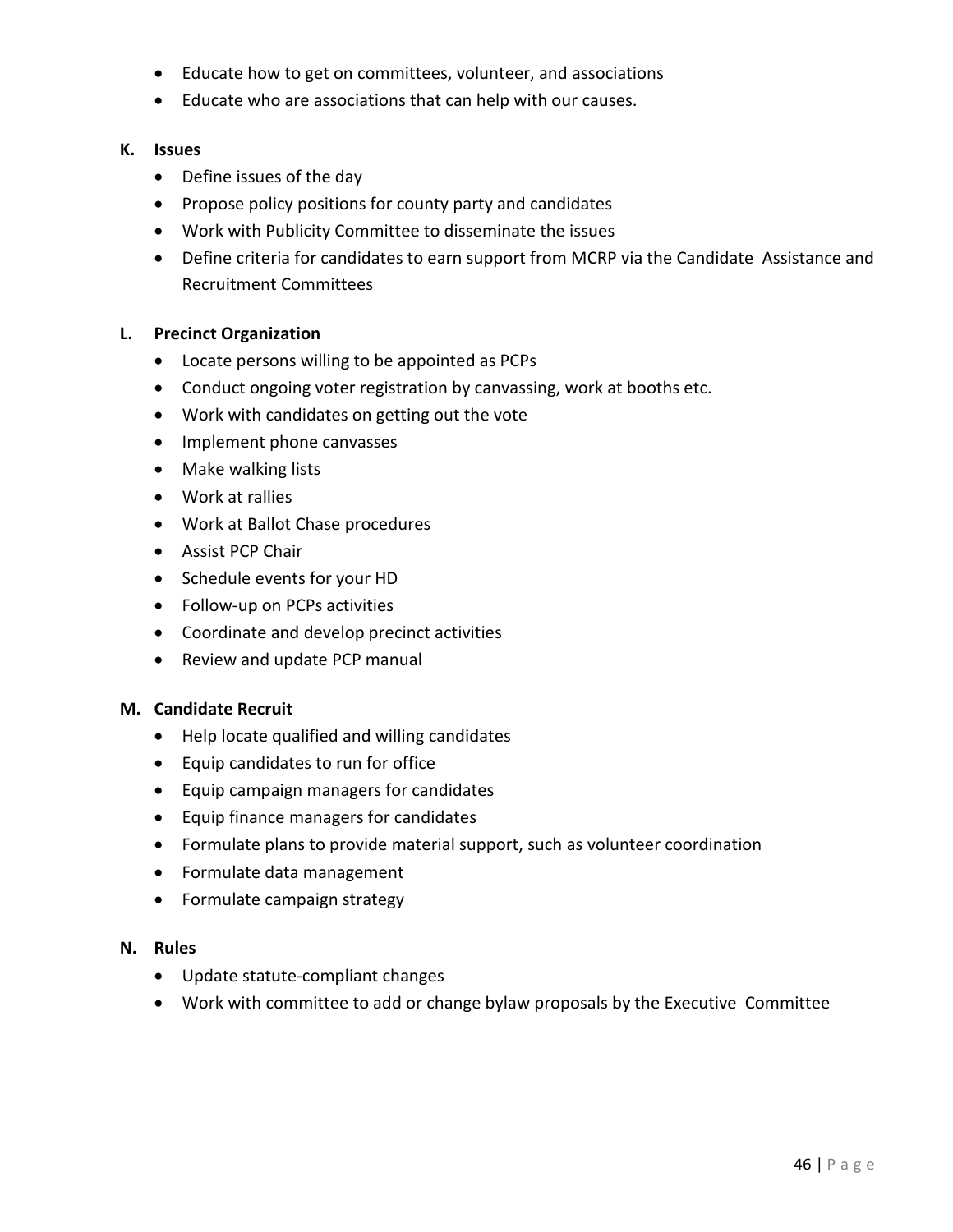- Educate how to get on committees, volunteer, and associations
- Educate who are associations that can help with our causes.

### K. Issues

- Define issues of the day
- Propose policy positions for county party and candidates
- Work with Publicity Committee to disseminate the issues
- Define criteria for candidates to earn support from MCRP via the Candidate Assistance and Recruitment Committees

### L. Precinct Organization

- Locate persons willing to be appointed as PCPs
- Conduct ongoing voter registration by canvassing, work at booths etc.
- Work with candidates on getting out the vote
- Implement phone canvasses
- Make walking lists
- Work at rallies
- Work at Ballot Chase procedures
- Assist PCP Chair
- Schedule events for your HD
- Follow-up on PCPs activities
- Coordinate and develop precinct activities
- Review and update PCP manual

### M. Candidate Recruit

- Help locate qualified and willing candidates
- Equip candidates to run for office
- Equip campaign managers for candidates
- Equip finance managers for candidates
- Formulate plans to provide material support, such as volunteer coordination
- Formulate data management
- Formulate campaign strategy

### N. Rules

- Update statute-compliant changes
- Work with committee to add or change bylaw proposals by the Executive Committee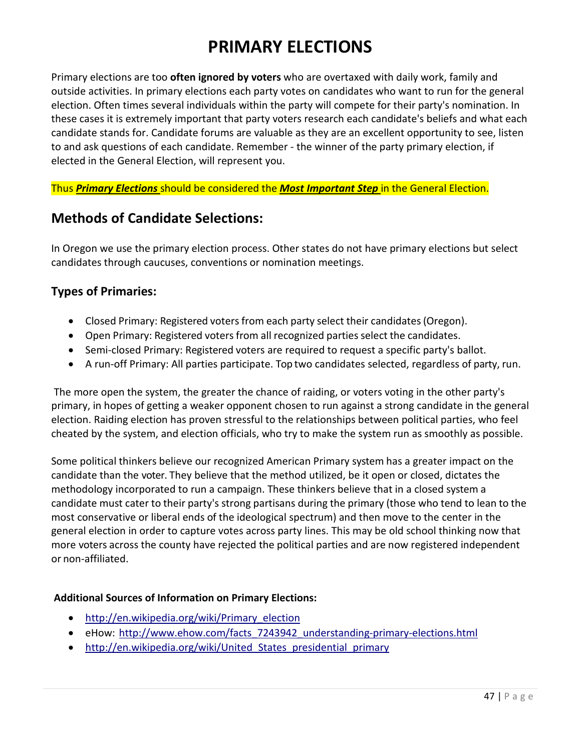# PRIMARY ELECTIONS

Primary elections are too **often ignored by voters** who are overtaxed with daily work, family and outside activities. In primary elections each party votes on candidates who want to run for the general election. Often times several individuals within the party will compete for their party's nomination. In these cases it is extremely important that party voters research each candidate's beliefs and what each candidate stands for. Candidate forums are valuable as they are an excellent opportunity to see, listen to and ask questions of each candidate. Remember - the winner of the party primary election, if elected in the General Election, will represent you.

Thus ***Primary Elections*** should be considered the ***Most Important Step*** in the General Election.

## Methods of Candidate Selections:

In Oregon we use the primary election process. Other states do not have primary elections but select candidates through caucuses, conventions or nomination meetings.

### Types of Primaries:

- Closed Primary: Registered voters from each party select their candidates (Oregon).
- Open Primary: Registered voters from all recognized parties select the candidates.
- Semi-closed Primary: Registered voters are required to request a specific party's ballot.
- A run-off Primary: All parties participate. Top two candidates selected, regardless of party, run.

The more open the system, the greater the chance of raiding, or voters voting in the other party's primary, in hopes of getting a weaker opponent chosen to run against a strong candidate in the general election. Raiding election has proven stressful to the relationships between political parties, who feel cheated by the system, and election officials, who try to make the system run as smoothly as possible.

Some political thinkers believe our recognized American Primary system has a greater impact on the candidate than the voter. They believe that the method utilized, be it open or closed, dictates the methodology incorporated to run a campaign. These thinkers believe that in a closed system a candidate must cater to their party's strong partisans during the primary (those who tend to lean to the most conservative or liberal ends of the ideological spectrum) and then move to the center in the general election in order to capture votes across party lines. This may be old school thinking now that more voters across the county have rejected the political parties and are now registered independent or non-affiliated.

**Additional Sources of Information on Primary Elections:**

- http://en.wikipedia.org/wiki/Primary_election
- eHow: http://www.ehow.com/facts_7243942_understanding-primary-elections.html
- http://en.wikipedia.org/wiki/United_States_presidential_primary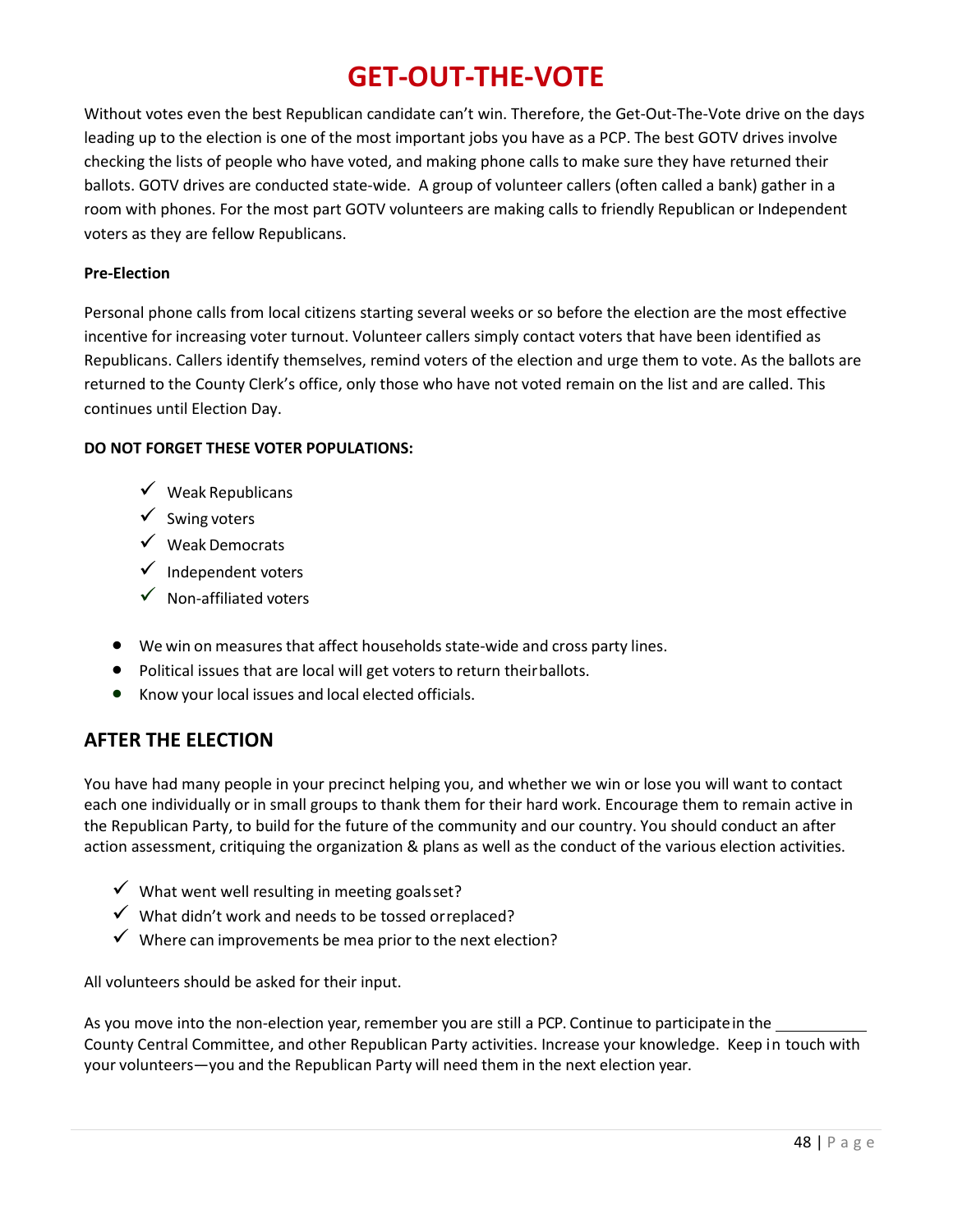// GET-OUT-THE-VOTE

Without votes even the best Republican candidate can't win. Therefore, the Get-Out-The-Vote drive on the days leading up to the election is one of the most important jobs you have as a PCP. The best GOTV drives involve checking the lists of people who have voted, and making phone calls to make sure they have returned their ballots. GOTV drives are conducted state-wide. A group of volunteer callers (often called a bank) gather in a room with phones. For the most part GOTV volunteers are making calls to friendly Republican or Independent voters as they are fellow Republicans.

**Pre-Election**

Personal phone calls from local citizens starting several weeks or so before the election are the most effective incentive for increasing voter turnout. Volunteer callers simply contact voters that have been identified as Republicans. Callers identify themselves, remind voters of the election and urge them to vote. As the ballots are returned to the County Clerk's office, only those who have not voted remain on the list and are called. This continues until Election Day.

**DO NOT FORGET THESE VOTER POPULATIONS:**

- ✓ Weak Republicans
- ✓ Swing voters
- ✓ Weak Democrats
- ✓ Independent voters
- ✓ Non-affiliated voters

- We win on measures that affect households state-wide and cross party lines.
- Political issues that are local will get voters to return their ballots.
- Know your local issues and local elected officials.

## AFTER THE ELECTION

You have had many people in your precinct helping you, and whether we win or lose you will want to contact each one individually or in small groups to thank them for their hard work. Encourage them to remain active in the Republican Party, to build for the future of the community and our country. You should conduct an after action assessment, critiquing the organization & plans as well as the conduct of the various election activities.

- ✓ What went well resulting in meeting goals set?
- ✓ What didn't work and needs to be tossed or replaced?
- ✓ Where can improvements be mea prior to the next election?

All volunteers should be asked for their input.

As you move into the non-election year, remember you are still a PCP. Continue to participate in the ___________ County Central Committee, and other Republican Party activities. Increase your knowledge. Keep in touch with your volunteers—you and the Republican Party will need them in the next election year.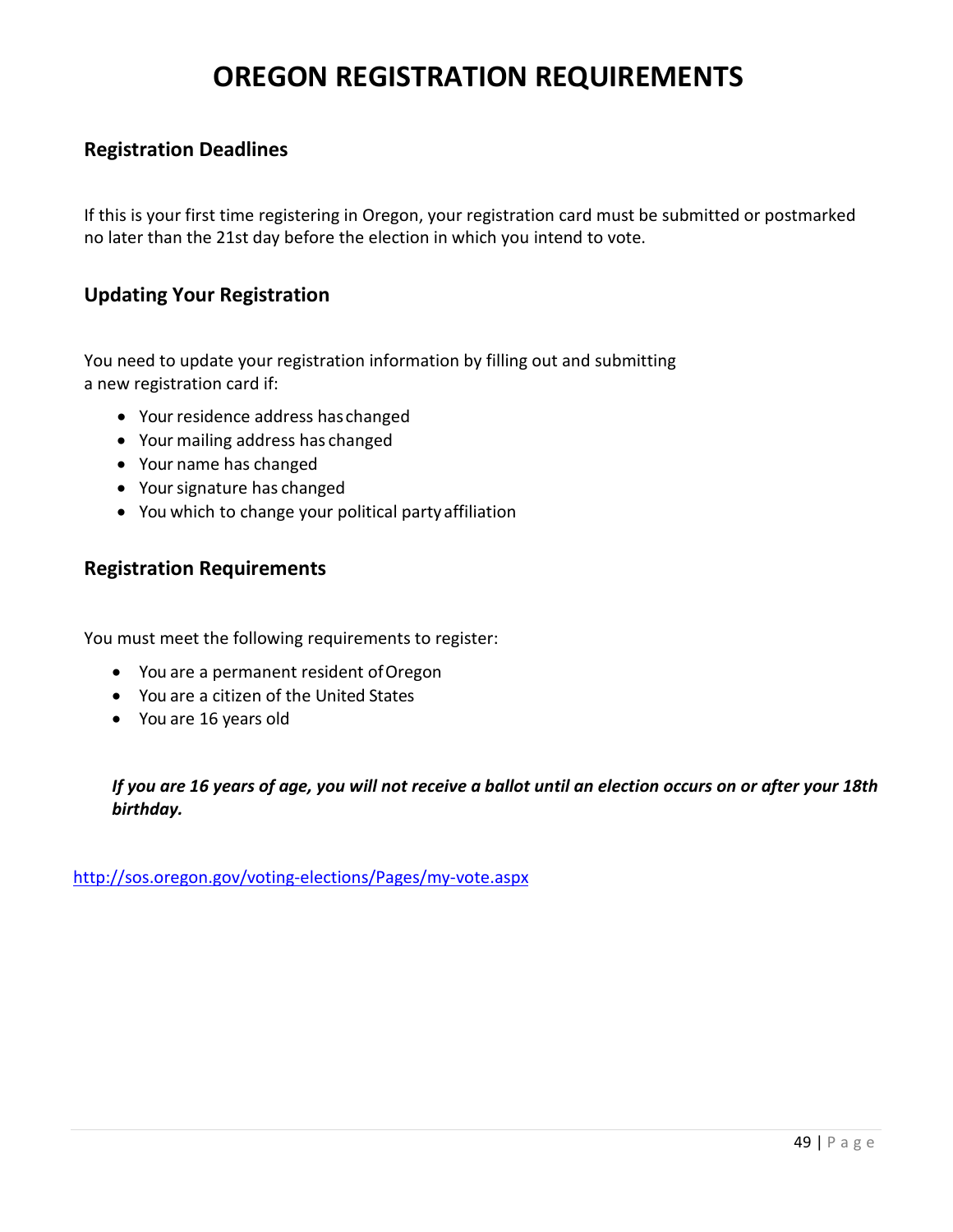# OREGON REGISTRATION REQUIREMENTS

## Registration Deadlines

If this is your first time registering in Oregon, your registration card must be submitted or postmarked no later than the 21st day before the election in which you intend to vote.

## Updating Your Registration

You need to update your registration information by filling out and submitting a new registration card if:

- Your residence address has changed
- Your mailing address has changed
- Your name has changed
- Your signature has changed
- You which to change your political party affiliation

## Registration Requirements

You must meet the following requirements to register:

- You are a permanent resident of Oregon
- You are a citizen of the United States
- You are 16 years old

***If you are 16 years of age, you will not receive a ballot until an election occurs on or after your 18th birthday.***

http://sos.oregon.gov/voting-elections/Pages/my-vote.aspx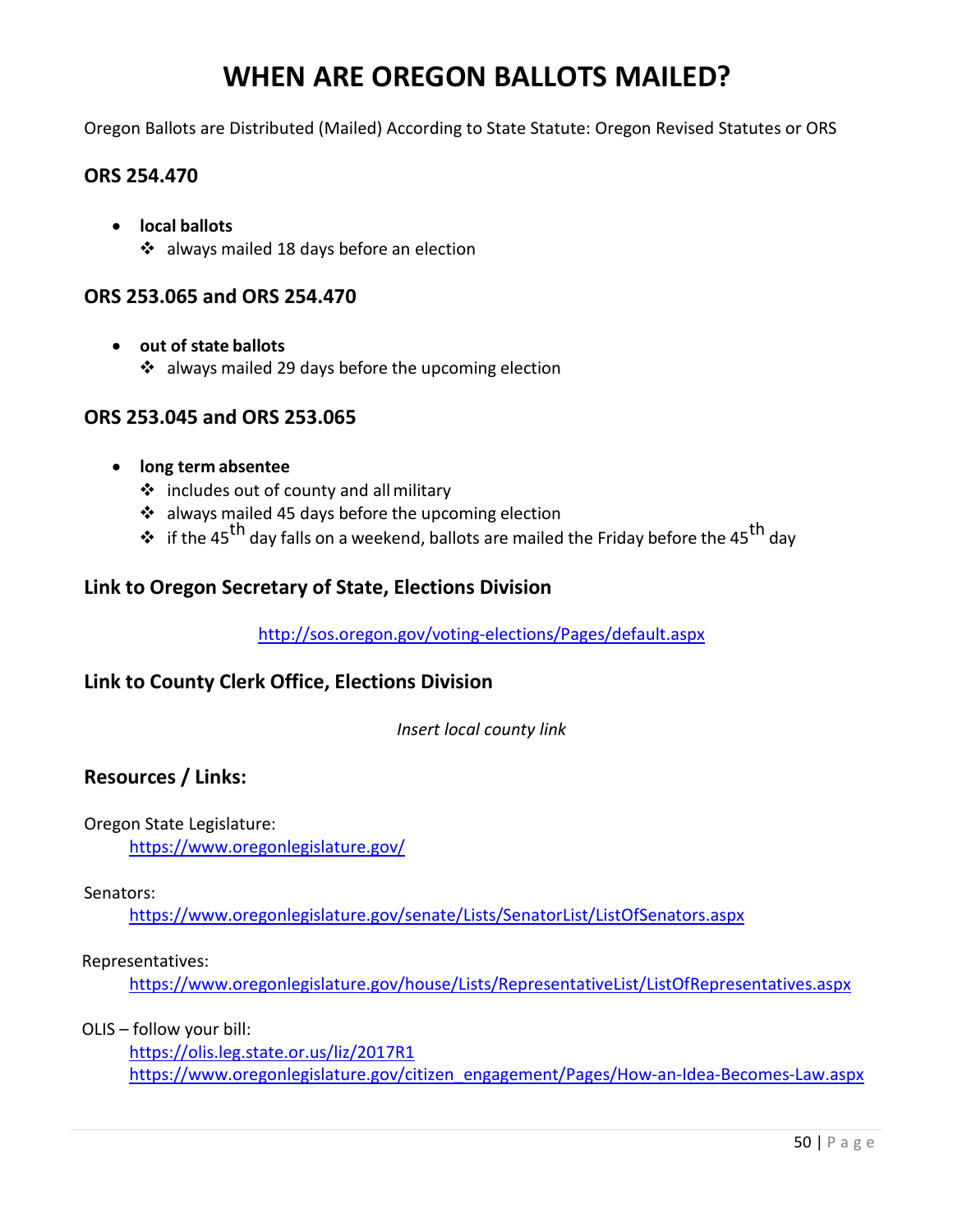# WHEN ARE OREGON BALLOTS MAILED?

Oregon Ballots are Distributed (Mailed) According to State Statute: Oregon Revised Statutes or ORS

### ORS 254.470

- **local ballots**
  - ❖ always mailed 18 days before an election

### ORS 253.065 and ORS 254.470

- **out of state ballots**
  - ❖ always mailed 29 days before the upcoming election

### ORS 253.045 and ORS 253.065

- **long term absentee**
  - ❖ includes out of county and all military
  - ❖ always mailed 45 days before the upcoming election
  - ❖ if the 45th day falls on a weekend, ballots are mailed the Friday before the 45th day

### Link to Oregon Secretary of State, Elections Division

http://sos.oregon.gov/voting-elections/Pages/default.aspx

### Link to County Clerk Office, Elections Division

*Insert local county link*

### Resources / Links:

Oregon State Legislature:
https://www.oregonlegislature.gov/

Senators:
https://www.oregonlegislature.gov/senate/Lists/SenatorList/ListOfSenators.aspx

Representatives:
https://www.oregonlegislature.gov/house/Lists/RepresentativeList/ListOfRepresentatives.aspx

OLIS – follow your bill:
https://olis.leg.state.or.us/liz/2017R1
https://www.oregonlegislature.gov/citizen_engagement/Pages/How-an-Idea-Becomes-Law.aspx